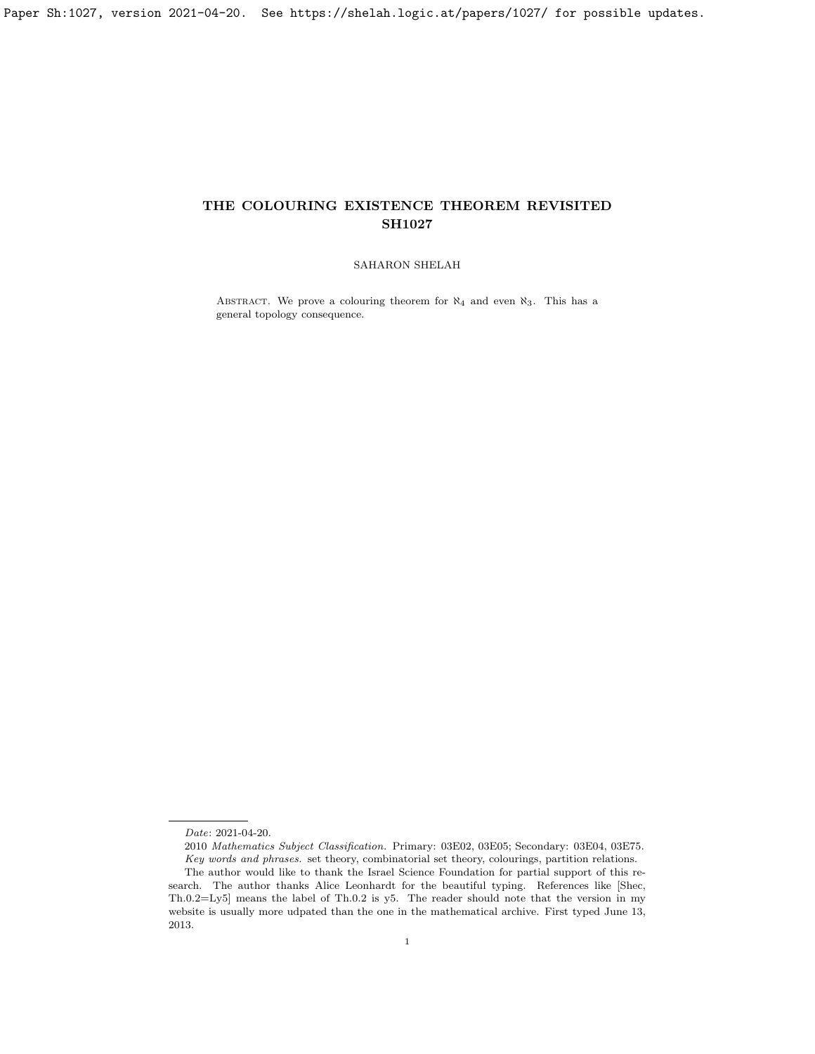# THE COLOURING EXISTENCE THEOREM REVISITED SH1027

SAHARON SHELAH

Abstract. We prove a colouring theorem for $\aleph_4$ and even $\aleph_3$. This has a general topology consequence.

*Date*: 2021-04-20.

2010 *Mathematics Subject Classification.* Primary: 03E02, 03E05; Secondary: 03E04, 03E75.

*Key words and phrases.* set theory, combinatorial set theory, colourings, partition relations.

The author would like to thank the Israel Science Foundation for partial support of this research. The author thanks Alice Leonhardt for the beautiful typing. References like [Shec, Th.0.2=Ly5] means the label of Th.0.2 is y5. The reader should note that the version in my website is usually more udpated than the one in the mathematical archive. First typed June 13, 2013.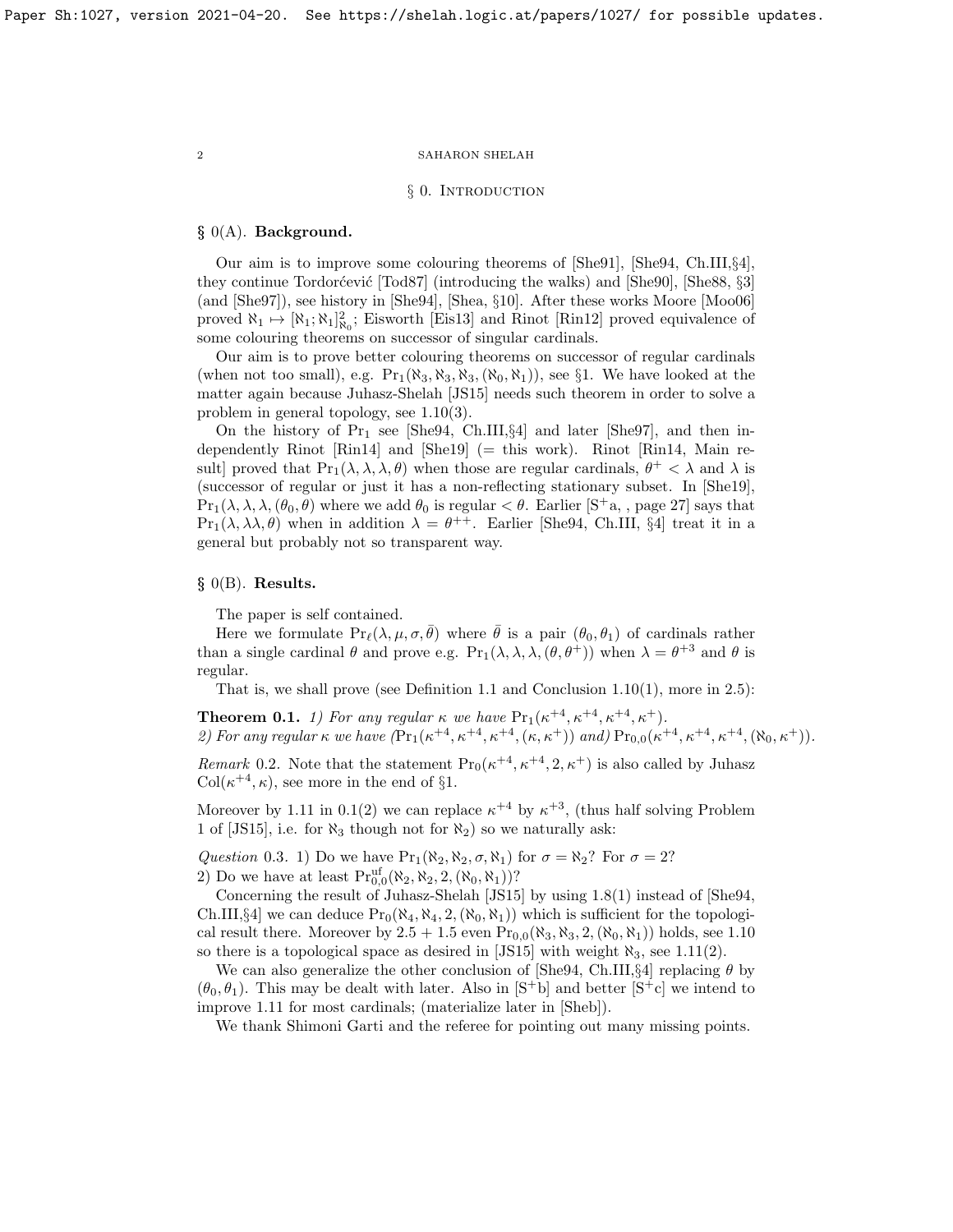## § 0. Introduction

### § 0(A). Background.

Our aim is to improve some colouring theorems of [She91], [She94, Ch.III,§4], they continue Tordorćević [Tod87] (introducing the walks) and [She90], [She88, §3] (and [She97]), see history in [She94], [Shea, §10]. After these works Moore [Moo06] proved $\aleph_1 \mapsto [\aleph_1; \aleph_1]^2_{\aleph_0}$; Eisworth [Eis13] and Rinot [Rin12] proved equivalence of some colouring theorems on successor of singular cardinals.

Our aim is to prove better colouring theorems on successor of regular cardinals (when not too small), e.g. $\mathrm{Pr}_1(\aleph_3, \aleph_3, \aleph_3, (\aleph_0, \aleph_1))$, see §1. We have looked at the matter again because Juhasz-Shelah [JS15] needs such theorem in order to solve a problem in general topology, see 1.10(3).

On the history of $\mathrm{Pr}_1$ see [She94, Ch.III,§4] and later [She97], and then independently Rinot [Rin14] and [She19] (= this work). Rinot [Rin14, Main result] proved that $\mathrm{Pr}_1(\lambda, \lambda, \lambda, \theta)$ when those are regular cardinals, $\theta^+ < \lambda$ and $\lambda$ is (successor of regular or just it has a non-reflecting stationary subset. In [She19], $\mathrm{Pr}_1(\lambda, \lambda, \lambda, (\theta_0, \theta)$ where we add $\theta_0$ is regular $< \theta$. Earlier [S$^+$a, , page 27] says that $\mathrm{Pr}_1(\lambda, \lambda\lambda, \theta)$ when in addition $\lambda = \theta^{++}$. Earlier [She94, Ch.III, §4] treat it in a general but probably not so transparent way.

### § 0(B). Results.

The paper is self contained.

Here we formulate $\mathrm{Pr}_\ell(\lambda, \mu, \sigma, \bar{\theta})$ where $\bar{\theta}$ is a pair $(\theta_0, \theta_1)$ of cardinals rather than a single cardinal $\theta$ and prove e.g. $\mathrm{Pr}_1(\lambda, \lambda, \lambda, (\theta, \theta^+))$ when $\lambda = \theta^{+3}$ and $\theta$ is regular.

That is, we shall prove (see Definition 1.1 and Conclusion 1.10(1), more in 2.5):

**Theorem 0.1.** *1) For any regular $\kappa$ we have $\mathrm{Pr}_1(\kappa^{+4}, \kappa^{+4}, \kappa^{+4}, \kappa^+)$.*
*2) For any regular $\kappa$ we have ($\mathrm{Pr}_1(\kappa^{+4}, \kappa^{+4}, \kappa^{+4}, (\kappa, \kappa^+))$ and) $\mathrm{Pr}_{0,0}(\kappa^{+4}, \kappa^{+4}, \kappa^{+4}, (\aleph_0, \kappa^+))$.*

*Remark* 0.2. Note that the statement $\mathrm{Pr}_0(\kappa^{+4}, \kappa^{+4}, 2, \kappa^+)$ is also called by Juhasz $\mathrm{Col}(\kappa^{+4}, \kappa)$, see more in the end of §1.

Moreover by 1.11 in 0.1(2) we can replace $\kappa^{+4}$ by $\kappa^{+3}$, (thus half solving Problem 1 of [JS15], i.e. for $\aleph_3$ though not for $\aleph_2$) so we naturally ask:

*Question* 0.3. 1) Do we have $\mathrm{Pr}_1(\aleph_2, \aleph_2, \sigma, \aleph_1)$ for $\sigma = \aleph_2$? For $\sigma = 2$?
2) Do we have at least $\mathrm{Pr}^{\mathrm{uf}}_{0,0}(\aleph_2, \aleph_2, 2, (\aleph_0, \aleph_1))$?

Concerning the result of Juhasz-Shelah [JS15] by using 1.8(1) instead of [She94, Ch.III,§4] we can deduce $\mathrm{Pr}_0(\aleph_4, \aleph_4, 2, (\aleph_0, \aleph_1))$ which is sufficient for the topological result there. Moreover by 2.5 + 1.5 even $\mathrm{Pr}_{0,0}(\aleph_3, \aleph_3, 2, (\aleph_0, \aleph_1))$ holds, see 1.10 so there is a topological space as desired in [JS15] with weight $\aleph_3$, see 1.11(2).

We can also generalize the other conclusion of [She94, Ch.III,§4] replacing $\theta$ by $(\theta_0, \theta_1)$. This may be dealt with later. Also in [S$^+$b] and better [S$^+$c] we intend to improve 1.11 for most cardinals; (materialize later in [Sheb]).

We thank Shimoni Garti and the referee for pointing out many missing points.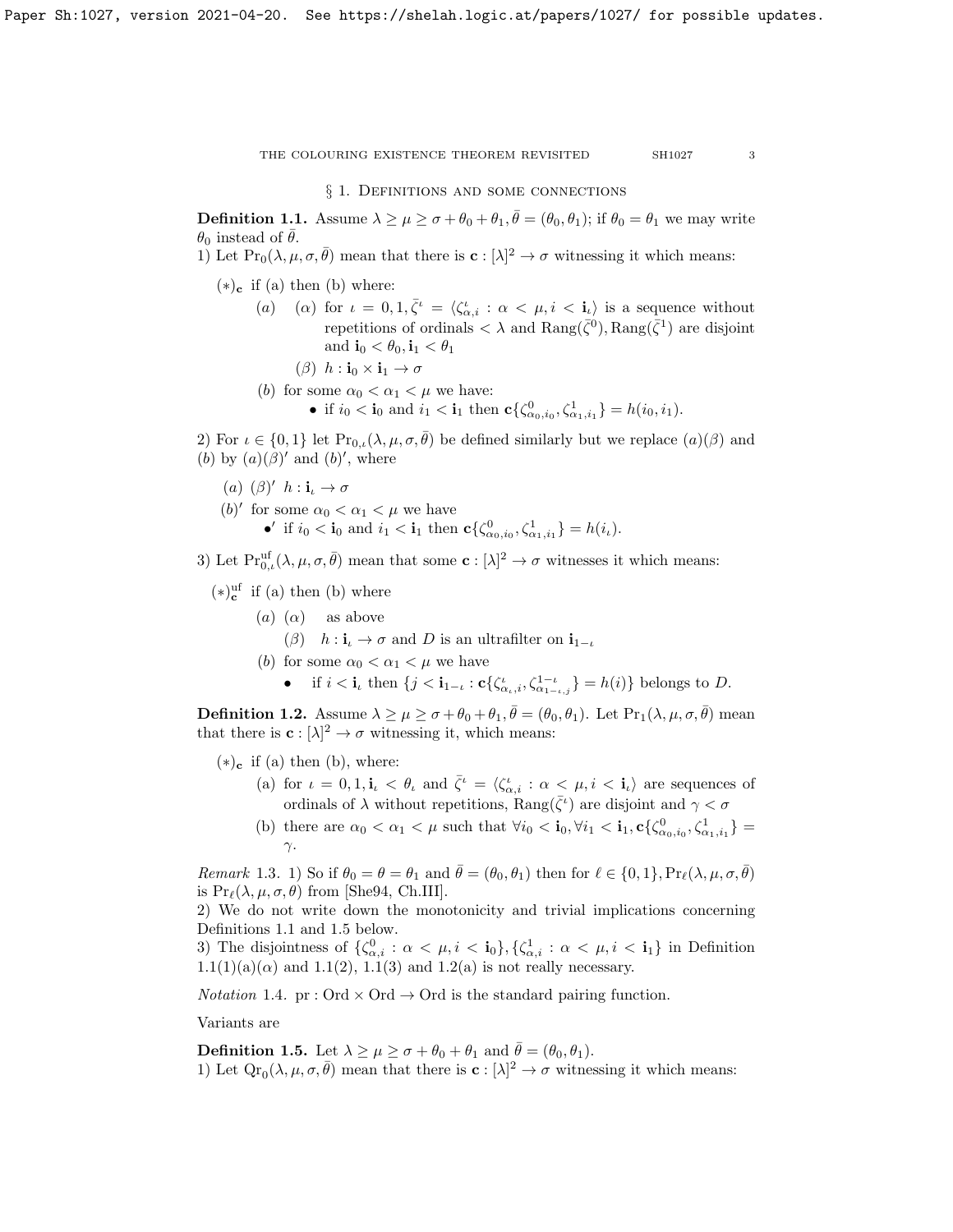## § 1. Definitions and some connections

**Definition 1.1.** Assume $\lambda \geq \mu \geq \sigma + \theta_0 + \theta_1, \bar{\theta} = (\theta_0, \theta_1)$; if $\theta_0 = \theta_1$ we may write $\theta_0$ instead of $\bar{\theta}$.

1) Let $\mathrm{Pr}_0(\lambda, \mu, \sigma, \bar{\theta})$ mean that there is $\mathbf{c} : [\lambda]^2 \to \sigma$ witnessing it which means:

$(*)_{\mathbf{c}}$ if (a) then (b) where:

- (a) ($\alpha$) for $\iota = 0, 1, \bar{\zeta}^\iota = \langle \zeta^\iota_{\alpha,i} : \alpha < \mu, i < \mathbf{i}_\iota \rangle$ is a sequence without repetitions of ordinals $< \lambda$ and $\mathrm{Rang}(\bar{\zeta}^0), \mathrm{Rang}(\bar{\zeta}^1)$ are disjoint and $\mathbf{i}_0 < \theta_0, \mathbf{i}_1 < \theta_1$
  - ($\beta$) $h : \mathbf{i}_0 \times \mathbf{i}_1 \to \sigma$
- (b) for some $\alpha_0 < \alpha_1 < \mu$ we have:
  - if $i_0 < \mathbf{i}_0$ and $i_1 < \mathbf{i}_1$ then $\mathbf{c}\{\zeta^0_{\alpha_0,i_0}, \zeta^1_{\alpha_1,i_1}\} = h(i_0, i_1)$.

2) For $\iota \in \{0, 1\}$ let $\mathrm{Pr}_{0,\iota}(\lambda, \mu, \sigma, \bar{\theta})$ be defined similarly but we replace (a)($\beta$) and (b) by (a)($\beta$)′ and (b)′, where

- (a) ($\beta$)′ $h : \mathbf{i}_\iota \to \sigma$
- (b)′ for some $\alpha_0 < \alpha_1 < \mu$ we have
  - •′ if $i_0 < \mathbf{i}_0$ and $i_1 < \mathbf{i}_1$ then $\mathbf{c}\{\zeta^0_{\alpha_0,i_0}, \zeta^1_{\alpha_1,i_1}\} = h(i_\iota)$.

3) Let $\mathrm{Pr}^{\mathrm{uf}}_{0,\iota}(\lambda, \mu, \sigma, \bar{\theta})$ mean that some $\mathbf{c} : [\lambda]^2 \to \sigma$ witnesses it which means:

$(*)^{\mathrm{uf}}_{\mathbf{c}}$ if (a) then (b) where

- (a) ($\alpha$) as above
  - ($\beta$) $h : \mathbf{i}_\iota \to \sigma$ and $D$ is an ultrafilter on $\mathbf{i}_{1-\iota}$
- (b) for some $\alpha_0 < \alpha_1 < \mu$ we have
  - if $i < \mathbf{i}_\iota$ then $\{j < \mathbf{i}_{1-\iota} : \mathbf{c}\{\zeta^\iota_{\alpha_\iota,i}, \zeta^{1-\iota}_{\alpha_{1-\iota},j}\} = h(i)\}$ belongs to $D$.

**Definition 1.2.** Assume $\lambda \geq \mu \geq \sigma + \theta_0 + \theta_1, \bar{\theta} = (\theta_0, \theta_1)$. Let $\mathrm{Pr}_1(\lambda, \mu, \sigma, \bar{\theta})$ mean that there is $\mathbf{c} : [\lambda]^2 \to \sigma$ witnessing it, which means:

$(*)_{\mathbf{c}}$ if (a) then (b), where:

- (a) for $\iota = 0, 1, \mathbf{i}_\iota < \theta_\iota$ and $\bar{\zeta}^\iota = \langle \zeta^\iota_{\alpha,i} : \alpha < \mu, i < \mathbf{i}_\iota \rangle$ are sequences of ordinals of $\lambda$ without repetitions, $\mathrm{Rang}(\bar{\zeta}^\iota)$ are disjoint and $\gamma < \sigma$
- (b) there are $\alpha_0 < \alpha_1 < \mu$ such that $\forall i_0 < \mathbf{i}_0, \forall i_1 < \mathbf{i}_1, \mathbf{c}\{\zeta^0_{\alpha_0,i_0}, \zeta^1_{\alpha_1,i_1}\} = \gamma$.

*Remark* 1.3. 1) So if $\theta_0 = \theta = \theta_1$ and $\bar{\theta} = (\theta_0, \theta_1)$ then for $\ell \in \{0, 1\}, \mathrm{Pr}_\ell(\lambda, \mu, \sigma, \bar{\theta})$ is $\mathrm{Pr}_\ell(\lambda, \mu, \sigma, \theta)$ from [She94, Ch.III].

2) We do not write down the monotonicity and trivial implications concerning Definitions 1.1 and 1.5 below.

3) The disjointness of $\{\zeta^0_{\alpha,i} : \alpha < \mu, i < \mathbf{i}_0\}, \{\zeta^1_{\alpha,i} : \alpha < \mu, i < \mathbf{i}_1\}$ in Definition 1.1(1)(a)($\alpha$) and 1.1(2), 1.1(3) and 1.2(a) is not really necessary.

*Notation* 1.4. $\mathrm{pr} : \mathrm{Ord} \times \mathrm{Ord} \to \mathrm{Ord}$ is the standard pairing function.

Variants are

**Definition 1.5.** Let $\lambda \geq \mu \geq \sigma + \theta_0 + \theta_1$ and $\bar{\theta} = (\theta_0, \theta_1)$.

1) Let $\mathrm{Qr}_0(\lambda, \mu, \sigma, \bar{\theta})$ mean that there is $\mathbf{c} : [\lambda]^2 \to \sigma$ witnessing it which means: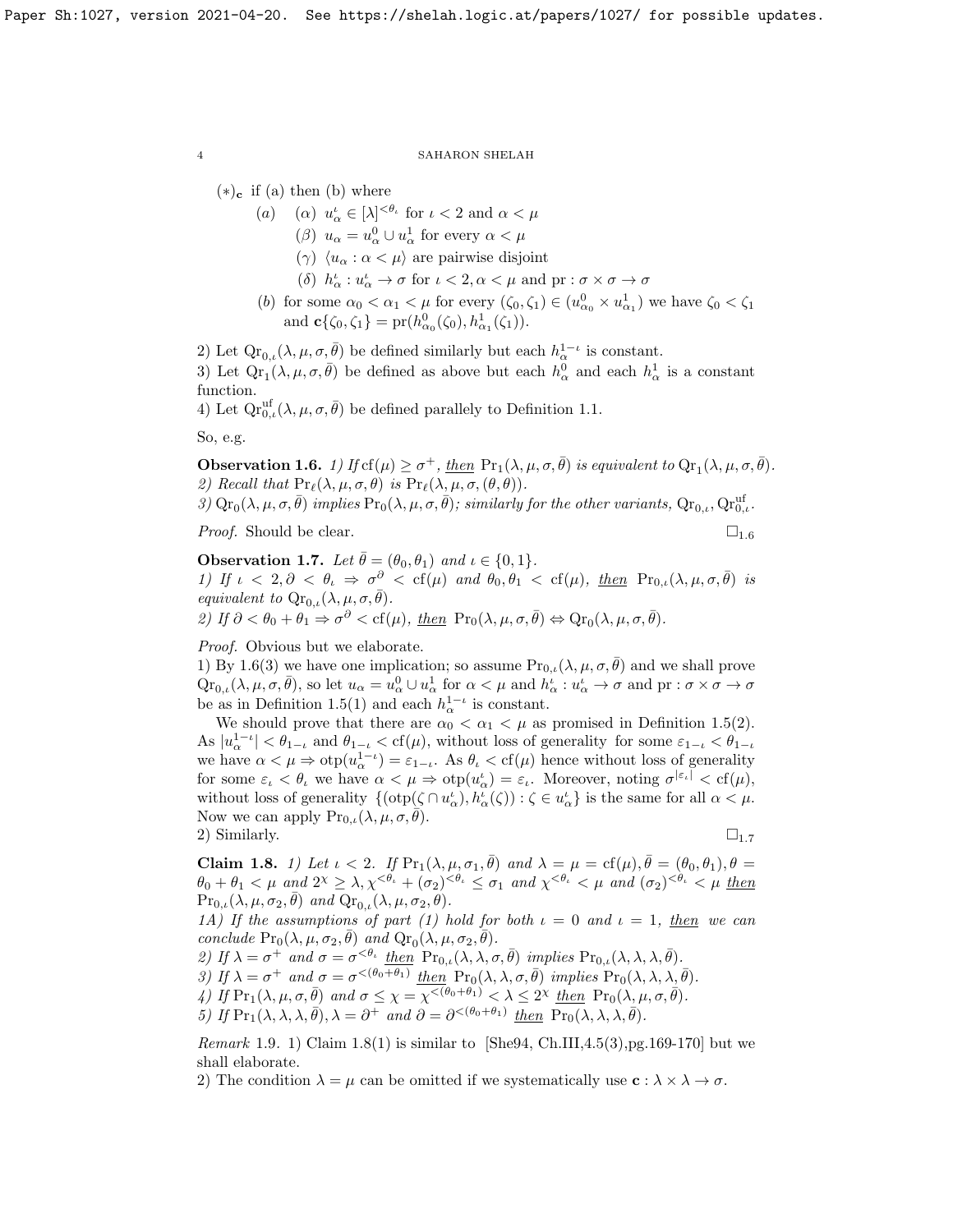$(*)_{\mathbf{c}}$ if (a) then (b) where

- (a) $(\alpha)$ $u^\iota_\alpha \in [\lambda]^{<\theta_\iota}$ for $\iota < 2$ and $\alpha < \mu$
  - $(\beta)$ $u_\alpha = u^0_\alpha \cup u^1_\alpha$ for every $\alpha < \mu$
  - $(\gamma)$ $\langle u_\alpha : \alpha < \mu \rangle$ are pairwise disjoint
  - $(\delta)$ $h^\iota_\alpha : u^\iota_\alpha \to \sigma$ for $\iota < 2, \alpha < \mu$ and $\mathrm{pr} : \sigma \times \sigma \to \sigma$
- (b) for some $\alpha_0 < \alpha_1 < \mu$ for every $(\zeta_0, \zeta_1) \in (u^0_{\alpha_0} \times u^1_{\alpha_1})$ we have $\zeta_0 < \zeta_1$ and $\mathbf{c}\{\zeta_0, \zeta_1\} = \mathrm{pr}(h^0_{\alpha_0}(\zeta_0), h^1_{\alpha_1}(\zeta_1))$.

2) Let $\mathrm{Qr}_{0,\iota}(\lambda, \mu, \sigma, \bar\theta)$ be defined similarly but each $h^{1-\iota}_\alpha$ is constant.
3) Let $\mathrm{Qr}_1(\lambda, \mu, \sigma, \bar\theta)$ be defined as above but each $h^0_\alpha$ and each $h^1_\alpha$ is a constant function.
4) Let $\mathrm{Qr}^{\mathrm{uf}}_{0,\iota}(\lambda, \mu, \sigma, \bar\theta)$ be defined parallely to Definition 1.1.

So, e.g.

**Observation 1.6.** *1) If $\mathrm{cf}(\mu) \geq \sigma^+$, then $\mathrm{Pr}_1(\lambda, \mu, \sigma, \bar\theta)$ is equivalent to $\mathrm{Qr}_1(\lambda, \mu, \sigma, \bar\theta)$.*
*2) Recall that $\mathrm{Pr}_\ell(\lambda, \mu, \sigma, \theta)$ is $\mathrm{Pr}_\ell(\lambda, \mu, \sigma, (\theta, \theta))$.*
*3) $\mathrm{Qr}_0(\lambda, \mu, \sigma, \bar\theta)$ implies $\mathrm{Pr}_0(\lambda, \mu, \sigma, \bar\theta)$; similarly for the other variants, $\mathrm{Qr}_{0,\iota}, \mathrm{Qr}^{\mathrm{uf}}_{0,\iota}$.*

*Proof.* Should be clear. $\square_{1.6}$

**Observation 1.7.** *Let $\bar\theta = (\theta_0, \theta_1)$ and $\iota \in \{0, 1\}$.*
*1) If $\iota < 2, \partial < \theta_\iota \Rightarrow \sigma^\partial < \mathrm{cf}(\mu)$ and $\theta_0, \theta_1 < \mathrm{cf}(\mu)$, then $\mathrm{Pr}_{0,\iota}(\lambda, \mu, \sigma, \bar\theta)$ is equivalent to $\mathrm{Qr}_{0,\iota}(\lambda, \mu, \sigma, \bar\theta)$.*
*2) If $\partial < \theta_0 + \theta_1 \Rightarrow \sigma^\partial < \mathrm{cf}(\mu)$, then $\mathrm{Pr}_0(\lambda, \mu, \sigma, \bar\theta) \Leftrightarrow \mathrm{Qr}_0(\lambda, \mu, \sigma, \bar\theta)$.*

*Proof.* Obvious but we elaborate.
1) By 1.6(3) we have one implication; so assume $\mathrm{Pr}_{0,\iota}(\lambda, \mu, \sigma, \bar\theta)$ and we shall prove $\mathrm{Qr}_{0,\iota}(\lambda, \mu, \sigma, \bar\theta)$, so let $u_\alpha = u^0_\alpha \cup u^1_\alpha$ for $\alpha < \mu$ and $h^\iota_\alpha : u^\iota_\alpha \to \sigma$ and $\mathrm{pr} : \sigma \times \sigma \to \sigma$ be as in Definition 1.5(1) and each $h^{1-\iota}_\alpha$ is constant.

We should prove that there are $\alpha_0 < \alpha_1 < \mu$ as promised in Definition 1.5(2). As $|u^{1-\iota}_\alpha| < \theta_{1-\iota}$ and $\theta_{1-\iota} < \mathrm{cf}(\mu)$, without loss of generality for some $\varepsilon_{1-\iota} < \theta_{1-\iota}$ we have $\alpha < \mu \Rightarrow \mathrm{otp}(u^{1-\iota}_\alpha) = \varepsilon_{1-\iota}$. As $\theta_\iota < \mathrm{cf}(\mu)$ hence without loss of generality for some $\varepsilon_\iota < \theta_\iota$ we have $\alpha < \mu \Rightarrow \mathrm{otp}(u^\iota_\alpha) = \varepsilon_\iota$. Moreover, noting $\sigma^{|\varepsilon_\iota|} < \mathrm{cf}(\mu)$, without loss of generality $\{(\mathrm{otp}(\zeta \cap u^\iota_\alpha), h^\iota_\alpha(\zeta)) : \zeta \in u^\iota_\alpha\}$ is the same for all $\alpha < \mu$. Now we can apply $\mathrm{Pr}_{0,\iota}(\lambda, \mu, \sigma, \bar\theta)$.
2) Similarly. $\square_{1.7}$

**Claim 1.8.** *1) Let $\iota < 2$. If $\mathrm{Pr}_1(\lambda, \mu, \sigma_1, \bar\theta)$ and $\lambda = \mu = \mathrm{cf}(\mu), \bar\theta = (\theta_0, \theta_1), \theta = \theta_0 + \theta_1 < \mu$ and $2^\chi \geq \lambda, \chi^{<\theta_\iota} + (\sigma_2)^{<\theta_\iota} \leq \sigma_1$ and $\chi^{<\theta_\iota} < \mu$ and $(\sigma_2)^{<\theta_\iota} < \mu$ then $\mathrm{Pr}_{0,\iota}(\lambda, \mu, \sigma_2, \bar\theta)$ and $\mathrm{Qr}_{0,\iota}(\lambda, \mu, \sigma_2, \theta)$.*
*1A) If the assumptions of part (1) hold for both $\iota = 0$ and $\iota = 1$, then we can conclude $\mathrm{Pr}_0(\lambda, \mu, \sigma_2, \bar\theta)$ and $\mathrm{Qr}_0(\lambda, \mu, \sigma_2, \bar\theta)$.*
*2) If $\lambda = \sigma^+$ and $\sigma = \sigma^{<\theta_\iota}$ then $\mathrm{Pr}_{0,\iota}(\lambda, \lambda, \sigma, \bar\theta)$ implies $\mathrm{Pr}_{0,\iota}(\lambda, \lambda, \lambda, \bar\theta)$.*
*3) If $\lambda = \sigma^+$ and $\sigma = \sigma^{<(\theta_0+\theta_1)}$ then $\mathrm{Pr}_0(\lambda, \lambda, \sigma, \bar\theta)$ implies $\mathrm{Pr}_0(\lambda, \lambda, \lambda, \bar\theta)$.*
*4) If $\mathrm{Pr}_1(\lambda, \mu, \sigma, \bar\theta)$ and $\sigma \leq \chi = \chi^{<(\theta_0+\theta_1)} < \lambda \leq 2^\chi$ then $\mathrm{Pr}_0(\lambda, \mu, \sigma, \bar\theta)$.*
*5) If $\mathrm{Pr}_1(\lambda, \lambda, \lambda, \bar\theta), \lambda = \partial^+$ and $\partial = \partial^{<(\theta_0+\theta_1)}$ then $\mathrm{Pr}_0(\lambda, \lambda, \lambda, \bar\theta)$.*

*Remark* 1.9. 1) Claim 1.8(1) is similar to [She94, Ch.III,4.5(3),pg.169-170] but we shall elaborate.
2) The condition $\lambda = \mu$ can be omitted if we systematically use $\mathbf{c} : \lambda \times \lambda \to \sigma$.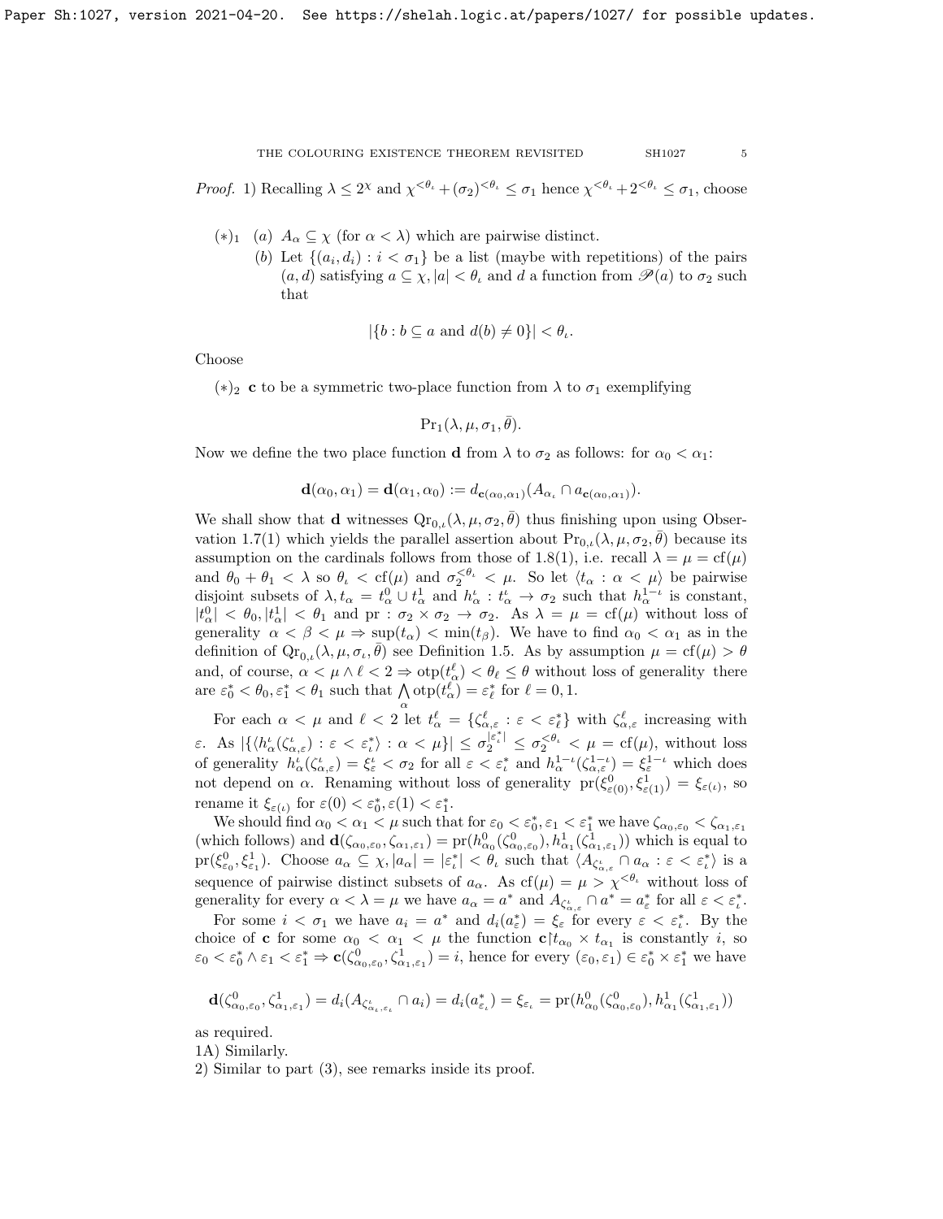*Proof.* 1) Recalling $\lambda \le 2^\chi$ and $\chi^{<\theta_\iota} + (\sigma_2)^{<\theta_\iota} \le \sigma_1$ hence $\chi^{<\theta_\iota} + 2^{<\theta_\iota} \le \sigma_1$, choose

$(*)_1$ (a) $A_\alpha \subseteq \chi$ (for $\alpha < \lambda$) which are pairwise distinct.

(b) Let $\{(a_i, d_i) : i < \sigma_1\}$ be a list (maybe with repetitions) of the pairs $(a, d)$ satisfying $a \subseteq \chi, |a| < \theta_\iota$ and $d$ a function from $\mathscr{P}(a)$ to $\sigma_2$ such that

$$|\{b : b \subseteq a \text{ and } d(b) \neq 0\}| < \theta_\iota.$$

Choose

$(*)_2$ $\mathbf{c}$ to be a symmetric two-place function from $\lambda$ to $\sigma_1$ exemplifying

$$\mathrm{Pr}_1(\lambda, \mu, \sigma_1, \bar\theta).$$

Now we define the two place function $\mathbf{d}$ from $\lambda$ to $\sigma_2$ as follows: for $\alpha_0 < \alpha_1$:

$$\mathbf{d}(\alpha_0, \alpha_1) = \mathbf{d}(\alpha_1, \alpha_0) := d_{\mathbf{c}(\alpha_0,\alpha_1)}(A_{\alpha_\iota} \cap a_{\mathbf{c}(\alpha_0,\alpha_1)}).$$

We shall show that $\mathbf{d}$ witnesses $\mathrm{Qr}_{0,\iota}(\lambda, \mu, \sigma_2, \bar\theta)$ thus finishing upon using Observation 1.7(1) which yields the parallel assertion about $\mathrm{Pr}_{0,\iota}(\lambda, \mu, \sigma_2, \bar\theta)$ because its assumption on the cardinals follows from those of 1.8(1), i.e. recall $\lambda = \mu = \mathrm{cf}(\mu)$ and $\theta_0 + \theta_1 < \lambda$ so $\theta_\iota < \mathrm{cf}(\mu)$ and $\sigma_2^{<\theta_\iota} < \mu$. So let $\langle t_\alpha : \alpha < \mu\rangle$ be pairwise disjoint subsets of $\lambda, t_\alpha = t^0_\alpha \cup t^1_\alpha$ and $h^\iota_\alpha : t^\iota_\alpha \to \sigma_2$ such that $h^{1-\iota}_\alpha$ is constant, $|t^0_\alpha| < \theta_0, |t^1_\alpha| < \theta_1$ and $\mathrm{pr} : \sigma_2 \times \sigma_2 \to \sigma_2$. As $\lambda = \mu = \mathrm{cf}(\mu)$ without loss of generality $\alpha < \beta < \mu \Rightarrow \sup(t_\alpha) < \min(t_\beta)$. We have to find $\alpha_0 < \alpha_1$ as in the definition of $\mathrm{Qr}_{0,\iota}(\lambda, \mu, \sigma_\iota, \bar\theta)$ see Definition 1.5. As by assumption $\mu = \mathrm{cf}(\mu) > \theta$ and, of course, $\alpha < \mu \wedge \ell < 2 \Rightarrow \mathrm{otp}(t^\ell_\alpha) < \theta_\ell \le \theta$ without loss of generality there are $\varepsilon^*_0 < \theta_0, \varepsilon^*_1 < \theta_1$ such that $\bigwedge\limits_\alpha \mathrm{otp}(t^\ell_\alpha) = \varepsilon^*_\ell$ for $\ell = 0, 1$.

For each $\alpha < \mu$ and $\ell < 2$ let $t^\ell_\alpha = \{\zeta^\ell_{\alpha,\varepsilon} : \varepsilon < \varepsilon^*_\ell\}$ with $\zeta^\ell_{\alpha,\varepsilon}$ increasing with $\varepsilon$. As $|\{\langle h^\iota_\alpha(\zeta^\iota_{\alpha,\varepsilon}) : \varepsilon < \varepsilon^*_\iota\rangle : \alpha < \mu\}| \le \sigma_2^{|\varepsilon^*_\iota|} \le \sigma_2^{<\theta_\iota} < \mu = \mathrm{cf}(\mu)$, without loss of generality $h^\iota_\alpha(\zeta^\iota_{\alpha,\varepsilon}) = \xi^\iota_\varepsilon < \sigma_2$ for all $\varepsilon < \varepsilon^*_\iota$ and $h^{1-\iota}_\alpha(\zeta^{1-\iota}_{\alpha,\varepsilon}) = \xi^{1-\iota}_\varepsilon$ which does not depend on $\alpha$. Renaming without loss of generality $\mathrm{pr}(\xi^0_{\varepsilon(0)}, \xi^1_{\varepsilon(1)}) = \xi_{\varepsilon(\iota)}$, so rename it $\xi_{\varepsilon(\iota)}$ for $\varepsilon(0) < \varepsilon^*_0, \varepsilon(1) < \varepsilon^*_1$.

We should find $\alpha_0 < \alpha_1 < \mu$ such that for $\varepsilon_0 < \varepsilon^*_0, \varepsilon_1 < \varepsilon^*_1$ we have $\zeta_{\alpha_0,\varepsilon_0} < \zeta_{\alpha_1,\varepsilon_1}$ (which follows) and $\mathbf{d}(\zeta_{\alpha_0,\varepsilon_0}, \zeta_{\alpha_1,\varepsilon_1}) = \mathrm{pr}(h^0_{\alpha_0}(\zeta^0_{\alpha_0,\varepsilon_0}), h^1_{\alpha_1}(\zeta^1_{\alpha_1,\varepsilon_1}))$ which is equal to $\mathrm{pr}(\xi^0_{\varepsilon_0}, \xi^1_{\varepsilon_1})$. Choose $a_\alpha \subseteq \chi, |a_\alpha| = |\varepsilon^*_\iota| < \theta_\iota$ such that $\langle A_{\zeta^\iota_{\alpha,\varepsilon}} \cap a_\alpha : \varepsilon < \varepsilon^*_\iota\rangle$ is a sequence of pairwise distinct subsets of $a_\alpha$. As $\mathrm{cf}(\mu) = \mu > \chi^{<\theta_\iota}$ without loss of generality for every $\alpha < \lambda = \mu$ we have $a_\alpha = a^*$ and $A_{\zeta^\iota_{\alpha,\varepsilon}} \cap a^* = a^*_\varepsilon$ for all $\varepsilon < \varepsilon^*_\iota$.

For some $i < \sigma_1$ we have $a_i = a^*$ and $d_i(a^*_\varepsilon) = \xi_\varepsilon$ for every $\varepsilon < \varepsilon^*_\iota$. By the choice of $\mathbf{c}$ for some $\alpha_0 < \alpha_1 < \mu$ the function $\mathbf{c}{\restriction}t_{\alpha_0} \times t_{\alpha_1}$ is constantly $i$, so $\varepsilon_0 < \varepsilon^*_0 \wedge \varepsilon_1 < \varepsilon^*_1 \Rightarrow \mathbf{c}(\zeta^0_{\alpha_0,\varepsilon_0}, \zeta^1_{\alpha_1,\varepsilon_1}) = i$, hence for every $(\varepsilon_0, \varepsilon_1) \in \varepsilon^*_0 \times \varepsilon^*_1$ we have

$$\mathbf{d}(\zeta^0_{\alpha_0,\varepsilon_0}, \zeta^1_{\alpha_1,\varepsilon_1}) = d_i(A_{\zeta^\iota_{\alpha_\iota,\varepsilon_\iota}} \cap a_i) = d_i(a^*_{\varepsilon_\iota}) = \xi_{\varepsilon_\iota} = \mathrm{pr}(h^0_{\alpha_0}(\zeta^0_{\alpha_0,\varepsilon_0}), h^1_{\alpha_1}(\zeta^1_{\alpha_1,\varepsilon_1}))$$

as required.

1A) Similarly.

2) Similar to part (3), see remarks inside its proof.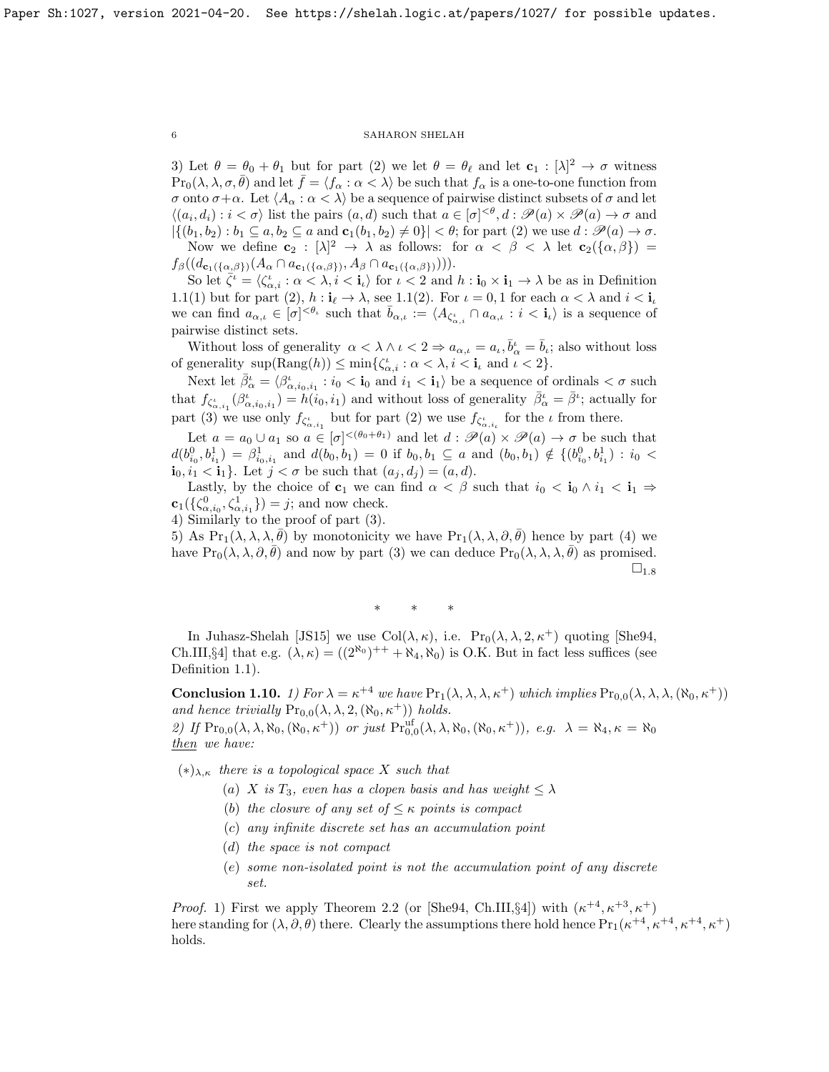3) Let $\theta = \theta_0 + \theta_1$ but for part (2) we let $\theta = \theta_\ell$ and let $\mathbf{c}_1 : [\lambda]^2 \to \sigma$ witness $\mathrm{Pr}_0(\lambda, \lambda, \sigma, \bar\theta)$ and let $\bar f = \langle f_\alpha : \alpha < \lambda\rangle$ be such that $f_\alpha$ is a one-to-one function from $\sigma$ onto $\sigma + \alpha$. Let $\langle A_\alpha : \alpha < \lambda\rangle$ be a sequence of pairwise distinct subsets of $\sigma$ and let $\langle (a_i, d_i) : i < \sigma\rangle$ list the pairs $(a, d)$ such that $a \in [\sigma]^{<\theta}, d : \mathscr{P}(a) \times \mathscr{P}(a) \to \sigma$ and $|\{(b_1, b_2) : b_1 \subseteq a, b_2 \subseteq a \text{ and } \mathbf{c}_1(b_1, b_2) \neq 0\}| < \theta$; for part (2) we use $d : \mathscr{P}(a) \to \sigma$.

Now we define $\mathbf{c}_2 : [\lambda]^2 \to \lambda$ as follows: for $\alpha < \beta < \lambda$ let $\mathbf{c}_2(\{\alpha, \beta\}) = f_\beta((d_{\mathbf{c}_1(\{\alpha,\beta\})}(A_\alpha \cap a_{\mathbf{c}_1(\{\alpha,\beta\})}, A_\beta \cap a_{\mathbf{c}_1(\{\alpha,\beta\})})))$.

So let $\bar\zeta^\iota = \langle \zeta^\iota_{\alpha,i} : \alpha < \lambda, i < \mathbf{i}_\iota\rangle$ for $\iota < 2$ and $h : \mathbf{i}_0 \times \mathbf{i}_1 \to \lambda$ be as in Definition 1.1(1) but for part (2), $h : \mathbf{i}_\ell \to \lambda$, see 1.1(2). For $\iota = 0, 1$ for each $\alpha < \lambda$ and $i < \mathbf{i}_\iota$ we can find $a_{\alpha,\iota} \in [\sigma]^{<\theta_\iota}$ such that $\bar b_{\alpha,\iota} := \langle A_{\zeta^\iota_{\alpha,i}} \cap a_{\alpha,\iota} : i < \mathbf{i}_\iota\rangle$ is a sequence of pairwise distinct sets.

Without loss of generality $\alpha < \lambda \wedge \iota < 2 \Rightarrow a_{\alpha,\iota} = a_\iota, \bar b^\iota_\alpha = \bar b_\iota$; also without loss of generality $\sup(\mathrm{Rang}(h)) \leq \min\{\zeta^\iota_{\alpha,i} : \alpha < \lambda, i < \mathbf{i}_\iota \text{ and } \iota < 2\}$.

Next let $\bar\beta^\iota_\alpha = \langle \beta^\iota_{\alpha,i_0,i_1} : i_0 < \mathbf{i}_0 \text{ and } i_1 < \mathbf{i}_1\rangle$ be a sequence of ordinals $< \sigma$ such that $f_{\zeta^\iota_{\alpha,i_1}}(\beta^\iota_{\alpha,i_0,i_1}) = h(i_0, i_1)$ and without loss of generality $\bar\beta^\iota_\alpha = \bar\beta^\iota$; actually for part (3) we use only $f_{\zeta^\iota_{\alpha,i_1}}$ but for part (2) we use $f_{\zeta^\iota_{\alpha,i_\iota}}$ for the $\iota$ from there.

Let $a = a_0 \cup a_1$ so $a \in [\sigma]^{<(\theta_0+\theta_1)}$ and let $d : \mathscr{P}(a) \times \mathscr{P}(a) \to \sigma$ be such that $d(b^0_{i_0}, b^1_{i_1}) = \beta^1_{i_0,i_1}$ and $d(b_0, b_1) = 0$ if $b_0, b_1 \subseteq a$ and $(b_0, b_1) \notin \{(b^0_{i_0}, b^1_{i_1}) : i_0 < \mathbf{i}_0, i_1 < \mathbf{i}_1\}$. Let $j < \sigma$ be such that $(a_j, d_j) = (a, d)$.

Lastly, by the choice of $\mathbf{c}_1$ we can find $\alpha < \beta$ such that $i_0 < \mathbf{i}_0 \wedge i_1 < \mathbf{i}_1 \Rightarrow \mathbf{c}_1(\{\zeta^0_{\alpha,i_0}, \zeta^1_{\alpha,i_1}\}) = j$; and now check.

4) Similarly to the proof of part (3).

5) As $\mathrm{Pr}_1(\lambda, \lambda, \lambda, \bar\theta)$ by monotonicity we have $\mathrm{Pr}_1(\lambda, \lambda, \partial, \bar\theta)$ hence by part (4) we have $\mathrm{Pr}_0(\lambda, \lambda, \partial, \bar\theta)$ and now by part (3) we can deduce $\mathrm{Pr}_0(\lambda, \lambda, \lambda, \bar\theta)$ as promised. $\square_{1.8}$

\* \* \*

In Juhasz-Shelah [JS15] we use $\mathrm{Col}(\lambda, \kappa)$, i.e. $\mathrm{Pr}_0(\lambda, \lambda, 2, \kappa^+)$ quoting [She94, Ch.III,§4] that e.g. $(\lambda, \kappa) = ((2^{\aleph_0})^{++} + \aleph_4, \aleph_0)$ is O.K. But in fact less suffices (see Definition 1.1).

**Conclusion 1.10.** *1) For $\lambda = \kappa^{+4}$ we have $\mathrm{Pr}_1(\lambda, \lambda, \lambda, \kappa^+)$ which implies $\mathrm{Pr}_{0,0}(\lambda, \lambda, \lambda, (\aleph_0, \kappa^+))$ and hence trivially $\mathrm{Pr}_{0,0}(\lambda, \lambda, 2, (\aleph_0, \kappa^+))$ holds.*

*2) If $\mathrm{Pr}_{0,0}(\lambda, \lambda, \aleph_0, (\aleph_0, \kappa^+))$ or just $\mathrm{Pr}^{\mathrm{uf}}_{0,0}(\lambda, \lambda, \aleph_0, (\aleph_0, \kappa^+))$, e.g. $\lambda = \aleph_4, \kappa = \aleph_0$ then we have:*

- $(*)_{\lambda,\kappa}$ *there is a topological space $X$ such that*
  - (a) *$X$ is $T_3$, even has a clopen basis and has weight $\leq \lambda$*
  - (b) *the closure of any set of $\leq \kappa$ points is compact*
  - (c) *any infinite discrete set has an accumulation point*
  - (d) *the space is not compact*
  - (e) *some non-isolated point is not the accumulation point of any discrete set.*

*Proof.* 1) First we apply Theorem 2.2 (or [She94, Ch.III,§4]) with $(\kappa^{+4}, \kappa^{+3}, \kappa^+)$ here standing for $(\lambda, \partial, \theta)$ there. Clearly the assumptions there hold hence $\mathrm{Pr}_1(\kappa^{+4}, \kappa^{+4}, \kappa^{+4}, \kappa^+)$ holds.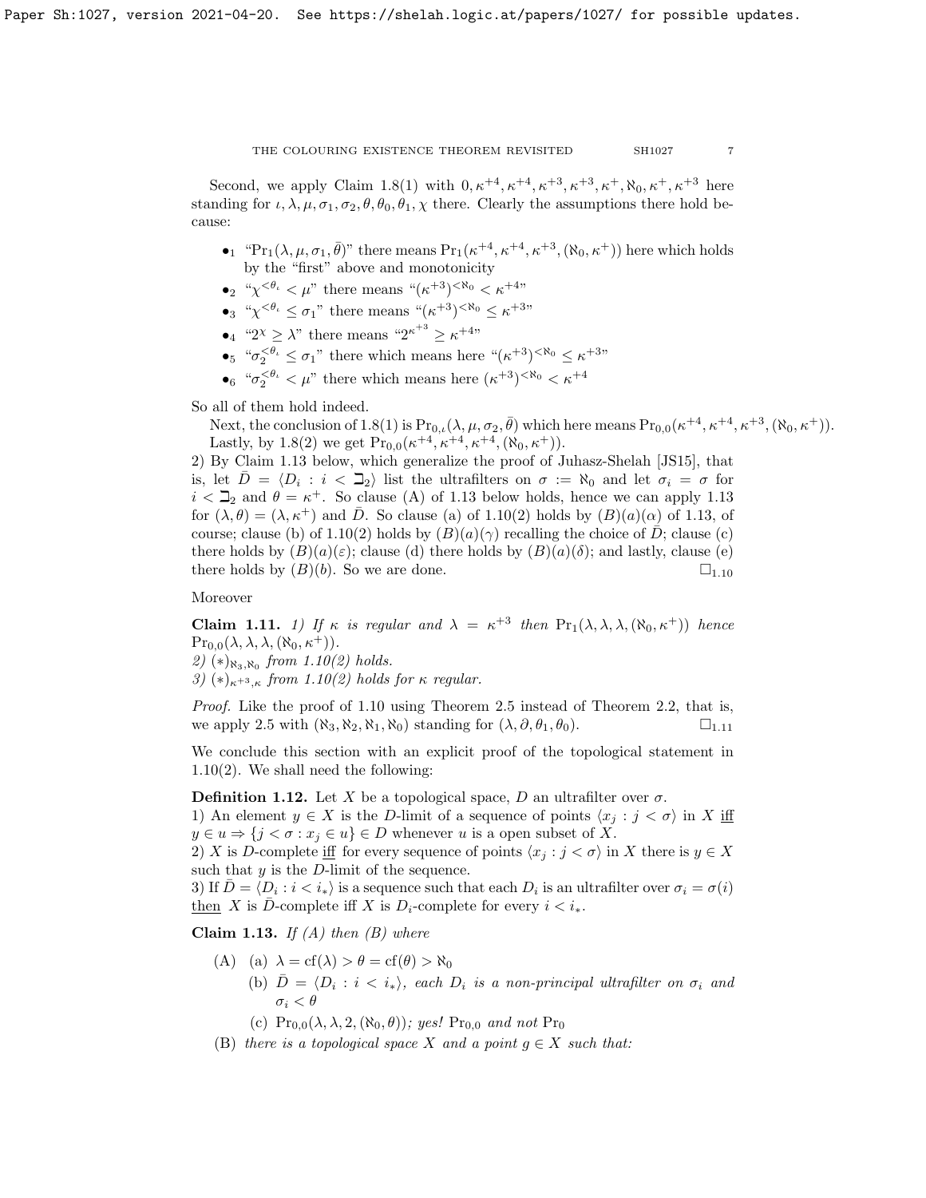Second, we apply Claim 1.8(1) with $0, \kappa^{+4}, \kappa^{+4}, \kappa^{+3}, \kappa^{+3}, \kappa^{+}, \aleph_0, \kappa^{+}, \kappa^{+3}$ here standing for $\iota, \lambda, \mu, \sigma_1, \sigma_2, \theta, \theta_0, \theta_1, \chi$ there. Clearly the assumptions there hold because:

- $\bullet_1$ "$\mathrm{Pr}_1(\lambda, \mu, \sigma_1, \bar{\theta})$" there means $\mathrm{Pr}_1(\kappa^{+4}, \kappa^{+4}, \kappa^{+3}, (\aleph_0, \kappa^{+}))$ here which holds by the "first" above and monotonicity
- $\bullet_2$ "$\chi^{<\theta_\iota} < \mu$" there means "$(\kappa^{+3})^{<\aleph_0} < \kappa^{+4}$"
- $\bullet_3$ "$\chi^{<\theta_\iota} \leq \sigma_1$" there means "$(\kappa^{+3})^{<\aleph_0} \leq \kappa^{+3}$"
- $\bullet_4$ "$2^\chi \geq \lambda$" there means "$2^{\kappa^{+3}} \geq \kappa^{+4}$"
- $\bullet_5$ "$\sigma_2^{<\theta_\iota} \leq \sigma_1$" there which means here "$(\kappa^{+3})^{<\aleph_0} \leq \kappa^{+3}$"
- $\bullet_6$ "$\sigma_2^{<\theta_\iota} < \mu$" there which means here $(\kappa^{+3})^{<\aleph_0} < \kappa^{+4}$

So all of them hold indeed.

Next, the conclusion of 1.8(1) is $\mathrm{Pr}_{0,\iota}(\lambda, \mu, \sigma_2, \bar{\theta})$ which here means $\mathrm{Pr}_{0,0}(\kappa^{+4}, \kappa^{+4}, \kappa^{+3}, (\aleph_0, \kappa^{+}))$.

Lastly, by 1.8(2) we get $\mathrm{Pr}_{0,0}(\kappa^{+4}, \kappa^{+4}, \kappa^{+4}, (\aleph_0, \kappa^{+}))$.

2) By Claim 1.13 below, which generalize the proof of Juhasz-Shelah [JS15], that is, let $\bar{D} = \langle D_i : i < \beth_2 \rangle$ list the ultrafilters on $\sigma := \aleph_0$ and let $\sigma_i = \sigma$ for $i < \beth_2$ and $\theta = \kappa^{+}$. So clause (A) of 1.13 below holds, hence we can apply 1.13 for $(\lambda, \theta) = (\lambda, \kappa^{+})$ and $\bar{D}$. So clause (a) of 1.10(2) holds by $(B)(a)(\alpha)$ of 1.13, of course; clause (b) of 1.10(2) holds by $(B)(a)(\gamma)$ recalling the choice of $\bar{D}$; clause (c) there holds by $(B)(a)(\varepsilon)$; clause (d) there holds by $(B)(a)(\delta)$; and lastly, clause (e) there holds by $(B)(b)$. So we are done. $\square_{1.10}$

Moreover

**Claim 1.11.** *1) If $\kappa$ is regular and $\lambda = \kappa^{+3}$ then $\mathrm{Pr}_1(\lambda, \lambda, \lambda, (\aleph_0, \kappa^{+}))$ hence $\mathrm{Pr}_{0,0}(\lambda, \lambda, \lambda, (\aleph_0, \kappa^{+}))$.*
*2) $(*)_{\aleph_3, \aleph_0}$ from 1.10(2) holds.*
*3) $(*)_{\kappa^{+3}, \kappa}$ from 1.10(2) holds for $\kappa$ regular.*

*Proof.* Like the proof of 1.10 using Theorem 2.5 instead of Theorem 2.2, that is, we apply 2.5 with $(\aleph_3, \aleph_2, \aleph_1, \aleph_0)$ standing for $(\lambda, \partial, \theta_1, \theta_0)$. $\square_{1.11}$

We conclude this section with an explicit proof of the topological statement in 1.10(2). We shall need the following:

**Definition 1.12.** Let $X$ be a topological space, $D$ an ultrafilter over $\sigma$.
1) An element $y \in X$ is the $D$-limit of a sequence of points $\langle x_j : j < \sigma \rangle$ in $X$ iff $y \in u \Rightarrow \{j < \sigma : x_j \in u\} \in D$ whenever $u$ is a open subset of $X$.
2) $X$ is $D$-complete iff for every sequence of points $\langle x_j : j < \sigma \rangle$ in $X$ there is $y \in X$ such that $y$ is the $D$-limit of the sequence.
3) If $\bar{D} = \langle D_i : i < i_* \rangle$ is a sequence such that each $D_i$ is an ultrafilter over $\sigma_i = \sigma(i)$ then $X$ is $\bar{D}$-complete iff $X$ is $D_i$-complete for every $i < i_*$.

**Claim 1.13.** *If (A) then (B) where*

- (A) (a) $\lambda = \mathrm{cf}(\lambda) > \theta = \mathrm{cf}(\theta) > \aleph_0$
  - (b) $\bar{D} = \langle D_i : i < i_* \rangle$, *each $D_i$ is a non-principal ultrafilter on $\sigma_i$ and $\sigma_i < \theta$*
  - (c) $\mathrm{Pr}_{0,0}(\lambda, \lambda, 2, (\aleph_0, \theta))$; *yes! $\mathrm{Pr}_{0,0}$ and not $\mathrm{Pr}_0$*
- (B) *there is a topological space $X$ and a point $g \in X$ such that:*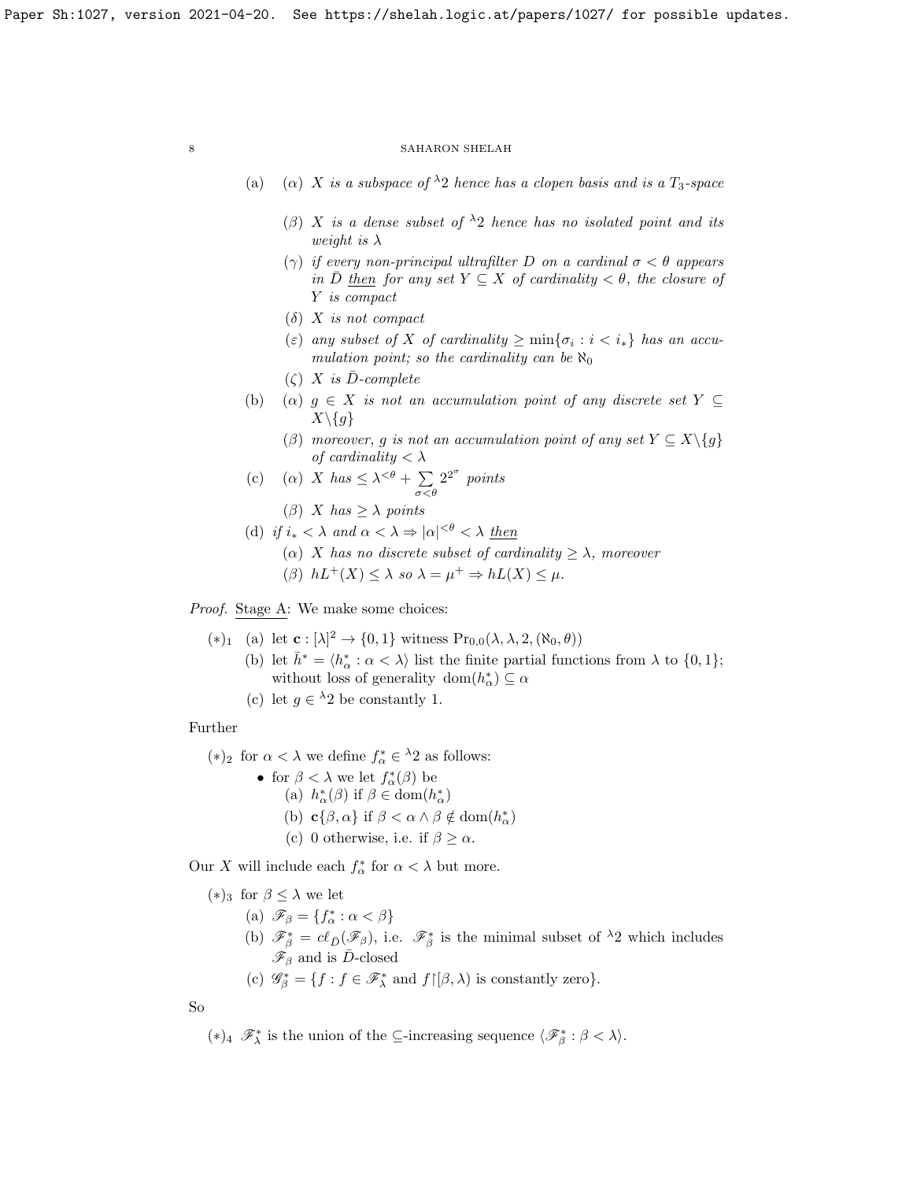(a) ($\alpha$) *$X$ is a subspace of ${}^\lambda 2$ hence has a clopen basis and is a $T_3$-space*

($\beta$) *$X$ is a dense subset of ${}^\lambda 2$ hence has no isolated point and its weight is $\lambda$*

($\gamma$) *if every non-principal ultrafilter $D$ on a cardinal $\sigma < \theta$ appears in $\bar{D}$ then for any set $Y \subseteq X$ of cardinality $< \theta$, the closure of $Y$ is compact*

($\delta$) *$X$ is not compact*

($\varepsilon$) *any subset of $X$ of cardinality $\geq \min\{\sigma_i : i < i_*\}$ has an accumulation point; so the cardinality can be $\aleph_0$*

($\zeta$) *$X$ is $\bar{D}$-complete*

(b) ($\alpha$) *$g \in X$ is not an accumulation point of any discrete set $Y \subseteq X \backslash \{g\}$*

($\beta$) *moreover, $g$ is not an accumulation point of any set $Y \subseteq X \backslash \{g\}$ of cardinality $< \lambda$*

(c) ($\alpha$) *$X$ has $\leq \lambda^{<\theta} + \sum_{\sigma < \theta} 2^{2^\sigma}$ points*

($\beta$) *$X$ has $\geq \lambda$ points*

(d) *if $i_* < \lambda$ and $\alpha < \lambda \Rightarrow |\alpha|^{<\theta} < \lambda$ then*

($\alpha$) *$X$ has no discrete subset of cardinality $\geq \lambda$, moreover*

($\beta$) *$hL^+(X) \leq \lambda$ so $\lambda = \mu^+ \Rightarrow hL(X) \leq \mu$.*

*Proof.* Stage A: We make some choices:

$(*)_1$ (a) let $\mathbf{c} : [\lambda]^2 \to \{0, 1\}$ witness $\mathrm{Pr}_{0,0}(\lambda, \lambda, 2, (\aleph_0, \theta))$

(b) let $\bar{h}^* = \langle h^*_\alpha : \alpha < \lambda \rangle$ list the finite partial functions from $\lambda$ to $\{0, 1\}$; without loss of generality $\mathrm{dom}(h^*_\alpha) \subseteq \alpha$

(c) let $g \in {}^\lambda 2$ be constantly 1.

Further

$(*)_2$ for $\alpha < \lambda$ we define $f^*_\alpha \in {}^\lambda 2$ as follows:

- for $\beta < \lambda$ we let $f^*_\alpha(\beta)$ be
  (a) $h^*_\alpha(\beta)$ if $\beta \in \mathrm{dom}(h^*_\alpha)$
  (b) $\mathbf{c}\{\beta, \alpha\}$ if $\beta < \alpha \wedge \beta \notin \mathrm{dom}(h^*_\alpha)$
  (c) 0 otherwise, i.e. if $\beta \geq \alpha$.

Our $X$ will include each $f^*_\alpha$ for $\alpha < \lambda$ but more.

$(*)_3$ for $\beta \leq \lambda$ we let

(a) $\mathscr{F}_\beta = \{f^*_\alpha : \alpha < \beta\}$

(b) $\mathscr{F}^*_\beta = c\ell_{\bar{D}}(\mathscr{F}_\beta)$, i.e. $\mathscr{F}^*_\beta$ is the minimal subset of ${}^\lambda 2$ which includes $\mathscr{F}_\beta$ and is $\bar{D}$-closed

(c) $\mathscr{G}^*_\beta = \{f : f \in \mathscr{F}^*_\lambda$ and $f{\restriction}[\beta, \lambda)$ is constantly zero$\}$.

So

$(*)_4$ $\mathscr{F}^*_\lambda$ is the union of the $\subseteq$-increasing sequence $\langle \mathscr{F}^*_\beta : \beta < \lambda \rangle$.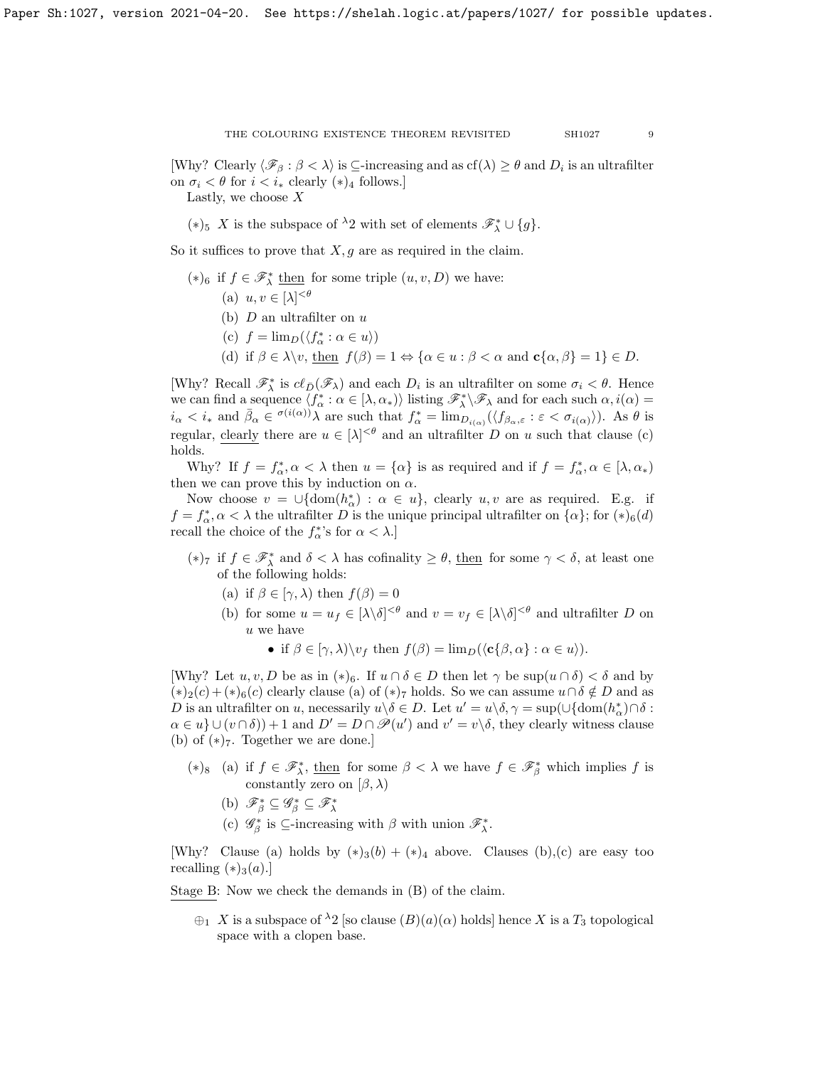[Why? Clearly $\langle \mathscr{F}_\beta : \beta < \lambda \rangle$ is $\subseteq$-increasing and as $\mathrm{cf}(\lambda) \geq \theta$ and $D_i$ is an ultrafilter on $\sigma_i < \theta$ for $i < i_*$ clearly $(*)_4$ follows.]

Lastly, we choose $X$

- $(*)_5$ $X$ is the subspace of ${}^\lambda 2$ with set of elements $\mathscr{F}^*_\lambda \cup \{g\}$.

So it suffices to prove that $X, g$ are as required in the claim.

- $(*)_6$ if $f \in \mathscr{F}^*_\lambda$ <u>then</u> for some triple $(u, v, D)$ we have:
  - (a) $u, v \in [\lambda]^{<\theta}$
  - (b) $D$ an ultrafilter on $u$
  - (c) $f = \lim_D(\langle f^*_\alpha : \alpha \in u \rangle)$
  - (d) if $\beta \in \lambda \backslash v$, <u>then</u> $f(\beta) = 1 \Leftrightarrow \{\alpha \in u : \beta < \alpha \text{ and } \mathbf{c}\{\alpha, \beta\} = 1\} \in D$.

[Why? Recall $\mathscr{F}^*_\lambda$ is $c\ell_{\bar{D}}(\mathscr{F}_\lambda)$ and each $D_i$ is an ultrafilter on some $\sigma_i < \theta$. Hence we can find a sequence $\langle f^*_\alpha : \alpha \in [\lambda, \alpha_*) \rangle$ listing $\mathscr{F}^*_\lambda \backslash \mathscr{F}_\lambda$ and for each such $\alpha, i(\alpha) = i_\alpha < i_*$ and $\bar{\beta}_\alpha \in {}^{\sigma(i(\alpha))}\lambda$ are such that $f^*_\alpha = \lim_{D_{i(\alpha)}}(\langle f_{\beta_{\alpha,\varepsilon}} : \varepsilon < \sigma_{i(\alpha)} \rangle)$. As $\theta$ is regular, <u>clearly</u> there are $u \in [\lambda]^{<\theta}$ and an ultrafilter $D$ on $u$ such that clause (c) holds.

Why? If $f = f^*_\alpha, \alpha < \lambda$ then $u = \{\alpha\}$ is as required and if $f = f^*_\alpha, \alpha \in [\lambda, \alpha_*)$ then we can prove this by induction on $\alpha$.

Now choose $v = \cup\{\mathrm{dom}(h^*_\alpha) : \alpha \in u\}$, clearly $u, v$ are as required. E.g. if $f = f^*_\alpha, \alpha < \lambda$ the ultrafilter $D$ is the unique principal ultrafilter on $\{\alpha\}$; for $(*)_6(d)$ recall the choice of the $f^*_\alpha$'s for $\alpha < \lambda$.]

- $(*)_7$ if $f \in \mathscr{F}^*_\lambda$ and $\delta < \lambda$ has cofinality $\geq \theta$, <u>then</u> for some $\gamma < \delta$, at least one of the following holds:
  - (a) if $\beta \in [\gamma, \lambda)$ then $f(\beta) = 0$
  - (b) for some $u = u_f \in [\lambda \backslash \delta]^{<\theta}$ and $v = v_f \in [\lambda \backslash \delta]^{<\theta}$ and ultrafilter $D$ on $u$ we have
    - if $\beta \in [\gamma, \lambda) \backslash v_f$ then $f(\beta) = \lim_D(\langle \mathbf{c}\{\beta, \alpha\} : \alpha \in u \rangle)$.

[Why? Let $u, v, D$ be as in $(*)_6$. If $u \cap \delta \in D$ then let $\gamma$ be $\sup(u \cap \delta) < \delta$ and by $(*)_2(c) + (*)_6(c)$ clearly clause (a) of $(*)_7$ holds. So we can assume $u \cap \delta \notin D$ and as $D$ is an ultrafilter on $u$, necessarily $u \backslash \delta \in D$. Let $u' = u \backslash \delta, \gamma = \sup(\cup\{\mathrm{dom}(h^*_\alpha) \cap \delta : \alpha \in u\} \cup (v \cap \delta)) + 1$ and $D' = D \cap \mathscr{P}(u')$ and $v' = v \backslash \delta$, they clearly witness clause (b) of $(*)_7$. Together we are done.]

- $(*)_8$ (a) if $f \in \mathscr{F}^*_\lambda$, <u>then</u> for some $\beta < \lambda$ we have $f \in \mathscr{F}^*_\beta$ which implies $f$ is constantly zero on $[\beta, \lambda)$
  - (b) $\mathscr{F}^*_\beta \subseteq \mathscr{G}^*_\beta \subseteq \mathscr{F}^*_\lambda$
  - (c) $\mathscr{G}^*_\beta$ is $\subseteq$-increasing with $\beta$ with union $\mathscr{F}^*_\lambda$.

[Why? Clause (a) holds by $(*)_3(b) + (*)_4$ above. Clauses (b),(c) are easy too recalling $(*)_3(a)$.]

<u>Stage B</u>: Now we check the demands in (B) of the claim.

- $\oplus_1$ $X$ is a subspace of ${}^\lambda 2$ [so clause $(B)(a)(\alpha)$ holds] hence $X$ is a $T_3$ topological space with a clopen base.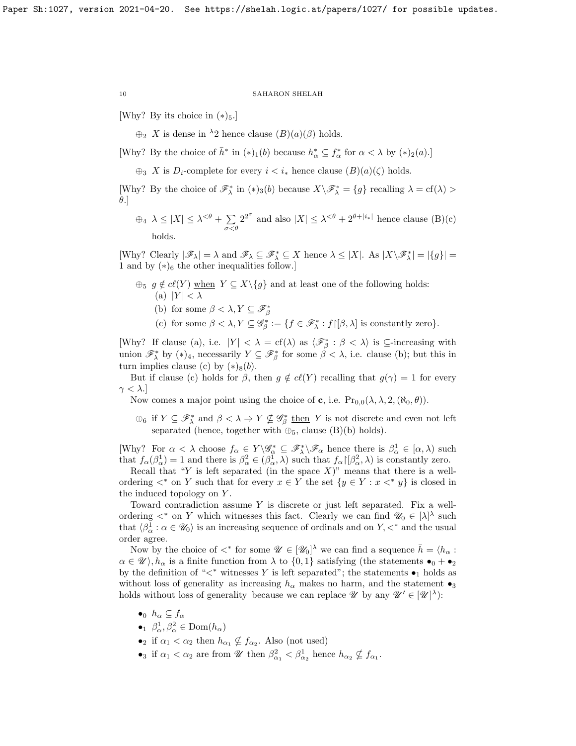[Why? By its choice in $(*)_5$.]

$\oplus_2$ $X$ is dense in ${}^\lambda 2$ hence clause $(B)(a)(\beta)$ holds.

[Why? By the choice of $\bar{h}^*$ in $(*)_1(b)$ because $h^*_\alpha \subseteq f^*_\alpha$ for $\alpha < \lambda$ by $(*)_2(a)$.]

$\oplus_3$ $X$ is $D_i$-complete for every $i < i_*$ hence clause $(B)(a)(\zeta)$ holds.

[Why? By the choice of $\mathscr{F}^*_\lambda$ in $(*)_3(b)$ because $X \backslash \mathscr{F}^*_\lambda = \{g\}$ recalling $\lambda = \mathrm{cf}(\lambda) > \theta$.]

$\oplus_4$ $\lambda \le |X| \le \lambda^{<\theta} + \sum\limits_{\sigma<\theta} 2^{2^\sigma}$ and also $|X| \le \lambda^{<\theta} + 2^{\theta+|i_*|}$ hence clause (B)(c) holds.

[Why? Clearly $|\mathscr{F}_\lambda| = \lambda$ and $\mathscr{F}_\lambda \subseteq \mathscr{F}^*_\lambda \subseteq X$ hence $\lambda \le |X|$. As $|X\backslash\mathscr{F}^*_\lambda| = |\{g\}| = 1$ and by $(*)_6$ the other inequalities follow.]

$\oplus_5$ $g \notin c\ell(Y)$ when $Y \subseteq X\backslash\{g\}$ and at least one of the following holds:
(a) $|Y| < \lambda$
(b) for some $\beta < \lambda, Y \subseteq \mathscr{F}^*_\beta$
(c) for some $\beta < \lambda, Y \subseteq \mathscr{G}^*_\beta := \{f \in \mathscr{F}^*_\lambda : f{\restriction}[\beta, \lambda]$ is constantly zero$\}$.

[Why? If clause (a), i.e. $|Y| < \lambda = \mathrm{cf}(\lambda)$ as $\langle \mathscr{F}^*_\beta : \beta < \lambda\rangle$ is $\subseteq$-increasing with union $\mathscr{F}^*_\lambda$ by $(*)_4$, necessarily $Y \subseteq \mathscr{F}^*_\beta$ for some $\beta < \lambda$, i.e. clause (b); but this in turn implies clause (c) by $(*)_8(b)$.

But if clause (c) holds for $\beta$, then $g \notin c\ell(Y)$ recalling that $g(\gamma) = 1$ for every $\gamma < \lambda$.]

Now comes a major point using the choice of $\mathbf{c}$, i.e. $\mathrm{Pr}_{0,0}(\lambda, \lambda, 2, (\aleph_0, \theta))$.

$\oplus_6$ if $Y \subseteq \mathscr{F}^*_\lambda$ and $\beta < \lambda \Rightarrow Y \nsubseteq \mathscr{G}^*_\beta$ then $Y$ is not discrete and even not left separated (hence, together with $\oplus_5$, clause (B)(b) holds).

[Why? For $\alpha < \lambda$ choose $f_\alpha \in Y\backslash\mathscr{G}^*_\alpha \subseteq \mathscr{F}^*_\lambda\backslash\mathscr{F}_\alpha$ hence there is $\beta^1_\alpha \in [\alpha, \lambda)$ such that $f_\alpha(\beta^1_\alpha) = 1$ and there is $\beta^2_\alpha \in (\beta^1_\alpha, \lambda)$ such that $f_\alpha{\restriction}[\beta^2_\alpha, \lambda)$ is constantly zero.

Recall that "$Y$ is left separated (in the space $X$)" means that there is a well-ordering $<^*$ on $Y$ such that for every $x \in Y$ the set $\{y \in Y : x <^* y\}$ is closed in the induced topology on $Y$.

Toward contradiction assume $Y$ is discrete or just left separated. Fix a well-ordering $<^*$ on $Y$ which witnesses this fact. Clearly we can find $\mathscr{U}_0 \in [\lambda]^\lambda$ such that $\langle \beta^1_\alpha : \alpha \in \mathscr{U}_0\rangle$ is an increasing sequence of ordinals and on $Y, <^*$ and the usual order agree.

Now by the choice of $<^*$ for some $\mathscr{U} \in [\mathscr{U}_0]^\lambda$ we can find a sequence $\bar{h} = \langle h_\alpha : \alpha \in \mathscr{U}\rangle, h_\alpha$ is a finite function from $\lambda$ to $\{0,1\}$ satisfying (the statements $\bullet_0 + \bullet_2$ by the definition of "$<^*$ witnesses $Y$ is left separated"; the statements $\bullet_1$ holds as without loss of generality as increasing $h_\alpha$ makes no harm, and the statement $\bullet_3$ holds without loss of generality because we can replace $\mathscr{U}$ by any $\mathscr{U}' \in [\mathscr{U}]^\lambda$):

- $\bullet_0$ $h_\alpha \subseteq f_\alpha$
- $\bullet_1$ $\beta^1_\alpha, \beta^2_\alpha \in \mathrm{Dom}(h_\alpha)$
- $\bullet_2$ if $\alpha_1 < \alpha_2$ then $h_{\alpha_1} \nsubseteq f_{\alpha_2}$. Also (not used)
- $\bullet_3$ if $\alpha_1 < \alpha_2$ are from $\mathscr{U}$ then $\beta^2_{\alpha_1} < \beta^1_{\alpha_2}$ hence $h_{\alpha_2} \nsubseteq f_{\alpha_1}$.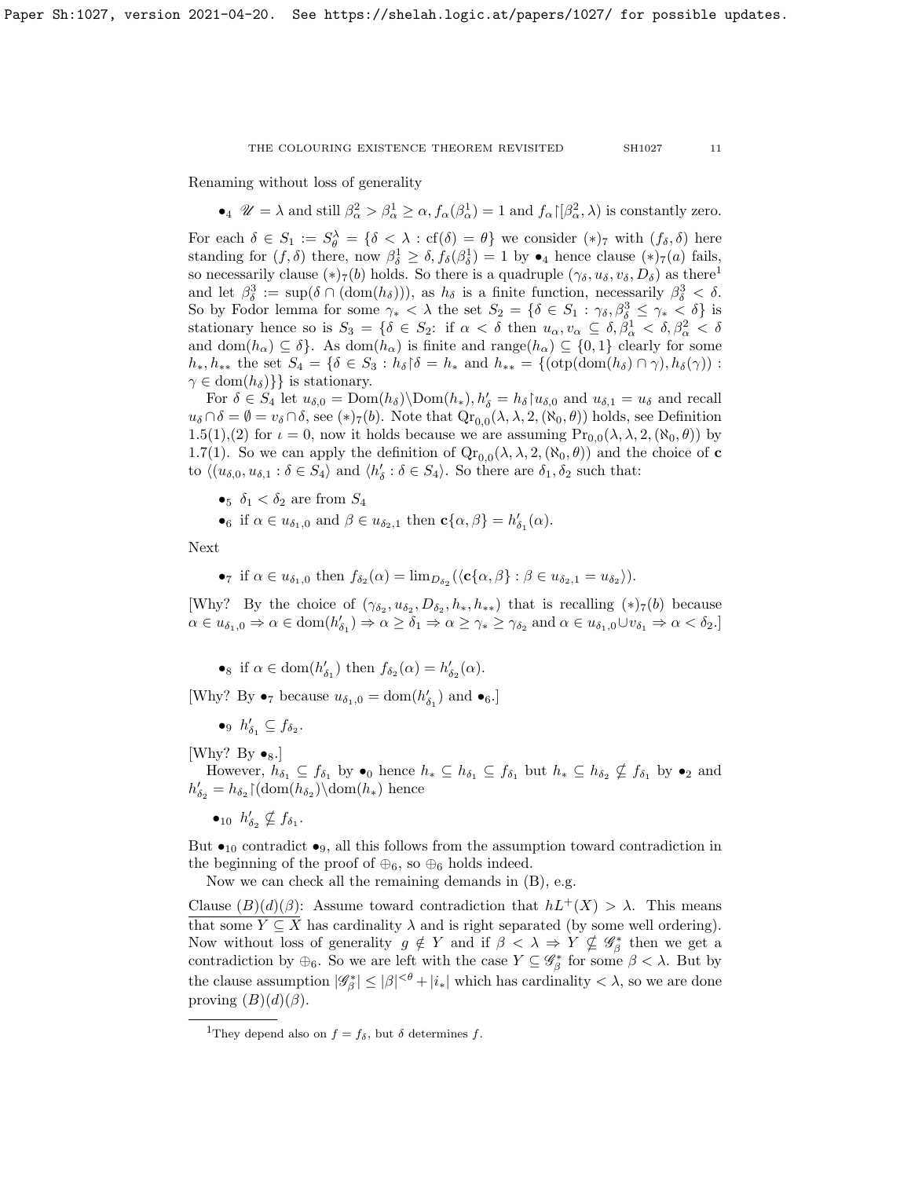Renaming without loss of generality

- $\bullet_4$ $\mathscr{U} = \lambda$ and still $\beta^2_\alpha > \beta^1_\alpha \ge \alpha, f_\alpha(\beta^1_\alpha) = 1$ and $f_\alpha{\restriction}[\beta^2_\alpha, \lambda)$ is constantly zero.

For each $\delta \in S_1 := S^\lambda_\theta = \{\delta < \lambda : \mathrm{cf}(\delta) = \theta\}$ we consider $(*)_7$ with $(f_\delta, \delta)$ here standing for $(f, \delta)$ there, now $\beta^1_\delta \ge \delta, f_\delta(\beta^1_\delta) = 1$ by $\bullet_4$ hence clause $(*)_7(a)$ fails, so necessarily clause $(*)_7(b)$ holds. So there is a quadruple $(\gamma_\delta, u_\delta, v_\delta, D_\delta)$ as there[1] and let $\beta^3_\delta := \sup(\delta \cap (\mathrm{dom}(h_\delta)))$, as $h_\delta$ is a finite function, necessarily $\beta^3_\delta < \delta$. So by Fodor lemma for some $\gamma_* < \lambda$ the set $S_2 = \{\delta \in S_1 : \gamma_\delta, \beta^3_\delta \le \gamma_* < \delta\}$ is stationary hence so is $S_3 = \{\delta \in S_2$: if $\alpha < \delta$ then $u_\alpha, v_\alpha \subseteq \delta, \beta^1_\alpha < \delta, \beta^2_\alpha < \delta$ and $\mathrm{dom}(h_\alpha) \subseteq \delta\}$. As $\mathrm{dom}(h_\alpha)$ is finite and $\mathrm{range}(h_\alpha) \subseteq \{0, 1\}$ clearly for some $h_*, h_{**}$ the set $S_4 = \{\delta \in S_3 : h_\delta{\restriction}\delta = h_*$ and $h_{**} = \{(\mathrm{otp}(\mathrm{dom}(h_\delta) \cap \gamma), h_\delta(\gamma)) : \gamma \in \mathrm{dom}(h_\delta)\}\}$ is stationary.

For $\delta \in S_4$ let $u_{\delta,0} = \mathrm{Dom}(h_\delta) \backslash \mathrm{Dom}(h_*), h'_\delta = h_\delta{\restriction}u_{\delta,0}$ and $u_{\delta,1} = u_\delta$ and recall $u_\delta \cap \delta = \emptyset = v_\delta \cap \delta$, see $(*)_7(b)$. Note that $\mathrm{Qr}_{0,0}(\lambda, \lambda, 2, (\aleph_0, \theta))$ holds, see Definition 1.5(1),(2) for $\iota = 0$, now it holds because we are assuming $\mathrm{Pr}_{0,0}(\lambda, \lambda, 2, (\aleph_0, \theta))$ by 1.7(1). So we can apply the definition of $\mathrm{Qr}_{0,0}(\lambda, \lambda, 2, (\aleph_0, \theta))$ and the choice of $\mathbf{c}$ to $\langle (u_{\delta,0}, u_{\delta,1} : \delta \in S_4\rangle$ and $\langle h'_\delta : \delta \in S_4\rangle$. So there are $\delta_1, \delta_2$ such that:

- $\bullet_5$ $\delta_1 < \delta_2$ are from $S_4$
- $\bullet_6$ if $\alpha \in u_{\delta_1,0}$ and $\beta \in u_{\delta_2,1}$ then $\mathbf{c}\{\alpha, \beta\} = h'_{\delta_1}(\alpha)$.

Next

- $\bullet_7$ if $\alpha \in u_{\delta_1,0}$ then $f_{\delta_2}(\alpha) = \lim_{D_{\delta_2}}(\langle \mathbf{c}\{\alpha, \beta\} : \beta \in u_{\delta_2,1} = u_{\delta_2}\rangle)$.

[Why? By the choice of $(\gamma_{\delta_2}, u_{\delta_2}, D_{\delta_2}, h_*, h_{**})$ that is recalling $(*)_7(b)$ because $\alpha \in u_{\delta_1,0} \Rightarrow \alpha \in \mathrm{dom}(h'_{\delta_1}) \Rightarrow \alpha \ge \delta_1 \Rightarrow \alpha \ge \gamma_* \ge \gamma_{\delta_2}$ and $\alpha \in u_{\delta_1,0} \cup v_{\delta_1} \Rightarrow \alpha < \delta_2$.]

- $\bullet_8$ if $\alpha \in \mathrm{dom}(h'_{\delta_1})$ then $f_{\delta_2}(\alpha) = h'_{\delta_2}(\alpha)$.

[Why? By $\bullet_7$ because $u_{\delta_1,0} = \mathrm{dom}(h'_{\delta_1})$ and $\bullet_6$.]

- $\bullet_9$ $h'_{\delta_1} \subseteq f_{\delta_2}$.

[Why? By $\bullet_8$.]

However, $h_{\delta_1} \subseteq f_{\delta_1}$ by $\bullet_0$ hence $h_* \subseteq h_{\delta_1} \subseteq f_{\delta_1}$ but $h_* \subseteq h_{\delta_2} \nsubseteq f_{\delta_1}$ by $\bullet_2$ and $h'_{\delta_2} = h_{\delta_2}{\restriction}(\mathrm{dom}(h_{\delta_2}) \backslash \mathrm{dom}(h_*))$ hence

- $\bullet_{10}$ $h'_{\delta_2} \nsubseteq f_{\delta_1}$.

But $\bullet_{10}$ contradict $\bullet_9$, all this follows from the assumption toward contradiction in the beginning of the proof of $\oplus_6$, so $\oplus_6$ holds indeed.

Now we can check all the remaining demands in (B), e.g.

Clause $(B)(d)(\beta)$: Assume toward contradiction that $hL^+(X) > \lambda$. This means that some $Y \subseteq X$ has cardinality $\lambda$ and is right separated (by some well ordering). Now without loss of generality $g \notin Y$ and if $\beta < \lambda \Rightarrow Y \nsubseteq \mathscr{G}^*_\beta$ then we get a contradiction by $\oplus_6$. So we are left with the case $Y \subseteq \mathscr{G}^*_\beta$ for some $\beta < \lambda$. But by the clause assumption $|\mathscr{G}^*_\beta| \le |\beta|^{<\theta} + |i_*|$ which has cardinality $< \lambda$, so we are done proving $(B)(d)(\beta)$.

---

[1] They depend also on $f = f_\delta$, but $\delta$ determines $f$.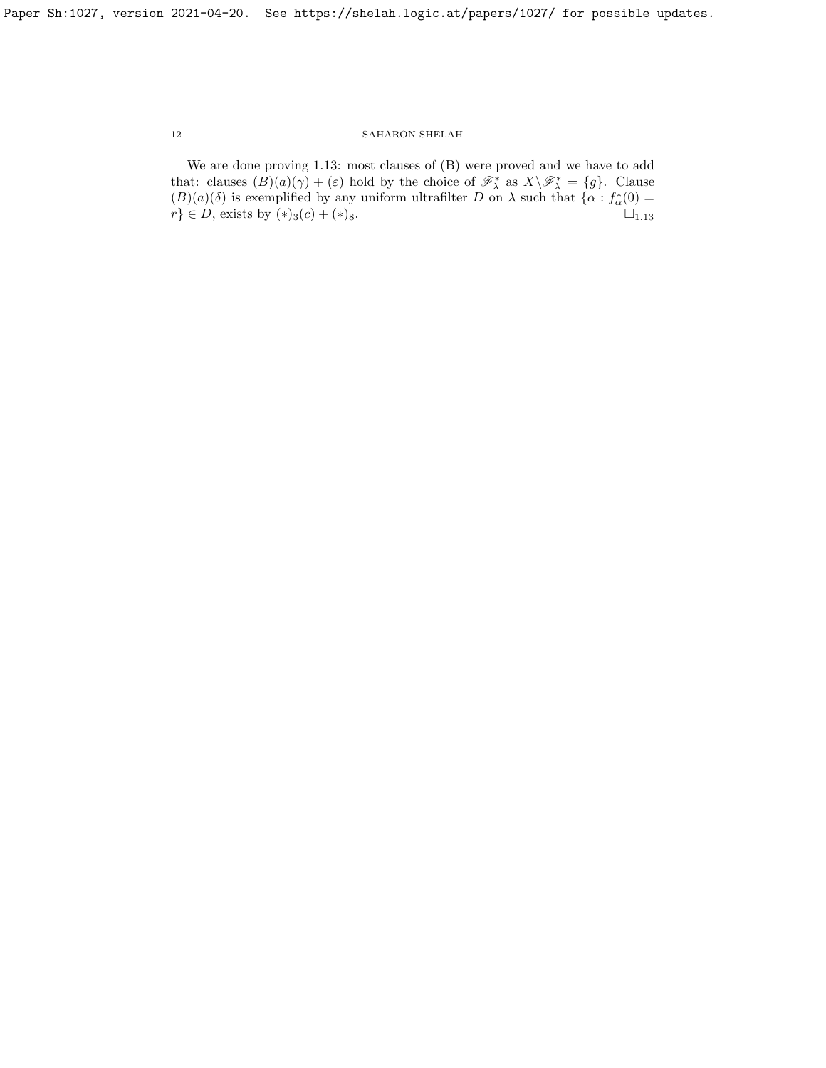We are done proving 1.13: most clauses of (B) were proved and we have to add that: clauses $(B)(a)(\gamma) + (\varepsilon)$ hold by the choice of $\mathscr{F}^*_\lambda$ as $X \backslash \mathscr{F}^*_\lambda = \{g\}$. Clause $(B)(a)(\delta)$ is exemplified by any uniform ultrafilter $D$ on $\lambda$ such that $\{\alpha : f^*_\alpha(0) = r\} \in D$, exists by $(*)_3(c) + (*)_8$. $\square_{1.13}$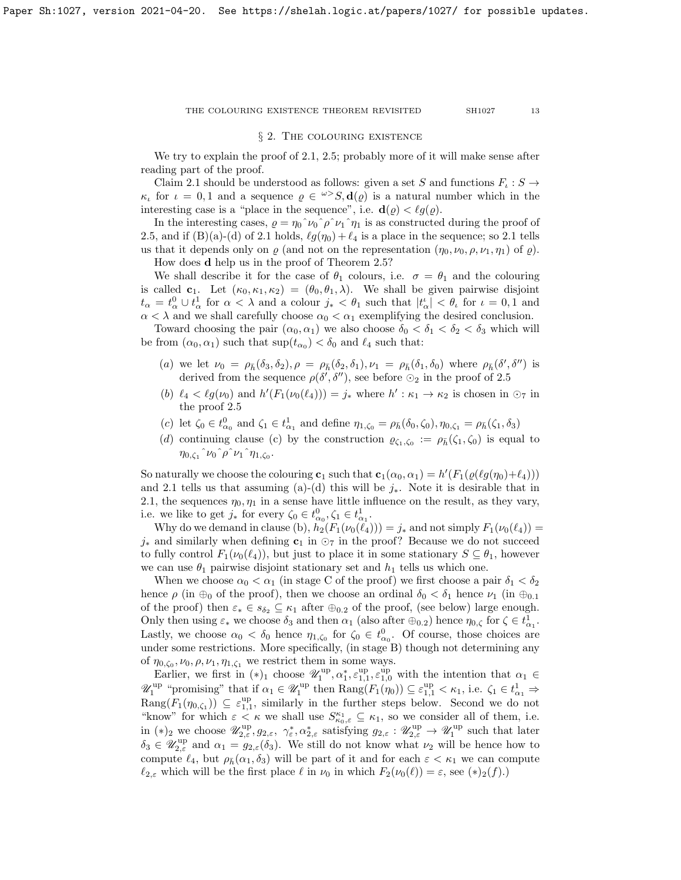## § 2. The colouring existence

We try to explain the proof of 2.1, 2.5; probably more of it will make sense after reading part of the proof.

Claim 2.1 should be understood as follows: given a set $S$ and functions $F_\iota : S \to \kappa_\iota$ for $\iota = 0, 1$ and a sequence $\varrho \in {}^{\omega>}S, \mathbf{d}(\varrho)$ is a natural number which in the interesting case is a "place in the sequence", i.e. $\mathbf{d}(\varrho) < \ell g(\varrho)$.

In the interesting cases, $\varrho = \eta_0\hat{\ }\nu_0\hat{\ }\rho\hat{\ }\nu_1\hat{\ }\eta_1$ is as constructed during the proof of 2.5, and if (B)(a)-(d) of 2.1 holds, $\ell g(\eta_0) + \ell_4$ is a place in the sequence; so 2.1 tells us that it depends only on $\varrho$ (and not on the representation $(\eta_0, \nu_0, \rho, \nu_1, \eta_1)$ of $\varrho$).

How does $\mathbf{d}$ help us in the proof of Theorem 2.5?

We shall describe it for the case of $\theta_1$ colours, i.e. $\sigma = \theta_1$ and the colouring is called $\mathbf{c}_1$. Let $(\kappa_0, \kappa_1, \kappa_2) = (\theta_0, \theta_1, \lambda)$. We shall be given pairwise disjoint $t_\alpha = t^0_\alpha \cup t^1_\alpha$ for $\alpha < \lambda$ and a colour $j_* < \theta_1$ such that $|t^\iota_\alpha| < \theta_\iota$ for $\iota = 0, 1$ and $\alpha < \lambda$ and we shall carefully choose $\alpha_0 < \alpha_1$ exemplifying the desired conclusion.

Toward choosing the pair $(\alpha_0, \alpha_1)$ we also choose $\delta_0 < \delta_1 < \delta_2 < \delta_3$ which will be from $(\alpha_0, \alpha_1)$ such that $\sup(t_{\alpha_0}) < \delta_0$ and $\ell_4$ such that:

- $(a)$ we let $\nu_0 = \rho_{\bar{h}}(\delta_3, \delta_2), \rho = \rho_{\bar{h}}(\delta_2, \delta_1), \nu_1 = \rho_{\bar{h}}(\delta_1, \delta_0)$ where $\rho_{\bar{h}}(\delta', \delta'')$ is derived from the sequence $\rho(\delta', \delta'')$, see before $\odot_2$ in the proof of 2.5
- $(b)$ $\ell_4 < \ell g(\nu_0)$ and $h'(F_1(\nu_0(\ell_4))) = j_*$ where $h' : \kappa_1 \to \kappa_2$ is chosen in $\odot_7$ in the proof 2.5
- $(c)$ let $\zeta_0 \in t^0_{\alpha_0}$ and $\zeta_1 \in t^1_{\alpha_1}$ and define $\eta_{1,\zeta_0} = \rho_{\bar{h}}(\delta_0, \zeta_0), \eta_{0,\zeta_1} = \rho_{\bar{h}}(\zeta_1, \delta_3)$
- $(d)$ continuing clause (c) by the construction $\varrho_{\zeta_1,\zeta_0} := \rho_{\bar{h}}(\zeta_1, \zeta_0)$ is equal to $\eta_{0,\zeta_1}\hat{\ }\nu_0\hat{\ }\rho\hat{\ }\nu_1\hat{\ }\eta_{1,\zeta_0}$.

So naturally we choose the colouring $\mathbf{c}_1$ such that $\mathbf{c}_1(\alpha_0, \alpha_1) = h'(F_1(\varrho(\ell g(\eta_0) + \ell_4)))$ and 2.1 tells us that assuming (a)-(d) this will be $j_*$. Note it is desirable that in 2.1, the sequences $\eta_0, \eta_1$ in a sense have little influence on the result, as they vary, i.e. we like to get $j_*$ for every $\zeta_0 \in t^0_{\alpha_0}, \zeta_1 \in t^1_{\alpha_1}$.

Why do we demand in clause (b), $h_2(F_1(\nu_0(\ell_4))) = j_*$ and not simply $F_1(\nu_0(\ell_4)) = j_*$ and similarly when defining $\mathbf{c}_1$ in $\odot_7$ in the proof? Because we do not succeed to fully control $F_1(\nu_0(\ell_4))$, but just to place it in some stationary $S \subseteq \theta_1$, however we can use $\theta_1$ pairwise disjoint stationary set and $h_1$ tells us which one.

When we choose $\alpha_0 < \alpha_1$ (in stage C of the proof) we first choose a pair $\delta_1 < \delta_2$ hence $\rho$ (in $\oplus_0$ of the proof), then we choose an ordinal $\delta_0 < \delta_1$ hence $\nu_1$ (in $\oplus_{0.1}$ of the proof) then $\varepsilon_* \in s_{\delta_2} \subseteq \kappa_1$ after $\oplus_{0.2}$ of the proof, (see below) large enough. Only then using $\varepsilon_*$ we choose $\delta_3$ and then $\alpha_1$ (also after $\oplus_{0.2}$) hence $\eta_{0,\zeta}$ for $\zeta \in t^1_{\alpha_1}$. Lastly, we choose $\alpha_0 < \delta_0$ hence $\eta_{1,\zeta_0}$ for $\zeta_0 \in t^0_{\alpha_0}$. Of course, those choices are under some restrictions. More specifically, (in stage B) though not determining any of $\eta_{0,\zeta_0}, \nu_0, \rho, \nu_1, \eta_{1,\zeta_1}$ we restrict them in some ways.

Earlier, we first in $(*)_1$ choose $\mathscr{U}^{\rm up}_1, \alpha^*_1, \varepsilon^{\rm up}_{1,1}, \varepsilon^{\rm up}_{1,0}$ with the intention that $\alpha_1 \in \mathscr{U}^{\rm up}_1$ "promising" that if $\alpha_1 \in \mathscr{U}^{\rm up}$ then $\mathrm{Rang}(F_1(\eta_0)) \subseteq \varepsilon^{\rm up}_{1,1} < \kappa_1$, i.e. $\zeta_1 \in t^1_{\alpha_1} \Rightarrow \mathrm{Rang}(F_1(\eta_{0,\zeta_1})) \subseteq \varepsilon^{\rm up}_{1,1}$, similarly in the further steps below. Second we do not "know" for which $\varepsilon < \kappa$ we shall use $S^{\kappa_1}_{\kappa_0,\varepsilon} \subseteq \kappa_1$, so we consider all of them, i.e. in $(*)_2$ we choose $\mathscr{U}^{\rm up}_{2,\varepsilon}, g_{2,\varepsilon}, \ \gamma^*_\varepsilon, \alpha^*_{2,\varepsilon}$ satisfying $g_{2,\varepsilon} : \mathscr{U}^{\rm up}_{2,\varepsilon} \to \mathscr{U}^{\rm up}_1$ such that later $\delta_3 \in \mathscr{U}^{\rm up}_{2,\varepsilon}$ and $\alpha_1 = g_{2,\varepsilon}(\delta_3)$. We still do not know what $\nu_2$ will be hence how to compute $\ell_4$, but $\rho_{\bar{h}}(\alpha_1, \delta_3)$ will be part of it and for each $\varepsilon < \kappa_1$ we can compute $\ell_{2,\varepsilon}$ which will be the first place $\ell$ in $\nu_0$ in which $F_2(\nu_0(\ell)) = \varepsilon$, see $(*)_2(f)$.)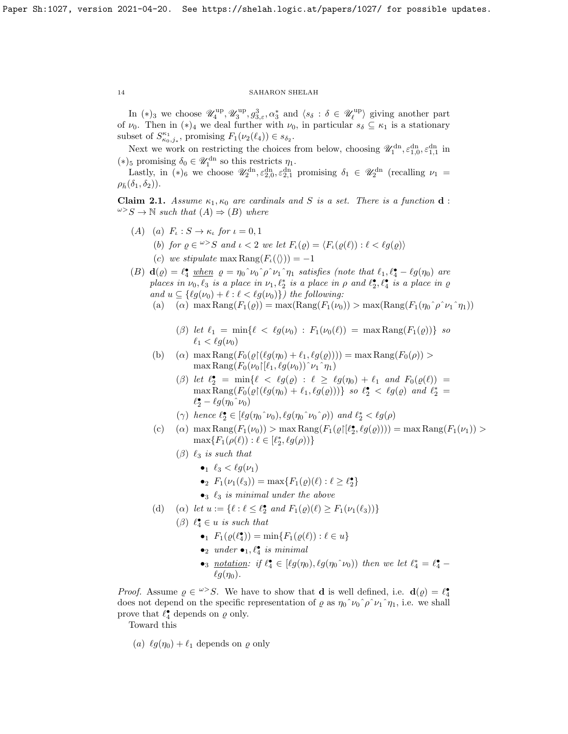In $(*)_3$ we choose $\mathscr{U}_4^{\rm up}, \mathscr{U}_3^{\rm up}, g^3_{3,\varepsilon}, \alpha^*_3$ and $\langle s_\delta : \delta \in \mathscr{U}_\ell^{\rm up}\rangle$ giving another part of $\nu_0$. Then in $(*)_4$ we deal further with $\nu_0$, in particular $s_\delta \subseteq \kappa_1$ is a stationary subset of $S^{\kappa_1}_{\kappa_0,j_*}$, promising $F_1(\nu_2(\ell_4)) \in s_{\delta_2}$.

Next we work on restricting the choices from below, choosing $\mathscr{U}_1^{\rm dn}, \varepsilon^{\rm dn}_{1,0}, \varepsilon^{\rm dn}_{1,1}$ in $(*)_5$ promising $\delta_0 \in \mathscr{U}_1^{\rm dn}$ so this restricts $\eta_1$.

Lastly, in $(*)_6$ we choose $\mathscr{U}_2^{\rm dn}, \varepsilon^{\rm dn}_{2,0}, \varepsilon^{\rm dn}_{2,1}$ promising $\delta_1 \in \mathscr{U}_2^{\rm dn}$ (recalling $\nu_1 = \rho_{\bar h}(\delta_1, \delta_2)$).

**Claim 2.1.** *Assume $\kappa_1, \kappa_0$ are cardinals and $S$ is a set. There is a function $\mathbf{d} : {}^{\omega>}S \to \mathbb{N}$ such that $(A) \Rightarrow (B)$ where*

- $(A)$ (a) $F_\iota : S \to \kappa_\iota$ *for* $\iota = 0, 1$
  - (b) *for $\varrho \in {}^{\omega>}S$ and $\iota < 2$ we let $F_\iota(\varrho) = \langle F_\iota(\varrho(\ell)) : \ell < \ell g(\varrho)\rangle$*
  - (c) *we stipulate* $\max \mathrm{Rang}(F_\iota(\langle\rangle)) = -1$
- $(B)$ $\mathbf{d}(\varrho) = \ell^\bullet_4$ *when* $\varrho = \eta_0{}^\frown\nu_0{}^\frown\rho{}^\frown\nu_1{}^\frown\eta_1$ *satisfies (note that $\ell_1, \ell^\bullet_4 - \ell g(\eta_0)$ are places in $\nu_0$, $\ell_3$ is a place in $\nu_1$, $\ell^*_2$ is a place in $\rho$ and $\ell^\bullet_2, \ell^\bullet_4$ is a place in $\varrho$ and $u \subseteq \{\ell g(\nu_0) + \ell : \ell < \ell g(\nu_0)\}$) the following:*
  - (a) $(\alpha)$ $\max \mathrm{Rang}(F_1(\varrho)) = \max(\mathrm{Rang}(F_1(\nu_0)) > \max(\mathrm{Rang}(F_1(\eta_0{}^\frown\rho{}^\frown\nu_1{}^\frown\eta_1))$
    - $(\beta)$ *let $\ell_1 = \min\{\ell < \ell g(\nu_0) : F_1(\nu_0(\ell)) = \max \mathrm{Rang}(F_1(\varrho))\}$ so $\ell_1 < \ell g(\nu_0)$*
  - (b) $(\alpha)$ $\max \mathrm{Rang}(F_0(\varrho{\restriction}(\ell g(\eta_0) + \ell_1, \ell g(\varrho)))) = \max \mathrm{Rang}(F_0(\rho)) > \max \mathrm{Rang}(F_0(\nu_0{\restriction}[\ell_1, \ell g(\nu_0))^\frown\nu_1{}^\frown\eta_1)$
    - $(\beta)$ *let $\ell^\bullet_2 = \min\{\ell < \ell g(\varrho) : \ell \geq \ell g(\eta_0) + \ell_1$ and $F_0(\varrho(\ell)) = \max \mathrm{Rang}(F_0(\varrho{\restriction}(\ell g(\eta_0) + \ell_1, \ell g(\varrho)))\}$ so $\ell^\bullet_2 < \ell g(\varrho)$ and $\ell^*_2 = \ell^\bullet_2 - \ell g(\eta_0{}^\frown\nu_0)$*
    - $(\gamma)$ *hence $\ell^\bullet_2 \in [\ell g(\eta_0{}^\frown\nu_0), \ell g(\eta_0{}^\frown\nu_0{}^\frown\rho))$ and $\ell^*_2 < \ell g(\rho)$*
  - (c) $(\alpha)$ $\max \mathrm{Rang}(F_1(\nu_0)) > \max \mathrm{Rang}(F_1(\varrho{\restriction}[\ell^\bullet_2, \ell g(\varrho)))) = \max \mathrm{Rang}(F_1(\nu_1)) > \max\{F_1(\rho(\ell)) : \ell \in [\ell^*_2, \ell g(\rho))\}$
    - $(\beta)$ *$\ell_3$ is such that*
      - $\bullet_1$ $\ell_3 < \ell g(\nu_1)$
      - $\bullet_2$ $F_1(\nu_1(\ell_3)) = \max\{F_1(\varrho)(\ell) : \ell \geq \ell^\bullet_2\}$
      - $\bullet_3$ *$\ell_3$ is minimal under the above*
  - (d) $(\alpha)$ *let* $u := \{\ell : \ell \leq \ell^\bullet_2$ *and* $F_1(\varrho)(\ell) \geq F_1(\nu_1(\ell_3))\}$
    - $(\beta)$ *$\ell^\bullet_4 \in u$ is such that*
      - $\bullet_1$ $F_1(\varrho(\ell^\bullet_4)) = \min\{F_1(\varrho(\ell)) : \ell \in u\}$
      - $\bullet_2$ *under $\bullet_1$, $\ell^\bullet_4$ is minimal*
      - $\bullet_3$ *notation: if $\ell^\bullet_4 \in [\ell g(\eta_0), \ell g(\eta_0{}^\frown\nu_0))$ then we let $\ell^*_4 = \ell^\bullet_4 - \ell g(\eta_0)$.*

*Proof.* Assume $\varrho \in {}^{\omega>}S$. We have to show that $\mathbf{d}$ is well defined, i.e. $\mathbf{d}(\varrho) = \ell^\bullet_4$ does not depend on the specific representation of $\varrho$ as $\eta_0{}^\frown\nu_0{}^\frown\rho{}^\frown\nu_1{}^\frown\eta_1$, i.e. we shall prove that $\ell^\bullet_4$ depends on $\varrho$ only.

Toward this

- $(a)$ $\ell g(\eta_0) + \ell_1$ depends on $\varrho$ only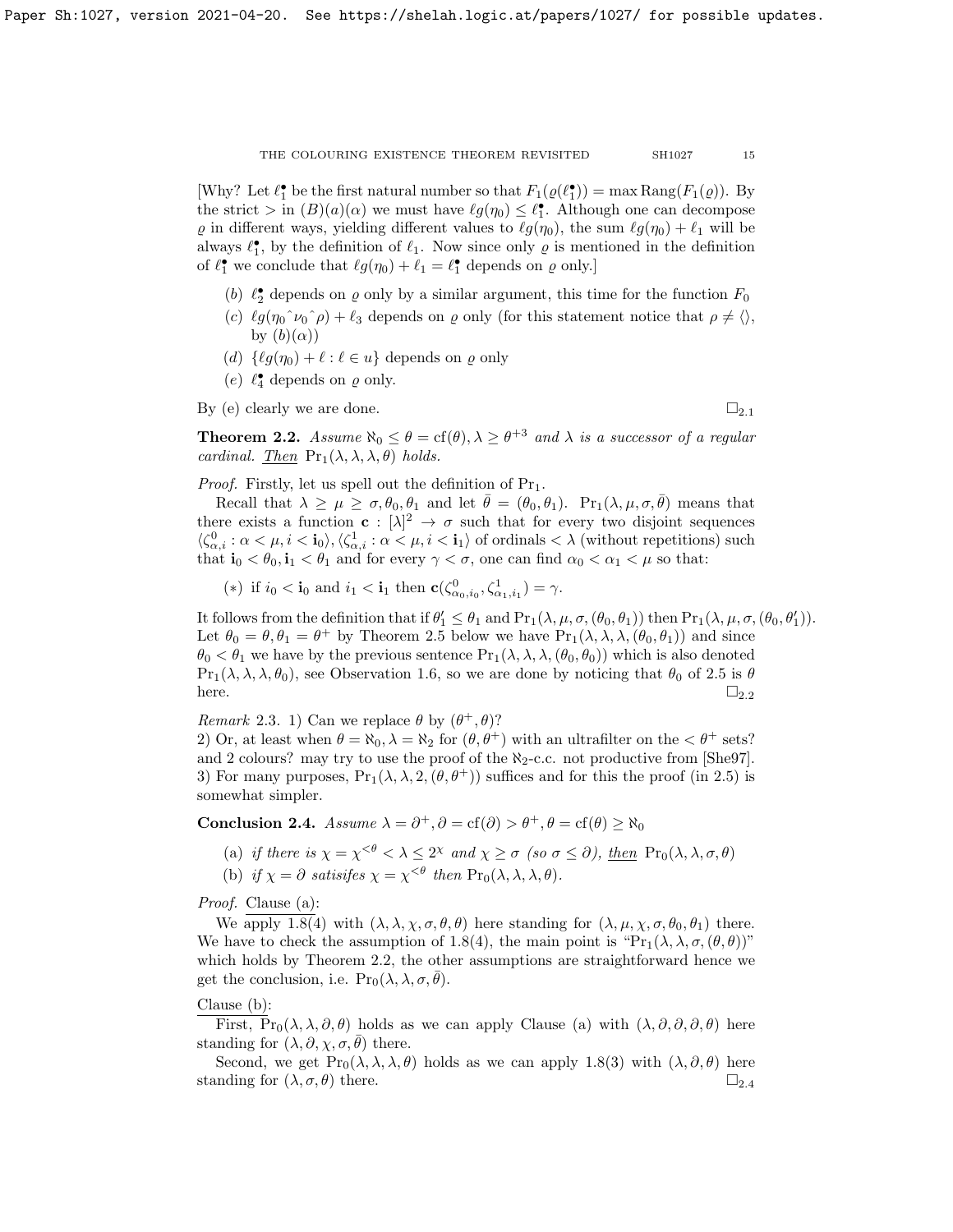[Why? Let $\ell_1^\bullet$ be the first natural number so that $F_1(\varrho(\ell_1^\bullet)) = \max \mathrm{Rang}(F_1(\varrho))$. By the strict $>$ in $(B)(a)(\alpha)$ we must have $\ell g(\eta_0) \le \ell_1^\bullet$. Although one can decompose $\varrho$ in different ways, yielding different values to $\ell g(\eta_0)$, the sum $\ell g(\eta_0) + \ell_1$ will be always $\ell_1^\bullet$, by the definition of $\ell_1$. Now since only $\varrho$ is mentioned in the definition of $\ell_1^\bullet$ we conclude that $\ell g(\eta_0) + \ell_1 = \ell_1^\bullet$ depends on $\varrho$ only.]

- $(b)$ $\ell_2^\bullet$ depends on $\varrho$ only by a similar argument, this time for the function $F_0$
- $(c)$ $\ell g(\eta_0 {}^\frown \nu_0 {}^\frown \rho) + \ell_3$ depends on $\varrho$ only (for this statement notice that $\rho \ne \langle\rangle$, by $(b)(\alpha)$)
- $(d)$ $\{\ell g(\eta_0) + \ell : \ell \in u\}$ depends on $\varrho$ only
- $(e)$ $\ell_4^\bullet$ depends on $\varrho$ only.

By (e) clearly we are done. $\square_{2.1}$

**Theorem 2.2.** *Assume $\aleph_0 \le \theta = \mathrm{cf}(\theta), \lambda \ge \theta^{+3}$ and $\lambda$ is a successor of a regular cardinal. Then $\mathrm{Pr}_1(\lambda, \lambda, \lambda, \theta)$ holds.*

*Proof.* Firstly, let us spell out the definition of $\mathrm{Pr}_1$.

Recall that $\lambda \ge \mu \ge \sigma, \theta_0, \theta_1$ and let $\bar\theta = (\theta_0, \theta_1)$. $\mathrm{Pr}_1(\lambda, \mu, \sigma, \bar\theta)$ means that there exists a function $\mathbf{c} : [\lambda]^2 \to \sigma$ such that for every two disjoint sequences $\langle \zeta^0_{\alpha,i} : \alpha < \mu, i < \mathbf{i}_0\rangle, \langle \zeta^1_{\alpha,i} : \alpha < \mu, i < \mathbf{i}_1\rangle$ of ordinals $< \lambda$ (without repetitions) such that $\mathbf{i}_0 < \theta_0, \mathbf{i}_1 < \theta_1$ and for every $\gamma < \sigma$, one can find $\alpha_0 < \alpha_1 < \mu$ so that:

$(*)$ if $i_0 < \mathbf{i}_0$ and $i_1 < \mathbf{i}_1$ then $\mathbf{c}(\zeta^0_{\alpha_0,i_0}, \zeta^1_{\alpha_1,i_1}) = \gamma$.

It follows from the definition that if $\theta_1' \le \theta_1$ and $\mathrm{Pr}_1(\lambda, \mu, \sigma, (\theta_0, \theta_1))$ then $\mathrm{Pr}_1(\lambda, \mu, \sigma, (\theta_0, \theta_1'))$. Let $\theta_0 = \theta, \theta_1 = \theta^+$ by Theorem 2.5 below we have $\mathrm{Pr}_1(\lambda, \lambda, \lambda, (\theta_0, \theta_1))$ and since $\theta_0 < \theta_1$ we have by the previous sentence $\mathrm{Pr}_1(\lambda, \lambda, \lambda, (\theta_0, \theta_0))$ which is also denoted $\mathrm{Pr}_1(\lambda, \lambda, \lambda, \theta_0)$, see Observation 1.6, so we are done by noticing that $\theta_0$ of 2.5 is $\theta$ here. $\square_{2.2}$

*Remark* 2.3. 1) Can we replace $\theta$ by $(\theta^+, \theta)$?
2) Or, at least when $\theta = \aleph_0, \lambda = \aleph_2$ for $(\theta, \theta^+)$ with an ultrafilter on the $< \theta^+$ sets? and 2 colours? may try to use the proof of the $\aleph_2$-c.c. not productive from [She97].
3) For many purposes, $\mathrm{Pr}_1(\lambda, \lambda, 2, (\theta, \theta^+))$ suffices and for this the proof (in 2.5) is somewhat simpler.

**Conclusion 2.4.** *Assume $\lambda = \partial^+, \partial = \mathrm{cf}(\partial) > \theta^+, \theta = \mathrm{cf}(\theta) \ge \aleph_0$*

- (a) *if there is $\chi = \chi^{<\theta} < \lambda \le 2^\chi$ and $\chi \ge \sigma$ (so $\sigma \le \partial$), then $\mathrm{Pr}_0(\lambda, \lambda, \sigma, \theta)$*
- (b) *if $\chi = \partial$ satisfies $\chi = \chi^{<\theta}$ then $\mathrm{Pr}_0(\lambda, \lambda, \lambda, \theta)$.*

*Proof.* Clause (a):

We apply 1.8(4) with $(\lambda, \lambda, \chi, \sigma, \theta, \theta)$ here standing for $(\lambda, \mu, \chi, \sigma, \theta_0, \theta_1)$ there. We have to check the assumption of 1.8(4), the main point is "$\mathrm{Pr}_1(\lambda, \lambda, \sigma, (\theta, \theta))$" which holds by Theorem 2.2, the other assumptions are straightforward hence we get the conclusion, i.e. $\mathrm{Pr}_0(\lambda, \lambda, \sigma, \bar\theta)$.

Clause (b):

First, $\mathrm{Pr}_0(\lambda, \lambda, \partial, \theta)$ holds as we can apply Clause (a) with $(\lambda, \partial, \partial, \partial, \theta)$ here standing for $(\lambda, \partial, \chi, \sigma, \bar\theta)$ there.

Second, we get $\mathrm{Pr}_0(\lambda, \lambda, \lambda, \theta)$ holds as we can apply 1.8(3) with $(\lambda, \partial, \theta)$ here standing for $(\lambda, \sigma, \theta)$ there. $\square_{2.4}$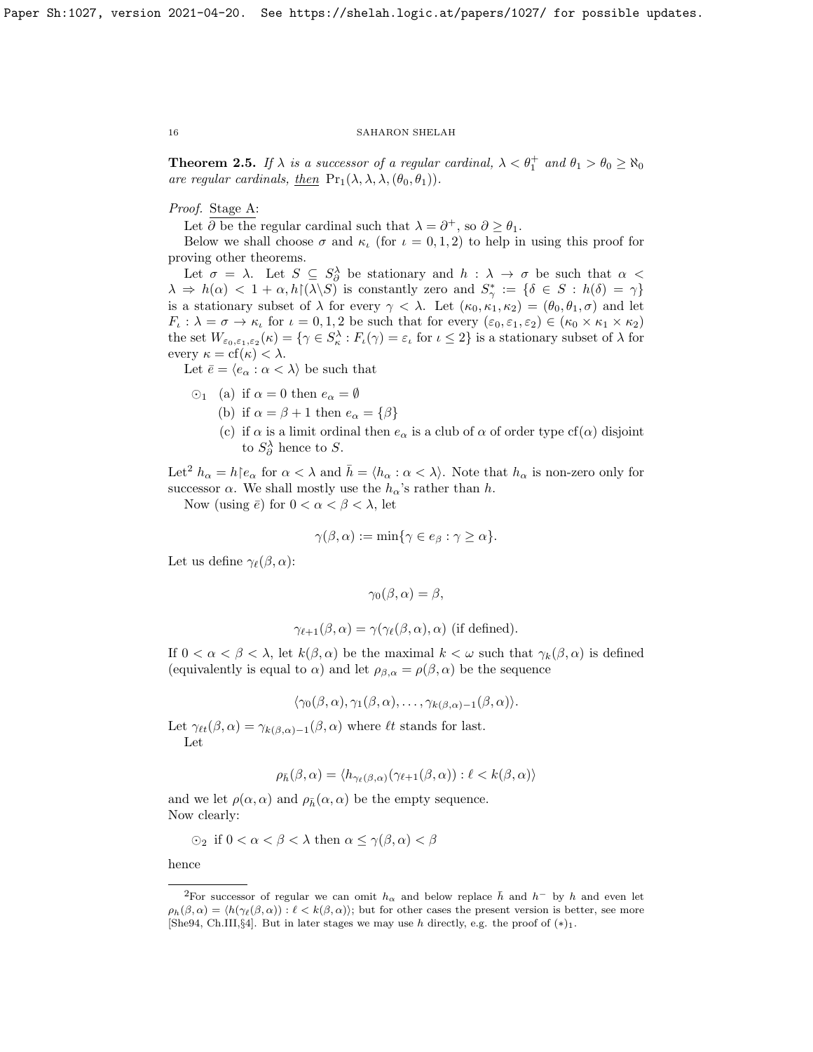**Theorem 2.5.** *If $\lambda$ is a successor of a regular cardinal, $\lambda < \theta_1^+$ and $\theta_1 > \theta_0 \geq \aleph_0$ are regular cardinals, <u>then</u> $\text{Pr}_1(\lambda, \lambda, \lambda, (\theta_0, \theta_1))$.*

*Proof.* <u>Stage A</u>:

Let $\partial$ be the regular cardinal such that $\lambda = \partial^+$, so $\partial \geq \theta_1$.

Below we shall choose $\sigma$ and $\kappa_\iota$ (for $\iota = 0, 1, 2$) to help in using this proof for proving other theorems.

Let $\sigma = \lambda$. Let $S \subseteq S^\lambda_\partial$ be stationary and $h : \lambda \to \sigma$ be such that $\alpha < \lambda \Rightarrow h(\alpha) < 1 + \alpha, h{\restriction}(\lambda \backslash S)$ is constantly zero and $S^*_\gamma := \{\delta \in S : h(\delta) = \gamma\}$ is a stationary subset of $\lambda$ for every $\gamma < \lambda$. Let $(\kappa_0, \kappa_1, \kappa_2) = (\theta_0, \theta_1, \sigma)$ and let $F_\iota : \lambda = \sigma \to \kappa_\iota$ for $\iota = 0, 1, 2$ be such that for every $(\varepsilon_0, \varepsilon_1, \varepsilon_2) \in (\kappa_0 \times \kappa_1 \times \kappa_2)$ the set $W_{\varepsilon_0, \varepsilon_1, \varepsilon_2}(\kappa) = \{\gamma \in S^\lambda_\kappa : F_\iota(\gamma) = \varepsilon_\iota \text{ for } \iota \leq 2\}$ is a stationary subset of $\lambda$ for every $\kappa = \text{cf}(\kappa) < \lambda$.

Let $\bar{e} = \langle e_\alpha : \alpha < \lambda \rangle$ be such that

$\odot_1$ (a) if $\alpha = 0$ then $e_\alpha = \emptyset$

(b) if $\alpha = \beta + 1$ then $e_\alpha = \{\beta\}$

(c) if $\alpha$ is a limit ordinal then $e_\alpha$ is a club of $\alpha$ of order type $\text{cf}(\alpha)$ disjoint to $S^\lambda_\partial$ hence to $S$.

Let[2] $h_\alpha = h{\restriction}e_\alpha$ for $\alpha < \lambda$ and $\bar{h} = \langle h_\alpha : \alpha < \lambda \rangle$. Note that $h_\alpha$ is non-zero only for successor $\alpha$. We shall mostly use the $h_\alpha$'s rather than $h$.

Now (using $\bar{e}$) for $0 < \alpha < \beta < \lambda$, let

$$\gamma(\beta, \alpha) := \min\{\gamma \in e_\beta : \gamma \geq \alpha\}.$$

Let us define $\gamma_\ell(\beta, \alpha)$:

$$\gamma_0(\beta, \alpha) = \beta,$$

$$\gamma_{\ell+1}(\beta, \alpha) = \gamma(\gamma_\ell(\beta, \alpha), \alpha) \text{ (if defined)}.$$

If $0 < \alpha < \beta < \lambda$, let $k(\beta, \alpha)$ be the maximal $k < \omega$ such that $\gamma_k(\beta, \alpha)$ is defined (equivalently is equal to $\alpha$) and let $\rho_{\beta,\alpha} = \rho(\beta, \alpha)$ be the sequence

$$\langle \gamma_0(\beta, \alpha), \gamma_1(\beta, \alpha), \ldots, \gamma_{k(\beta,\alpha)-1}(\beta, \alpha) \rangle.$$

Let $\gamma_{\ell t}(\beta, \alpha) = \gamma_{k(\beta,\alpha)-1}(\beta, \alpha)$ where $\ell t$ stands for last.

Let

$$\rho_{\bar{h}}(\beta, \alpha) = \langle h_{\gamma_\ell(\beta,\alpha)}(\gamma_{\ell+1}(\beta, \alpha)) : \ell < k(\beta, \alpha) \rangle$$

and we let $\rho(\alpha, \alpha)$ and $\rho_{\bar{h}}(\alpha, \alpha)$ be the empty sequence.

Now clearly:

$\odot_2$ if $0 < \alpha < \beta < \lambda$ then $\alpha \leq \gamma(\beta, \alpha) < \beta$

hence

---

[2] For successor of regular we can omit $h_\alpha$ and below replace $\bar{h}$ and $h^-$ by $h$ and even let $\rho_h(\beta, \alpha) = \langle h(\gamma_\ell(\beta, \alpha)) : \ell < k(\beta, \alpha) \rangle$; but for other cases the present version is better, see more [She94, Ch.III,§4]. But in later stages we may use $h$ directly, e.g. the proof of $(*)_1$.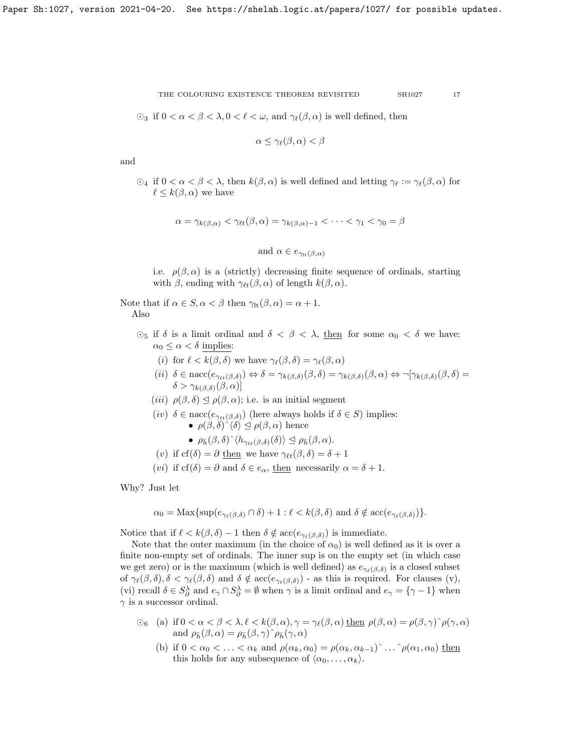$\odot_3$ if $0 < \alpha < \beta < \lambda, 0 < \ell < \omega$, and $\gamma_\ell(\beta, \alpha)$ is well defined, then

$$\alpha \le \gamma_\ell(\beta, \alpha) < \beta$$

and

$\odot_4$ if $0 < \alpha < \beta < \lambda$, then $k(\beta, \alpha)$ is well defined and letting $\gamma_\ell := \gamma_\ell(\beta, \alpha)$ for $\ell \le k(\beta, \alpha)$ we have

$$\alpha = \gamma_{k(\beta,\alpha)} < \gamma_{\ell t}(\beta, \alpha) = \gamma_{k(\beta,\alpha)-1} < \cdots < \gamma_1 < \gamma_0 = \beta$$

$$\text{and } \alpha \in e_{\gamma_{\mathrm{lt}}(\beta,\alpha)}$$

i.e. $\rho(\beta, \alpha)$ is a (strictly) decreasing finite sequence of ordinals, starting with $\beta$, ending with $\gamma_{\ell t}(\beta, \alpha)$ of length $k(\beta, \alpha)$.

Note that if $\alpha \in S, \alpha < \beta$ then $\gamma_{\mathrm{lt}}(\beta, \alpha) = \alpha + 1$.

Also

$\odot_5$ if $\delta$ is a limit ordinal and $\delta < \beta < \lambda$, <u>then</u> for some $\alpha_0 < \delta$ we have: $\alpha_0 \le \alpha < \delta$ <u>implies</u>:

- (i) for $\ell < k(\beta, \delta)$ we have $\gamma_\ell(\beta, \delta) = \gamma_\ell(\beta, \alpha)$
- (ii) $\delta \in \mathrm{nacc}(e_{\gamma_{\ell t}(\beta,\delta)}) \Leftrightarrow \delta = \gamma_{k(\beta,\delta)}(\beta, \delta) = \gamma_{k(\beta,\delta)}(\beta, \alpha) \Leftrightarrow \neg[\gamma_{k(\beta,\delta)}(\beta, \delta) = \delta > \gamma_{k(\beta,\delta)}(\beta, \alpha)]$
- (iii) $\rho(\beta, \delta) \trianglelefteq \rho(\beta, \alpha)$; i.e. is an initial segment
- (iv) $\delta \in \mathrm{nacc}(e_{\gamma_{\ell t}(\beta,\delta)})$ (here always holds if $\delta \in S$) implies:
  - $\rho(\beta, \delta)\char`^\langle \delta \rangle \trianglelefteq \rho(\beta, \alpha)$ hence
  - $\rho_{\bar h}(\beta, \delta)\char`^\langle h_{\gamma_{\ell t}(\beta,\delta)}(\delta) \rangle \trianglelefteq \rho_{\bar h}(\beta, \alpha)$.
- (v) if $\mathrm{cf}(\delta) = \partial$ <u>then</u> we have $\gamma_{\ell t}(\beta, \delta) = \delta + 1$
- (vi) if $\mathrm{cf}(\delta) = \partial$ and $\delta \in e_\alpha$, <u>then</u> necessarily $\alpha = \delta + 1$.

Why? Just let

$$\alpha_0 = \mathrm{Max}\{\sup(e_{\gamma_\ell(\beta,\delta)} \cap \delta) + 1 : \ell < k(\beta, \delta) \text{ and } \delta \notin \mathrm{acc}(e_{\gamma_\ell(\beta,\delta)})\}.$$

Notice that if $\ell < k(\beta, \delta) - 1$ then $\delta \notin \mathrm{acc}(e_{\gamma_\ell(\beta,\delta)})$ is immediate.

Note that the outer maximum (in the choice of $\alpha_0$) is well defined as it is over a finite non-empty set of ordinals. The inner sup is on the empty set (in which case we get zero) or is the maximum (which is well defined) as $e_{\gamma_\ell(\beta,\delta)}$ is a closed subset of $\gamma_\ell(\beta, \delta), \delta < \gamma_\ell(\beta, \delta)$ and $\delta \notin \mathrm{acc}(e_{\gamma_\ell(\beta,\delta)})$ - as this is required. For clauses (v), (vi) recall $\delta \in S^\lambda_\partial$ and $e_\gamma \cap S^\lambda_\partial = \emptyset$ when $\gamma$ is a limit ordinal and $e_\gamma = \{\gamma - 1\}$ when $\gamma$ is a successor ordinal.

$\odot_6$ (a) if $0 < \alpha < \beta < \lambda, \ell < k(\beta, \alpha), \gamma = \gamma_\ell(\beta, \alpha)$ <u>then</u> $\rho(\beta, \alpha) = \rho(\beta, \gamma)\char`^\rho(\gamma, \alpha)$ and $\rho_{\bar h}(\beta, \alpha) = \rho_{\bar h}(\beta, \gamma)\char`^\rho_{\bar h}(\gamma, \alpha)$

(b) if $0 < \alpha_0 < \ldots < \alpha_k$ and $\rho(\alpha_k, \alpha_0) = \rho(\alpha_k, \alpha_{k-1})\char`^\ldots\char`^\rho(\alpha_1, \alpha_0)$ <u>then</u> this holds for any subsequence of $\langle \alpha_0, \ldots, \alpha_k \rangle$.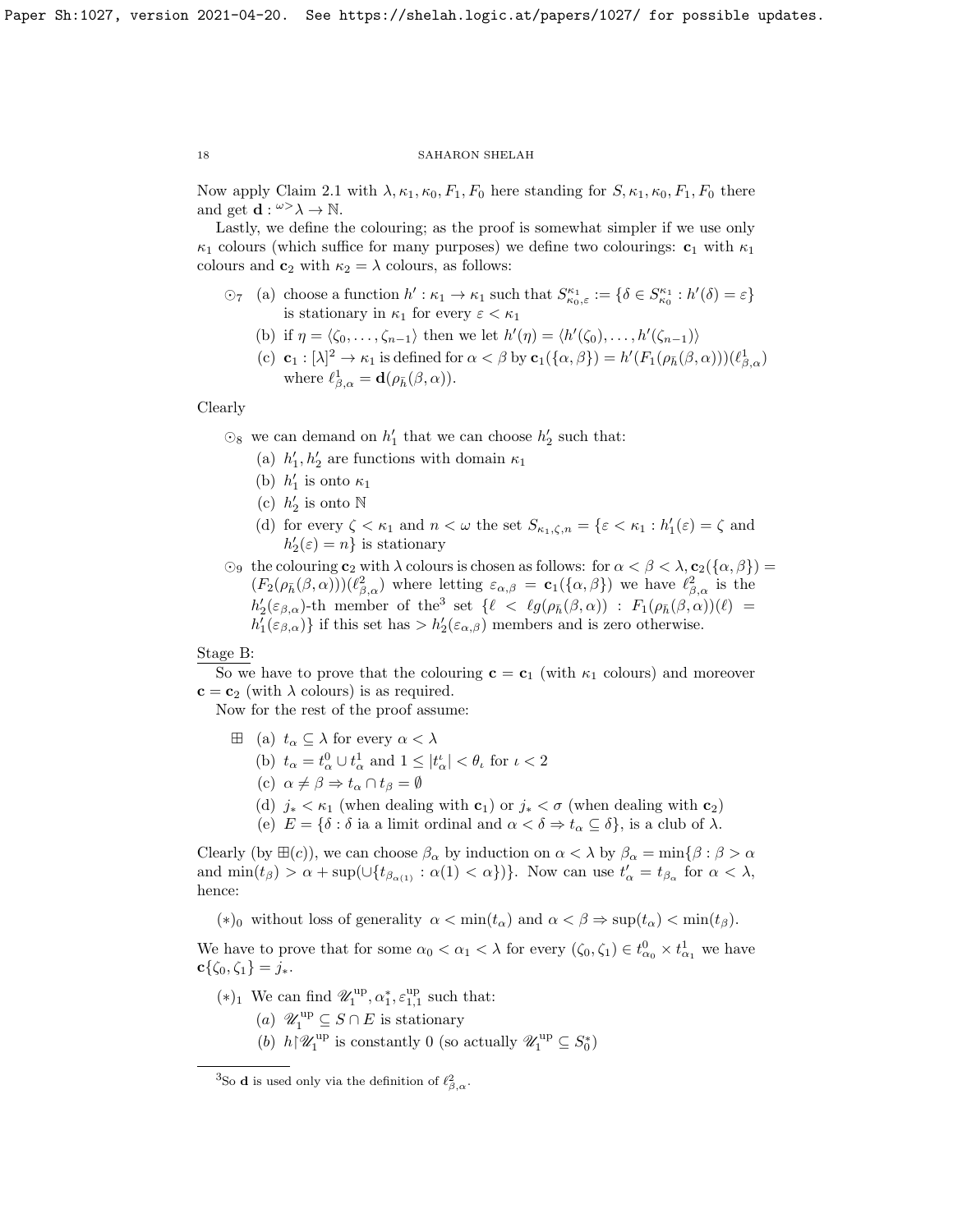Now apply Claim 2.1 with $\lambda, \kappa_1, \kappa_0, F_1, F_0$ here standing for $S, \kappa_1, \kappa_0, F_1, F_0$ there and get $\mathbf{d} : {}^{\omega>}\lambda \to \mathbb{N}$.

Lastly, we define the colouring; as the proof is somewhat simpler if we use only $\kappa_1$ colours (which suffice for many purposes) we define two colourings: $\mathbf{c}_1$ with $\kappa_1$ colours and $\mathbf{c}_2$ with $\kappa_2 = \lambda$ colours, as follows:

$\odot_7$ (a) choose a function $h' : \kappa_1 \to \kappa_1$ such that $S^{\kappa_1}_{\kappa_0,\varepsilon} := \{\delta \in S^{\kappa_1}_{\kappa_0} : h'(\delta) = \varepsilon\}$ is stationary in $\kappa_1$ for every $\varepsilon < \kappa_1$

(b) if $\eta = \langle \zeta_0, \ldots, \zeta_{n-1}\rangle$ then we let $h'(\eta) = \langle h'(\zeta_0), \ldots, h'(\zeta_{n-1})\rangle$

(c) $\mathbf{c}_1 : [\lambda]^2 \to \kappa_1$ is defined for $\alpha < \beta$ by $\mathbf{c}_1(\{\alpha,\beta\}) = h'(F_1(\rho_{\bar{h}}(\beta,\alpha)))(\ell^1_{\beta,\alpha})$ where $\ell^1_{\beta,\alpha} = \mathbf{d}(\rho_{\bar{h}}(\beta,\alpha))$.

Clearly

$\odot_8$ we can demand on $h'_1$ that we can choose $h'_2$ such that:

(a) $h'_1, h'_2$ are functions with domain $\kappa_1$

(b) $h'_1$ is onto $\kappa_1$

(c) $h'_2$ is onto $\mathbb{N}$

(d) for every $\zeta < \kappa_1$ and $n < \omega$ the set $S_{\kappa_1,\zeta,n} = \{\varepsilon < \kappa_1 : h'_1(\varepsilon) = \zeta$ and $h'_2(\varepsilon) = n\}$ is stationary

$\odot_9$ the colouring $\mathbf{c}_2$ with $\lambda$ colours is chosen as follows: for $\alpha < \beta < \lambda, \mathbf{c}_2(\{\alpha,\beta\}) = (F_2(\rho_{\bar{h}}(\beta,\alpha)))(\ell^2_{\beta,\alpha})$ where letting $\varepsilon_{\alpha,\beta} = \mathbf{c}_1(\{\alpha,\beta\})$ we have $\ell^2_{\beta,\alpha}$ is the $h'_2(\varepsilon_{\beta,\alpha})$-th member of the[3] set $\{\ell < \ell g(\rho_{\bar{h}}(\beta,\alpha)) : F_1(\rho_{\bar{h}}(\beta,\alpha))(\ell) = h'_1(\varepsilon_{\beta,\alpha})\}$ if this set has $> h'_2(\varepsilon_{\alpha,\beta})$ members and is zero otherwise.

Stage B:

So we have to prove that the colouring $\mathbf{c} = \mathbf{c}_1$ (with $\kappa_1$ colours) and moreover $\mathbf{c} = \mathbf{c}_2$ (with $\lambda$ colours) is as required.

Now for the rest of the proof assume:

$\boxplus$ (a) $t_\alpha \subseteq \lambda$ for every $\alpha < \lambda$

(b) $t_\alpha = t^0_\alpha \cup t^1_\alpha$ and $1 \le |t^\iota_\alpha| < \theta_\iota$ for $\iota < 2$

(c) $\alpha \ne \beta \Rightarrow t_\alpha \cap t_\beta = \emptyset$

(d) $j_* < \kappa_1$ (when dealing with $\mathbf{c}_1$) or $j_* < \sigma$ (when dealing with $\mathbf{c}_2$)

(e) $E = \{\delta : \delta$ ia a limit ordinal and $\alpha < \delta \Rightarrow t_\alpha \subseteq \delta\}$, is a club of $\lambda$.

Clearly (by $\boxplus(c)$), we can choose $\beta_\alpha$ by induction on $\alpha < \lambda$ by $\beta_\alpha = \min\{\beta : \beta > \alpha$ and $\min(t_\beta) > \alpha + \sup(\cup\{t_{\beta_{\alpha(1)}} : \alpha(1) < \alpha\})\}$. Now can use $t'_\alpha = t_{\beta_\alpha}$ for $\alpha < \lambda$, hence:

$(*)_0$ without loss of generality $\alpha < \min(t_\alpha)$ and $\alpha < \beta \Rightarrow \sup(t_\alpha) < \min(t_\beta)$.

We have to prove that for some $\alpha_0 < \alpha_1 < \lambda$ for every $(\zeta_0, \zeta_1) \in t^0_{\alpha_0} \times t^1_{\alpha_1}$ we have $\mathbf{c}\{\zeta_0, \zeta_1\} = j_*$.

$(*)_1$ We can find $\mathscr{U}^{\rm up}_1, \alpha^*_1, \varepsilon^{\rm up}_{1,1}$ such that:

(a) $\mathscr{U}^{\rm up}_1 \subseteq S \cap E$ is stationary

(b) $h{\restriction}\mathscr{U}^{\rm up}_1$ is constantly 0 (so actually $\mathscr{U}^{\rm up}_1 \subseteq S^*_0$)

---

[3] So $\mathbf{d}$ is used only via the definition of $\ell^2_{\beta,\alpha}$.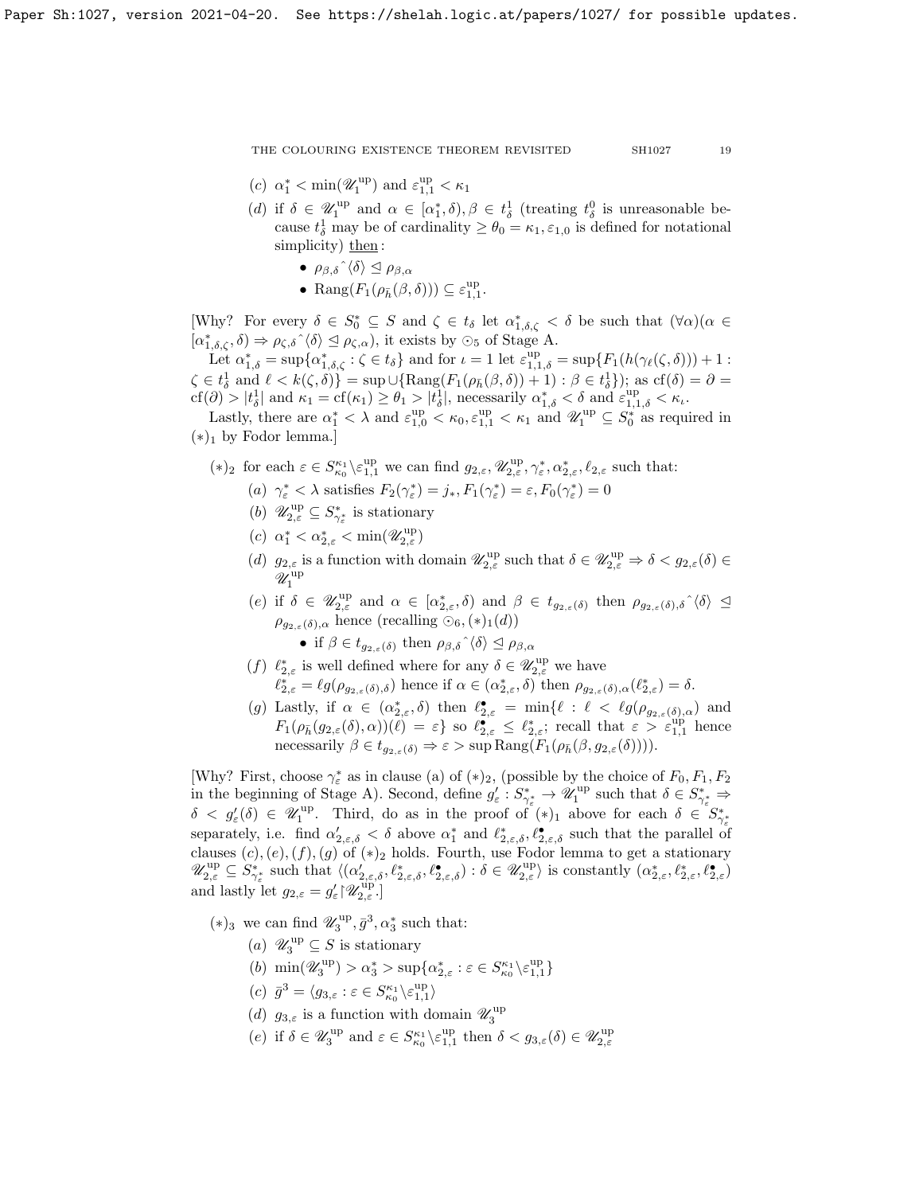(c) $\alpha_1^* < \min(\mathscr{U}_1^{\rm up})$ and $\varepsilon_{1,1}^{\rm up} < \kappa_1$

(d) if $\delta \in \mathscr{U}_1^{\rm up}$ and $\alpha \in [\alpha_1^*, \delta), \beta \in t_\delta^1$ (treating $t_\delta^0$ is unreasonable because $t_\delta^1$ may be of cardinality $\geq \theta_0 = \kappa_1, \varepsilon_{1,0}$ is defined for notational simplicity) then:

- $\rho_{\beta,\delta}{}^\frown\langle\delta\rangle \trianglelefteq \rho_{\beta,\alpha}$
- $\mathrm{Rang}(F_1(\rho_{\bar{h}}(\beta,\delta))) \subseteq \varepsilon_{1,1}^{\rm up}$.

[Why? For every $\delta \in S_0^* \subseteq S$ and $\zeta \in t_\delta$ let $\alpha_{1,\delta,\zeta}^* < \delta$ be such that $(\forall\alpha)(\alpha \in [\alpha_{1,\delta,\zeta}^*, \delta) \Rightarrow \rho_{\zeta,\delta}{}^\frown\langle\delta\rangle \trianglelefteq \rho_{\zeta,\alpha})$, it exists by $\odot_5$ of Stage A.

Let $\alpha_{1,\delta}^* = \sup\{\alpha_{1,\delta,\zeta}^* : \zeta \in t_\delta\}$ and for $\iota = 1$ let $\varepsilon_{1,1,\delta}^{\rm up} = \sup\{F_1(h(\gamma_\ell(\zeta,\delta))) + 1 : \zeta \in t_\delta^1$ and $\ell < k(\zeta,\delta)\} = \sup\cup\{\mathrm{Rang}(F_1(\rho_{\bar{h}}(\beta,\delta)) + 1) : \beta \in t_\delta^1\}$); as $\mathrm{cf}(\delta) = \partial = \mathrm{cf}(\partial) > |t_\delta^1|$ and $\kappa_1 = \mathrm{cf}(\kappa_1) \geq \theta_1 > |t_\delta^1|$, necessarily $\alpha_{1,\delta}^* < \delta$ and $\varepsilon_{1,1,\delta}^{\rm up} < \kappa_\iota$.

Lastly, there are $\alpha_1^* < \lambda$ and $\varepsilon_{1,0}^{\rm up} < \kappa_0, \varepsilon_{1,1}^{\rm up} < \kappa_1$ and $\mathscr{U}_1^{\rm up} \subseteq S_0^*$ as required in $(*)_1$ by Fodor lemma.]

$(*)_2$ for each $\varepsilon \in S_{\kappa_0}^{\kappa_1}\backslash\varepsilon_{1,1}^{\rm up}$ we can find $g_{2,\varepsilon}, \mathscr{U}_{2,\varepsilon}^{\rm up}, \gamma_\varepsilon^*, \alpha_{2,\varepsilon}^*, \ell_{2,\varepsilon}$ such that:

(a) $\gamma_\varepsilon^* < \lambda$ satisfies $F_2(\gamma_\varepsilon^*) = j_*, F_1(\gamma_\varepsilon^*) = \varepsilon, F_0(\gamma_\varepsilon^*) = 0$

(b) $\mathscr{U}_{2,\varepsilon}^{\rm up} \subseteq S_{\gamma_\varepsilon^*}^*$ is stationary

(c) $\alpha_1^* < \alpha_{2,\varepsilon}^* < \min(\mathscr{U}_{2,\varepsilon}^{\rm up})$

(d) $g_{2,\varepsilon}$ is a function with domain $\mathscr{U}_{2,\varepsilon}^{\rm up}$ such that $\delta \in \mathscr{U}_{2,\varepsilon}^{\rm up} \Rightarrow \delta < g_{2,\varepsilon}(\delta) \in \mathscr{U}_1^{\rm up}$

(e) if $\delta \in \mathscr{U}_{2,\varepsilon}^{\rm up}$ and $\alpha \in [\alpha_{2,\varepsilon}^*, \delta)$ and $\beta \in t_{g_{2,\varepsilon}(\delta)}$ then $\rho_{g_{2,\varepsilon}(\delta),\delta}{}^\frown\langle\delta\rangle \trianglelefteq \rho_{g_{2,\varepsilon}(\delta),\alpha}$ hence (recalling $\odot_6, (*)_1(d)$)

- if $\beta \in t_{g_{2,\varepsilon}(\delta)}$ then $\rho_{\beta,\delta}{}^\frown\langle\delta\rangle \trianglelefteq \rho_{\beta,\alpha}$

(f) $\ell_{2,\varepsilon}^*$ is well defined where for any $\delta \in \mathscr{U}_{2,\varepsilon}^{\rm up}$ we have $\ell_{2,\varepsilon}^* = \ell g(\rho_{g_{2,\varepsilon}(\delta),\delta})$ hence if $\alpha \in (\alpha_{2,\varepsilon}^*, \delta)$ then $\rho_{g_{2,\varepsilon}(\delta),\alpha}(\ell_{2,\varepsilon}^*) = \delta$.

(g) Lastly, if $\alpha \in (\alpha_{2,\varepsilon}^*, \delta)$ then $\ell_{2,\varepsilon}^\bullet = \min\{\ell : \ell < \ell g(\rho_{g_{2,\varepsilon}(\delta),\alpha})$ and $F_1(\rho_{\bar{h}}(g_{2,\varepsilon}(\delta),\alpha))(\ell) = \varepsilon\}$ so $\ell_{2,\varepsilon}^\bullet \leq \ell_{2,\varepsilon}^*$; recall that $\varepsilon > \varepsilon_{1,1}^{\rm up}$ hence necessarily $\beta \in t_{g_{2,\varepsilon}(\delta)} \Rightarrow \varepsilon > \sup\mathrm{Rang}(F_1(\rho_{\bar{h}}(\beta, g_{2,\varepsilon}(\delta))))$.

[Why? First, choose $\gamma_\varepsilon^*$ as in clause (a) of $(*)_2$, (possible by the choice of $F_0, F_1, F_2$ in the beginning of Stage A). Second, define $g'_\varepsilon : S_{\gamma_\varepsilon^*}^* \to \mathscr{U}_1^{\rm up}$ such that $\delta \in S_{\gamma_\varepsilon^*}^* \Rightarrow \delta < g'_\varepsilon(\delta) \in \mathscr{U}_1^{\rm up}$. Third, do as in the proof of $(*)_1$ above for each $\delta \in S_{\gamma_\varepsilon^*}^*$ separately, i.e. find $\alpha'_{2,\varepsilon,\delta} < \delta$ above $\alpha_1^*$ and $\ell_{2,\varepsilon,\delta}^*, \ell_{2,\varepsilon,\delta}^\bullet$ such that the parallel of clauses $(c), (e), (f), (g)$ of $(*)_2$ holds. Fourth, use Fodor lemma to get a stationary $\mathscr{U}_{2,\varepsilon}^{\rm up} \subseteq S_{\gamma_\varepsilon^*}^*$ such that $\langle(\alpha'_{2,\varepsilon,\delta}, \ell_{2,\varepsilon,\delta}^*, \ell_{2,\varepsilon,\delta}^\bullet) : \delta \in \mathscr{U}_{2,\varepsilon}^{\rm up}\rangle$ is constantly $(\alpha_{2,\varepsilon}^*, \ell_{2,\varepsilon}^*, \ell_{2,\varepsilon}^\bullet)$ and lastly let $g_{2,\varepsilon} = g'_\varepsilon{\restriction}\mathscr{U}_{2,\varepsilon}^{\rm up}$.]

$(*)_3$ we can find $\mathscr{U}_3^{\rm up}, \bar{g}^3, \alpha_3^*$ such that:

(a) $\mathscr{U}_3^{\rm up} \subseteq S$ is stationary

(b) $\min(\mathscr{U}_3^{\rm up}) > \alpha_3^* > \sup\{\alpha_{2,\varepsilon}^* : \varepsilon \in S_{\kappa_0}^{\kappa_1}\backslash\varepsilon_{1,1}^{\rm up}\}$

(c) $\bar{g}^3 = \langle g_{3,\varepsilon} : \varepsilon \in S_{\kappa_0}^{\kappa_1}\backslash\varepsilon_{1,1}^{\rm up}\rangle$

(d) $g_{3,\varepsilon}$ is a function with domain $\mathscr{U}_3^{\rm up}$

(e) if $\delta \in \mathscr{U}_3^{\rm up}$ and $\varepsilon \in S_{\kappa_0}^{\kappa_1}\backslash\varepsilon_{1,1}^{\rm up}$ then $\delta < g_{3,\varepsilon}(\delta) \in \mathscr{U}_{2,\varepsilon}^{\rm up}$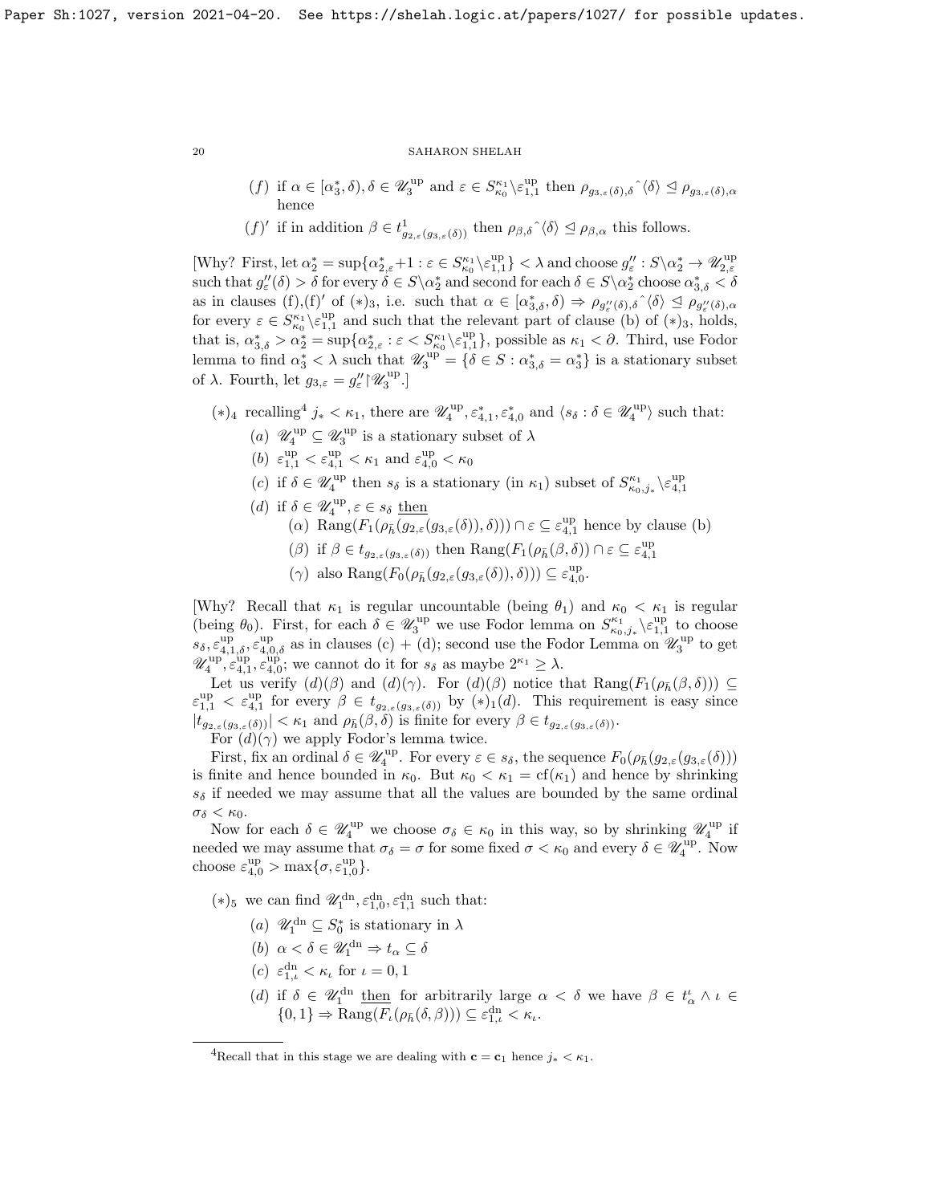(f) if $\alpha \in [\alpha^*_3, \delta), \delta \in \mathscr{U}^{\rm up}_3$ and $\varepsilon \in S^{\kappa_1}_{\kappa_0} \backslash \varepsilon^{\rm up}_{1,1}$ then $\rho_{g_{3,\varepsilon}(\delta),\delta}\char`\^\langle \delta \rangle \trianglelefteq \rho_{g_{3,\varepsilon}(\delta),\alpha}$ hence

(f)$'$ if in addition $\beta \in t^1_{g_{2,\varepsilon}(g_{3,\varepsilon}(\delta))}$ then $\rho_{\beta,\delta}\char`\^\langle \delta \rangle \trianglelefteq \rho_{\beta,\alpha}$ this follows.

[Why? First, let $\alpha^*_2 = \sup\{\alpha^*_{2,\varepsilon}+1 : \varepsilon \in S^{\kappa_1}_{\kappa_0} \backslash \varepsilon^{\rm up}_{1,1}\} < \lambda$ and choose $g''_\varepsilon : S \backslash \alpha^*_2 \to \mathscr{U}^{\rm up}_{2,\varepsilon}$ such that $g''_\varepsilon(\delta) > \delta$ for every $\delta \in S \backslash \alpha^*_2$ and second for each $\delta \in S \backslash \alpha^*_2$ choose $\alpha^*_{3,\delta} < \delta$ as in clauses (f),(f)$'$ of $(*)_3$, i.e. such that $\alpha \in [\alpha^*_{3,\delta}, \delta) \Rightarrow \rho_{g''_\varepsilon(\delta),\delta}\char`\^\langle \delta \rangle \trianglelefteq \rho_{g''_\varepsilon(\delta),\alpha}$ for every $\varepsilon \in S^{\kappa_1}_{\kappa_0} \backslash \varepsilon^{\rm up}_{1,1}$ and such that the relevant part of clause (b) of $(*)_3$, holds, that is, $\alpha^*_{3,\delta} > \alpha^*_2 = \sup\{\alpha^*_{2,\varepsilon} : \varepsilon < S^{\kappa_1}_{\kappa_0} \backslash \varepsilon^{\rm up}_{1,1}\}$, possible as $\kappa_1 < \partial$. Third, use Fodor lemma to find $\alpha^*_3 < \lambda$ such that $\mathscr{U}^{\rm up}_3 = \{\delta \in S : \alpha^*_{3,\delta} = \alpha^*_3\}$ is a stationary subset of $\lambda$. Fourth, let $g_{3,\varepsilon} = g''_\varepsilon \restriction \mathscr{U}^{\rm up}_3$.]

$(*)_4$ recalling[4] $j_* < \kappa_1$, there are $\mathscr{U}^{\rm up}_4, \varepsilon^*_{4,1}, \varepsilon^*_{4,0}$ and $\langle s_\delta : \delta \in \mathscr{U}^{\rm up}_4 \rangle$ such that:

- (a) $\mathscr{U}^{\rm up}_4 \subseteq \mathscr{U}^{\rm up}_3$ is a stationary subset of $\lambda$
- (b) $\varepsilon^{\rm up}_{1,1} < \varepsilon^{\rm up}_{4,1} < \kappa_1$ and $\varepsilon^{\rm up}_{4,0} < \kappa_0$
- (c) if $\delta \in \mathscr{U}^{\rm up}_4$ then $s_\delta$ is a stationary (in $\kappa_1$) subset of $S^{\kappa_1}_{\kappa_0, j_*} \backslash \varepsilon^{\rm up}_{4,1}$
- (d) if $\delta \in \mathscr{U}^{\rm up}_4, \varepsilon \in s_\delta$ <u>then</u>
  - ($\alpha$) $\mathrm{Rang}(F_1(\rho_{\bar{h}}(g_{2,\varepsilon}(g_{3,\varepsilon}(\delta)), \delta))) \cap \varepsilon \subseteq \varepsilon^{\rm up}_{4,1}$ hence by clause (b)
  - ($\beta$) if $\beta \in t_{g_{2,\varepsilon}(g_{3,\varepsilon}(\delta))}$ then $\mathrm{Rang}(F_1(\rho_{\bar{h}}(\beta, \delta)) \cap \varepsilon \subseteq \varepsilon^{\rm up}_{4,1}$
  - ($\gamma$) also $\mathrm{Rang}(F_0(\rho_{\bar{h}}(g_{2,\varepsilon}(g_{3,\varepsilon}(\delta)), \delta))) \subseteq \varepsilon^{\rm up}_{4,0}$.

[Why? Recall that $\kappa_1$ is regular uncountable (being $\theta_1$) and $\kappa_0 < \kappa_1$ is regular (being $\theta_0$). First, for each $\delta \in \mathscr{U}^{\rm up}_3$ we use Fodor lemma on $S^{\kappa_1}_{\kappa_0, j_*} \backslash \varepsilon^{\rm up}_{1,1}$ to choose $s_\delta, \varepsilon^{\rm up}_{4,1,\delta}, \varepsilon^{\rm up}_{4,0,\delta}$ as in clauses (c) + (d); second use the Fodor Lemma on $\mathscr{U}^{\rm up}_3$ to get $\mathscr{U}^{\rm up}_4, \varepsilon^{\rm up}_{4,1}, \varepsilon^{\rm up}_{4,0}$; we cannot do it for $s_\delta$ as maybe $2^{\kappa_1} \geq \lambda$.

Let us verify (d)($\beta$) and (d)($\gamma$). For (d)($\beta$) notice that $\mathrm{Rang}(F_1(\rho_{\bar{h}}(\beta, \delta))) \subseteq \varepsilon^{\rm up}_{1,1} < \varepsilon^{\rm up}_{4,1}$ for every $\beta \in t_{g_{2,\varepsilon}(g_{3,\varepsilon}(\delta))}$ by $(*)_1(d)$. This requirement is easy since $|t_{g_{2,\varepsilon}(g_{3,\varepsilon}(\delta))}| < \kappa_1$ and $\rho_{\bar{h}}(\beta, \delta)$ is finite for every $\beta \in t_{g_{2,\varepsilon}(g_{3,\varepsilon}(\delta))}$.

For (d)($\gamma$) we apply Fodor's lemma twice.

First, fix an ordinal $\delta \in \mathscr{U}^{\rm up}_4$. For every $\varepsilon \in s_\delta$, the sequence $F_0(\rho_{\bar{h}}(g_{2,\varepsilon}(g_{3,\varepsilon}(\delta)))$ is finite and hence bounded in $\kappa_0$. But $\kappa_0 < \kappa_1 = \mathrm{cf}(\kappa_1)$ and hence by shrinking $s_\delta$ if needed we may assume that all the values are bounded by the same ordinal $\sigma_\delta < \kappa_0$.

Now for each $\delta \in \mathscr{U}^{\rm up}_4$ we choose $\sigma_\delta \in \kappa_0$ in this way, so by shrinking $\mathscr{U}^{\rm up}_4$ if needed we may assume that $\sigma_\delta = \sigma$ for some fixed $\sigma < \kappa_0$ and every $\delta \in \mathscr{U}^{\rm up}_4$. Now choose $\varepsilon^{\rm up}_{4,0} > \max\{\sigma, \varepsilon^{\rm up}_{1,0}\}$.

$(*)_5$ we can find $\mathscr{U}^{\rm dn}_1, \varepsilon^{\rm dn}_{1,0}, \varepsilon^{\rm dn}_{1,1}$ such that:

- (a) $\mathscr{U}^{\rm dn}_1 \subseteq S^*_0$ is stationary in $\lambda$
- (b) $\alpha < \delta \in \mathscr{U}^{\rm dn}_1 \Rightarrow t_\alpha \subseteq \delta$
- (c) $\varepsilon^{\rm dn}_{1,\iota} < \kappa_\iota$ for $\iota = 0, 1$
- (d) if $\delta \in \mathscr{U}^{\rm dn}_1$ <u>then</u> for arbitrarily large $\alpha < \delta$ we have $\beta \in t^\iota_\alpha \wedge \iota \in \{0,1\} \Rightarrow \mathrm{Rang}(F_\iota(\rho_{\bar{h}}(\delta, \beta))) \subseteq \varepsilon^{\rm dn}_{1,\iota} < \kappa_\iota$.

[4] Recall that in this stage we are dealing with $\mathbf{c} = \mathbf{c}_1$ hence $j_* < \kappa_1$.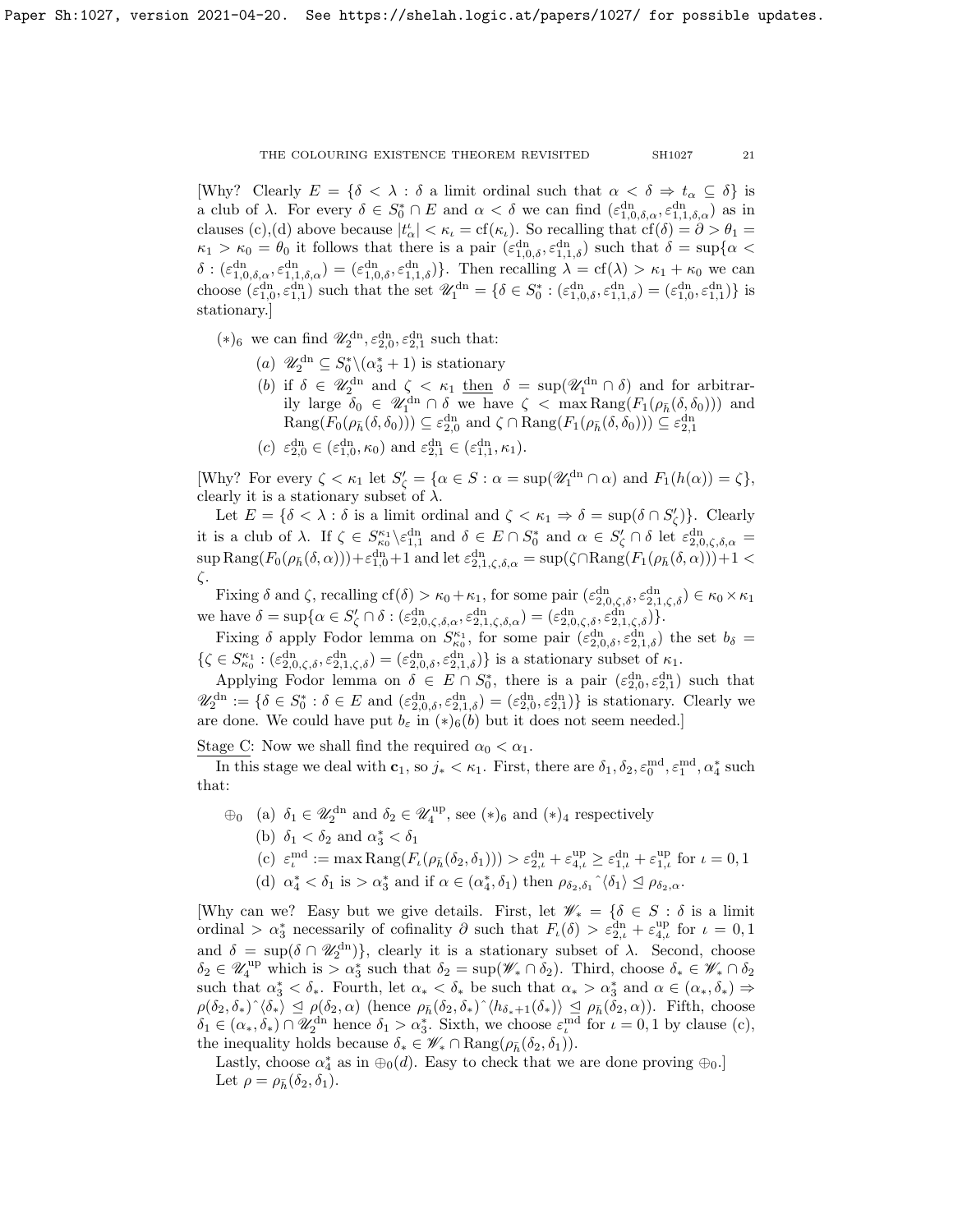[Why? Clearly $E = \{\delta < \lambda : \delta$ a limit ordinal such that $\alpha < \delta \Rightarrow t_\alpha \subseteq \delta\}$ is a club of $\lambda$. For every $\delta \in S^*_0 \cap E$ and $\alpha < \delta$ we can find $(\varepsilon^{\rm dn}_{1,0,\delta,\alpha}, \varepsilon^{\rm dn}_{1,1,\delta,\alpha})$ as in clauses (c),(d) above because $|t^\iota_\alpha| < \kappa_\iota = {\rm cf}(\kappa_\iota)$. So recalling that ${\rm cf}(\delta) = \partial > \theta_1 = \kappa_1 > \kappa_0 = \theta_0$ it follows that there is a pair $(\varepsilon^{\rm dn}_{1,0,\delta}, \varepsilon^{\rm dn}_{1,1,\delta})$ such that $\delta = \sup\{\alpha < \delta : (\varepsilon^{\rm dn}_{1,0,\delta,\alpha}, \varepsilon^{\rm dn}_{1,1,\delta,\alpha}) = (\varepsilon^{\rm dn}_{1,0,\delta}, \varepsilon^{\rm dn}_{1,1,\delta})\}$. Then recalling $\lambda = {\rm cf}(\lambda) > \kappa_1 + \kappa_0$ we can choose $(\varepsilon^{\rm dn}_{1,0}, \varepsilon^{\rm dn}_{1,1})$ such that the set $\mathscr{U}^{\rm dn}_1 = \{\delta \in S^*_0 : (\varepsilon^{\rm dn}_{1,0,\delta}, \varepsilon^{\rm dn}_{1,1,\delta}) = (\varepsilon^{\rm dn}_{1,0}, \varepsilon^{\rm dn}_{1,1})\}$ is stationary.]

$(*)_6$ we can find $\mathscr{U}^{\rm dn}_2, \varepsilon^{\rm dn}_{2,0}, \varepsilon^{\rm dn}_{2,1}$ such that:

- (a) $\mathscr{U}^{\rm dn}_2 \subseteq S^*_0 \backslash (\alpha^*_3 + 1)$ is stationary
- (b) if $\delta \in \mathscr{U}^{\rm dn}_2$ and $\zeta < \kappa_1$ then $\delta = \sup(\mathscr{U}^{\rm dn}_1 \cap \delta)$ and for arbitrarily large $\delta_0 \in \mathscr{U}^{\rm dn}_1 \cap \delta$ we have $\zeta < \max {\rm Rang}(F_1(\rho_{\bar h}(\delta, \delta_0)))$ and ${\rm Rang}(F_0(\rho_{\bar h}(\delta, \delta_0))) \subseteq \varepsilon^{\rm dn}_{2,0}$ and $\zeta \cap {\rm Rang}(F_1(\rho_{\bar h}(\delta, \delta_0))) \subseteq \varepsilon^{\rm dn}_{2,1}$
- (c) $\varepsilon^{\rm dn}_{2,0} \in (\varepsilon^{\rm dn}_{1,0}, \kappa_0)$ and $\varepsilon^{\rm dn}_{2,1} \in (\varepsilon^{\rm dn}_{1,1}, \kappa_1)$.

[Why? For every $\zeta < \kappa_1$ let $S'_\zeta = \{\alpha \in S : \alpha = \sup(\mathscr{U}^{\rm dn}_1 \cap \alpha)$ and $F_1(h(\alpha)) = \zeta\}$, clearly it is a stationary subset of $\lambda$.

Let $E = \{\delta < \lambda : \delta$ is a limit ordinal and $\zeta < \kappa_1 \Rightarrow \delta = \sup(\delta \cap S'_\zeta)\}$. Clearly it is a club of $\lambda$. If $\zeta \in S^{\kappa_1}_{\kappa_0} \backslash \varepsilon^{\rm dn}_{1,1}$ and $\delta \in E \cap S^*_0$ and $\alpha \in S'_\zeta \cap \delta$ let $\varepsilon^{\rm dn}_{2,0,\zeta,\delta,\alpha} = \sup {\rm Rang}(F_0(\rho_{\bar h}(\delta, \alpha))) + \varepsilon^{\rm dn}_{1,0} + 1$ and let $\varepsilon^{\rm dn}_{2,1,\zeta,\delta,\alpha} = \sup(\zeta \cap {\rm Rang}(F_1(\rho_{\bar h}(\delta, \alpha)))+1 < \zeta$.

Fixing $\delta$ and $\zeta$, recalling ${\rm cf}(\delta) > \kappa_0 + \kappa_1$, for some pair $(\varepsilon^{\rm dn}_{2,0,\zeta,\delta}, \varepsilon^{\rm dn}_{2,1,\zeta,\delta}) \in \kappa_0 \times \kappa_1$ we have $\delta = \sup\{\alpha \in S'_\zeta \cap \delta : (\varepsilon^{\rm dn}_{2,0,\zeta,\delta,\alpha}, \varepsilon^{\rm dn}_{2,1,\zeta,\delta,\alpha}) = (\varepsilon^{\rm dn}_{2,0,\zeta,\delta}, \varepsilon^{\rm dn}_{2,1,\zeta,\delta})\}$.

Fixing $\delta$ apply Fodor lemma on $S^{\kappa_1}_{\kappa_0}$, for some pair $(\varepsilon^{\rm dn}_{2,0,\delta}, \varepsilon^{\rm dn}_{2,1,\delta})$ the set $b_\delta = \{\zeta \in S^{\kappa_1}_{\kappa_0} : (\varepsilon^{\rm dn}_{2,0,\zeta,\delta}, \varepsilon^{\rm dn}_{2,1,\zeta,\delta}) = (\varepsilon^{\rm dn}_{2,0,\delta}, \varepsilon^{\rm dn}_{2,1,\delta})\}$ is a stationary subset of $\kappa_1$.

Applying Fodor lemma on $\delta \in E \cap S^*_0$, there is a pair $(\varepsilon^{\rm dn}_{2,0}, \varepsilon^{\rm dn}_{2,1})$ such that $\mathscr{U}^{\rm dn}_2 := \{\delta \in S^*_0 : \delta \in E$ and $(\varepsilon^{\rm dn}_{2,0,\delta}, \varepsilon^{\rm dn}_{2,1,\delta}) = (\varepsilon^{\rm dn}_{2,0}, \varepsilon^{\rm dn}_{2,1})\}$ is stationary. Clearly we are done. We could have put $b_\varepsilon$ in $(*)_6(b)$ but it does not seem needed.]

Stage C: Now we shall find the required $\alpha_0 < \alpha_1$.

In this stage we deal with $\mathbf{c}_1$, so $j_* < \kappa_1$. First, there are $\delta_1, \delta_2, \varepsilon^{\rm md}_0, \varepsilon^{\rm md}_1, \alpha^*_4$ such that:

$\oplus_0$
- (a) $\delta_1 \in \mathscr{U}^{\rm dn}_2$ and $\delta_2 \in \mathscr{U}^{\rm up}_4$, see $(*)_6$ and $(*)_4$ respectively
- (b) $\delta_1 < \delta_2$ and $\alpha^*_3 < \delta_1$
- (c) $\varepsilon^{\rm md}_\iota := \max {\rm Rang}(F_\iota(\rho_{\bar h}(\delta_2, \delta_1))) > \varepsilon^{\rm dn}_{2,\iota} + \varepsilon^{\rm up}_{4,\iota} \geq \varepsilon^{\rm dn}_{1,\iota} + \varepsilon^{\rm up}_{1,\iota}$ for $\iota = 0, 1$
- (d) $\alpha^*_4 < \delta_1$ is $> \alpha^*_3$ and if $\alpha \in (\alpha^*_4, \delta_1)$ then $\rho_{\delta_2,\delta_1}{}^\frown\langle \delta_1 \rangle \trianglelefteq \rho_{\delta_2,\alpha}$.

[Why can we? Easy but we give details. First, let $\mathscr{W}_* = \{\delta \in S : \delta$ is a limit ordinal $> \alpha^*_3$ necessarily of cofinality $\partial$ such that $F_\iota(\delta) > \varepsilon^{\rm dn}_{2,\iota} + \varepsilon^{\rm up}_{4,\iota}$ for $\iota = 0, 1$ and $\delta = \sup(\delta \cap \mathscr{U}^{\rm dn}_2)\}$, clearly it is a stationary subset of $\lambda$. Second, choose $\delta_2 \in \mathscr{U}^{\rm up}_4$ which is $> \alpha^*_3$ such that $\delta_2 = \sup(\mathscr{W}_* \cap \delta_2)$. Third, choose $\delta_* \in \mathscr{W}_* \cap \delta_2$ such that $\alpha^*_3 < \delta_*$. Fourth, let $\alpha_* < \delta_*$ be such that $\alpha_* > \alpha^*_3$ and $\alpha \in (\alpha_*, \delta_*) \Rightarrow \rho(\delta_2, \delta_*){}^\frown\langle \delta_* \rangle \trianglelefteq \rho(\delta_2, \alpha)$ (hence $\rho_{\bar h}(\delta_2, \delta_*){}^\frown\langle h_{\delta_*+1}(\delta_*)\rangle \trianglelefteq \rho_{\bar h}(\delta_2, \alpha)$). Fifth, choose $\delta_1 \in (\alpha_*, \delta_*) \cap \mathscr{U}^{\rm dn}_2$ hence $\delta_1 > \alpha^*_3$. Sixth, we choose $\varepsilon^{\rm md}_\iota$ for $\iota = 0, 1$ by clause (c), the inequality holds because $\delta_* \in \mathscr{W}_* \cap {\rm Rang}(\rho_{\bar h}(\delta_2, \delta_1))$.

Lastly, choose $\alpha^*_4$ as in $\oplus_0(d)$. Easy to check that we are done proving $\oplus_0$.]

Let $\rho = \rho_{\bar h}(\delta_2, \delta_1)$.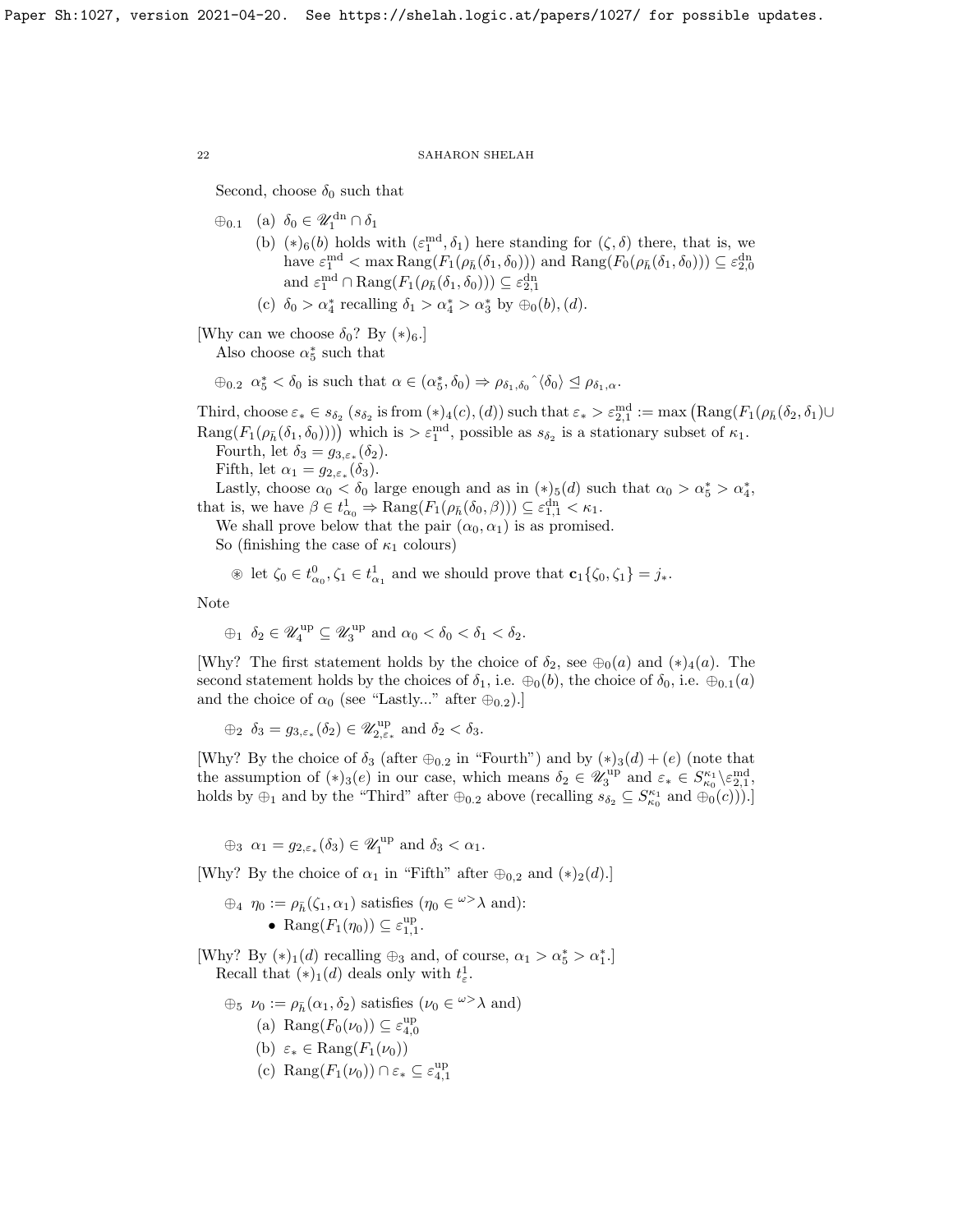Second, choose $\delta_0$ such that

$\oplus_{0.1}$ (a) $\delta_0 \in \mathscr{U}_1^{\rm dn} \cap \delta_1$

(b) $(*)_6(b)$ holds with $(\varepsilon_1^{\rm md}, \delta_1)$ here standing for $(\zeta, \delta)$ there, that is, we have $\varepsilon_1^{\rm md} < \max \operatorname{Rang}(F_1(\rho_{\bar{h}}(\delta_1, \delta_0)))$ and $\operatorname{Rang}(F_0(\rho_{\bar{h}}(\delta_1, \delta_0))) \subseteq \varepsilon_{2,0}^{\rm dn}$ and $\varepsilon_1^{\rm md} \cap \operatorname{Rang}(F_1(\rho_{\bar{h}}(\delta_1, \delta_0))) \subseteq \varepsilon_{2,1}^{\rm dn}$

(c) $\delta_0 > \alpha_4^*$ recalling $\delta_1 > \alpha_4^* > \alpha_3^*$ by $\oplus_0(b), (d)$.

[Why can we choose $\delta_0$? By $(*)_6$.]

Also choose $\alpha_5^*$ such that

$\oplus_{0.2}$ $\alpha_5^* < \delta_0$ is such that $\alpha \in (\alpha_5^*, \delta_0) \Rightarrow \rho_{\delta_1,\delta_0}{}^\frown\langle \delta_0 \rangle \trianglelefteq \rho_{\delta_1,\alpha}$.

Third, choose $\varepsilon_* \in s_{\delta_2}$ ($s_{\delta_2}$ is from $(*)_4(c),(d)$) such that $\varepsilon_* > \varepsilon_{2,1}^{\rm md} := \max\big(\operatorname{Rang}(F_1(\rho_{\bar{h}}(\delta_2, \delta_1) \cup \operatorname{Rang}(F_1(\rho_{\bar{h}}(\delta_1, \delta_0))))\big)$ which is $> \varepsilon_1^{\rm md}$, possible as $s_{\delta_2}$ is a stationary subset of $\kappa_1$.

Fourth, let $\delta_3 = g_{3,\varepsilon_*}(\delta_2)$.

Fifth, let $\alpha_1 = g_{2,\varepsilon_*}(\delta_3)$.

Lastly, choose $\alpha_0 < \delta_0$ large enough and as in $(*)_5(d)$ such that $\alpha_0 > \alpha_5^* > \alpha_4^*$, that is, we have $\beta \in t_{\alpha_0}^1 \Rightarrow \operatorname{Rang}(F_1(\rho_{\bar{h}}(\delta_0, \beta))) \subseteq \varepsilon_{1,1}^{\rm dn} < \kappa_1$.

We shall prove below that the pair $(\alpha_0, \alpha_1)$ is as promised.

So (finishing the case of $\kappa_1$ colours)

$\circledast$ let $\zeta_0 \in t_{\alpha_0}^0, \zeta_1 \in t_{\alpha_1}^1$ and we should prove that $\mathbf{c}_1\{\zeta_0, \zeta_1\} = j_*$.

Note

$\oplus_1$ $\delta_2 \in \mathscr{U}_4^{\rm up} \subseteq \mathscr{U}_3^{\rm up}$ and $\alpha_0 < \delta_0 < \delta_1 < \delta_2$.

[Why? The first statement holds by the choice of $\delta_2$, see $\oplus_0(a)$ and $(*)_4(a)$. The second statement holds by the choices of $\delta_1$, i.e. $\oplus_0(b)$, the choice of $\delta_0$, i.e. $\oplus_{0.1}(a)$ and the choice of $\alpha_0$ (see "Lastly..." after $\oplus_{0.2}$).]

$\oplus_2$ $\delta_3 = g_{3,\varepsilon_*}(\delta_2) \in \mathscr{U}_{2,\varepsilon_*}^{\rm up}$ and $\delta_2 < \delta_3$.

[Why? By the choice of $\delta_3$ (after $\oplus_{0.2}$ in "Fourth") and by $(*)_3(d) + (e)$ (note that the assumption of $(*)_3(e)$ in our case, which means $\delta_2 \in \mathscr{U}_3^{\rm up}$ and $\varepsilon_* \in S_{\kappa_0}^{\kappa_1} \backslash \varepsilon_{2,1}^{\rm md}$, holds by $\oplus_1$ and by the "Third" after $\oplus_{0.2}$ above (recalling $s_{\delta_2} \subseteq S_{\kappa_0}^{\kappa_1}$ and $\oplus_0(c)$)).]

$\oplus_3$ $\alpha_1 = g_{2,\varepsilon_*}(\delta_3) \in \mathscr{U}_1^{\rm up}$ and $\delta_3 < \alpha_1$.

[Why? By the choice of $\alpha_1$ in "Fifth" after $\oplus_{0,2}$ and $(*)_2(d)$.]

$\oplus_4$ $\eta_0 := \rho_{\bar{h}}(\zeta_1, \alpha_1)$ satisfies ($\eta_0 \in {}^{\omega>}\lambda$ and):

- $\operatorname{Rang}(F_1(\eta_0)) \subseteq \varepsilon_{1,1}^{\rm up}$.

[Why? By $(*)_1(d)$ recalling $\oplus_3$ and, of course, $\alpha_1 > \alpha_5^* > \alpha_1^*$.]

Recall that $(*)_1(d)$ deals only with $t_\varepsilon^1$.

$\oplus_5$ $\nu_0 := \rho_{\bar{h}}(\alpha_1, \delta_2)$ satisfies ($\nu_0 \in {}^{\omega>}\lambda$ and)

(a) $\operatorname{Rang}(F_0(\nu_0)) \subseteq \varepsilon_{4,0}^{\rm up}$

(b) $\varepsilon_* \in \operatorname{Rang}(F_1(\nu_0))$

(c) $\operatorname{Rang}(F_1(\nu_0)) \cap \varepsilon_* \subseteq \varepsilon_{4,1}^{\rm up}$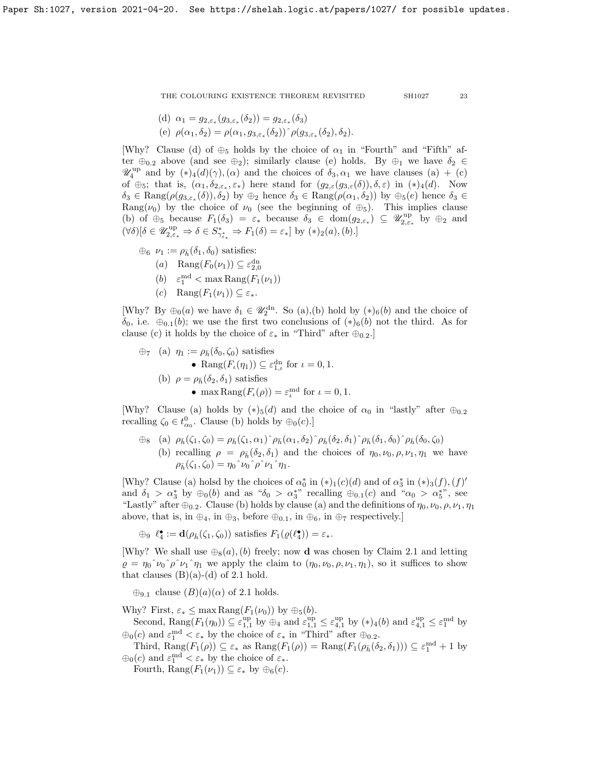(d) $\alpha_1 = g_{2,\varepsilon_*}(g_{3,\varepsilon_*}(\delta_2)) = g_{2,\varepsilon_*}(\delta_3)$

(e) $\rho(\alpha_1, \delta_2) = \rho(\alpha_1, g_{3,\varepsilon_*}(\delta_2))\hat{\ }\rho(g_{3,\varepsilon_*}(\delta_2), \delta_2)$.

[Why? Clause (d) of $\oplus_5$ holds by the choice of $\alpha_1$ in "Fourth" and "Fifth" after $\oplus_{0.2}$ above (and see $\oplus_2$); similarly clause (e) holds. By $\oplus_1$ we have $\delta_2 \in \mathscr{U}_4^{\rm up}$ and by $(*)_4(d)(\gamma), (\alpha)$ and the choices of $\delta_3, \alpha_1$ we have clauses (a) + (c) of $\oplus_5$; that is, $(\alpha_1, \delta_{2,\varepsilon_*}, \varepsilon_*)$ here stand for $(g_{2,\varepsilon}(g_{3,\varepsilon}(\delta)), \delta, \varepsilon)$ in $(*)_4(d)$. Now $\delta_3 \in \mathrm{Rang}(\rho(g_{3,\varepsilon_*}(\delta)), \delta_2)$ by $\oplus_2$ hence $\delta_3 \in \mathrm{Rang}(\rho(\alpha_1, \delta_2))$ by $\oplus_5(e)$ hence $\delta_3 \in \mathrm{Rang}(\nu_0)$ by the choice of $\nu_0$ (see the beginning of $\oplus_5$). This implies clause (b) of $\oplus_5$ because $F_1(\delta_3) = \varepsilon_*$ because $\delta_3 \in \mathrm{dom}(g_{2,\varepsilon_*}) \subseteq \mathscr{U}_{2,\varepsilon_*}^{\rm up}$ by $\oplus_2$ and $(\forall \delta)[\delta \in \mathscr{U}_{2,\varepsilon_*}^{\rm up} \Rightarrow \delta \in S^*_{\gamma^*_{\varepsilon_*}} \Rightarrow F_1(\delta) = \varepsilon_*]$ by $(*)_2(a), (b)$.]

$\oplus_6$ $\nu_1 := \rho_{\bar{h}}(\delta_1, \delta_0)$ satisfies:

(a) $\mathrm{Rang}(F_0(\nu_1)) \subseteq \varepsilon_{2,0}^{\rm dn}$

(b) $\varepsilon_1^{\rm md} < \max \mathrm{Rang}(F_1(\nu_1))$

(c) $\mathrm{Rang}(F_1(\nu_1)) \subseteq \varepsilon_*$.

[Why? By $\oplus_0(a)$ we have $\delta_1 \in \mathscr{U}_2^{\rm dn}$. So (a),(b) hold by $(*)_6(b)$ and the choice of $\delta_0$, i.e. $\oplus_{0.1}(b)$; we use the first two conclusions of $(*)_6(b)$ not the third. As for clause (c) it holds by the choice of $\varepsilon_*$ in "Third" after $\oplus_{0.2}$.]

$\oplus_7$ (a) $\eta_1 := \rho_{\bar{h}}(\delta_0, \zeta_0)$ satisfies

- $\mathrm{Rang}(F_\iota(\eta_1)) \subseteq \varepsilon_{1,\iota}^{\rm dn}$ for $\iota = 0, 1$.

(b) $\rho = \rho_{\bar{h}}(\delta_2, \delta_1)$ satisfies

- $\max \mathrm{Rang}(F_\iota(\rho)) = \varepsilon_\iota^{\rm md}$ for $\iota = 0, 1$.

[Why? Clause (a) holds by $(*)_5(d)$ and the choice of $\alpha_0$ in "lastly" after $\oplus_{0.2}$ recalling $\zeta_0 \in t_{\alpha_0}^0$. Clause (b) holds by $\oplus_0(c)$.]

$\oplus_8$ (a) $\rho_{\bar{h}}(\zeta_1, \zeta_0) = \rho_{\bar{h}}(\zeta_1, \alpha_1)\hat{\ }\rho_{\bar{h}}(\alpha_1, \delta_2)\hat{\ }\rho_{\bar{h}}(\delta_2, \delta_1)\hat{\ }\rho_{\bar{h}}(\delta_1, \delta_0)\hat{\ }\rho_{\bar{h}}(\delta_0, \zeta_0)$

(b) recalling $\rho = \rho_{\bar{h}}(\delta_2, \delta_1)$ and the choices of $\eta_0, \nu_0, \rho, \nu_1, \eta_1$ we have $\rho_{\bar{h}}(\zeta_1, \zeta_0) = \eta_0\hat{\ }\nu_0\hat{\ }\rho\hat{\ }\nu_1\hat{\ }\eta_1$.

[Why? Clause (a) holsd by the choices of $\alpha_0^*$ in $(*)_1(c)(d)$ and of $\alpha_3^*$ in $(*)_3(f), (f)'$ and $\delta_1 > \alpha_3^*$ by $\oplus_0(b)$ and as "$\delta_0 > \alpha_3^*$" recalling $\oplus_{0.1}(c)$ and "$\alpha_0 > \alpha_5^*$", see "Lastly" after $\oplus_{0.2}$. Clause (b) holds by clause (a) and the definitions of $\eta_0, \nu_0, \rho, \nu_1, \eta_1$ above, that is, in $\oplus_4$, in $\oplus_3$, before $\oplus_{0.1}$, in $\oplus_6$, in $\oplus_7$ respectively.]

$\oplus_9$ $\ell_4^\bullet := \mathbf{d}(\rho_{\bar{h}}(\zeta_1, \zeta_0))$ satisfies $F_1(\varrho(\ell_4^\bullet)) = \varepsilon_*$.

[Why? We shall use $\oplus_8(a), (b)$ freely; now $\mathbf{d}$ was chosen by Claim 2.1 and letting $\varrho = \eta_0\hat{\ }\nu_0\hat{\ }\rho\hat{\ }\nu_1\hat{\ }\eta_1$ we apply the claim to $(\eta_0, \nu_0, \rho, \nu_1, \eta_1)$, so it suffices to show that clauses (B)(a)-(d) of 2.1 hold.

$\oplus_{9.1}$ clause $(B)(a)(\alpha)$ of 2.1 holds.

Why? First, $\varepsilon_* \le \max \mathrm{Rang}(F_1(\nu_0))$ by $\oplus_5(b)$.

Second, $\mathrm{Rang}(F_1(\eta_0)) \subseteq \varepsilon_{1,1}^{\rm up}$ by $\oplus_4$ and $\varepsilon_{1,1}^{\rm up} \le \varepsilon_{4,1}^{\rm up}$ by $(*)_4(b)$ and $\varepsilon_{4,1}^{\rm up} \le \varepsilon_1^{\rm md}$ by $\oplus_0(c)$ and $\varepsilon_1^{\rm md} < \varepsilon_*$ by the choice of $\varepsilon_*$ in "Third" after $\oplus_{0.2}$.

Third, $\mathrm{Rang}(F_1(\rho)) \subseteq \varepsilon_*$ as $\mathrm{Rang}(F_1(\rho)) = \mathrm{Rang}(F_1(\rho_{\bar{h}}(\delta_2, \delta_1))) \subseteq \varepsilon_1^{\rm md} + 1$ by $\oplus_0(c)$ and $\varepsilon_1^{\rm md} < \varepsilon_*$ by the choice of $\varepsilon_*$.

Fourth, $\mathrm{Rang}(F_1(\nu_1)) \subseteq \varepsilon_*$ by $\oplus_6(c)$.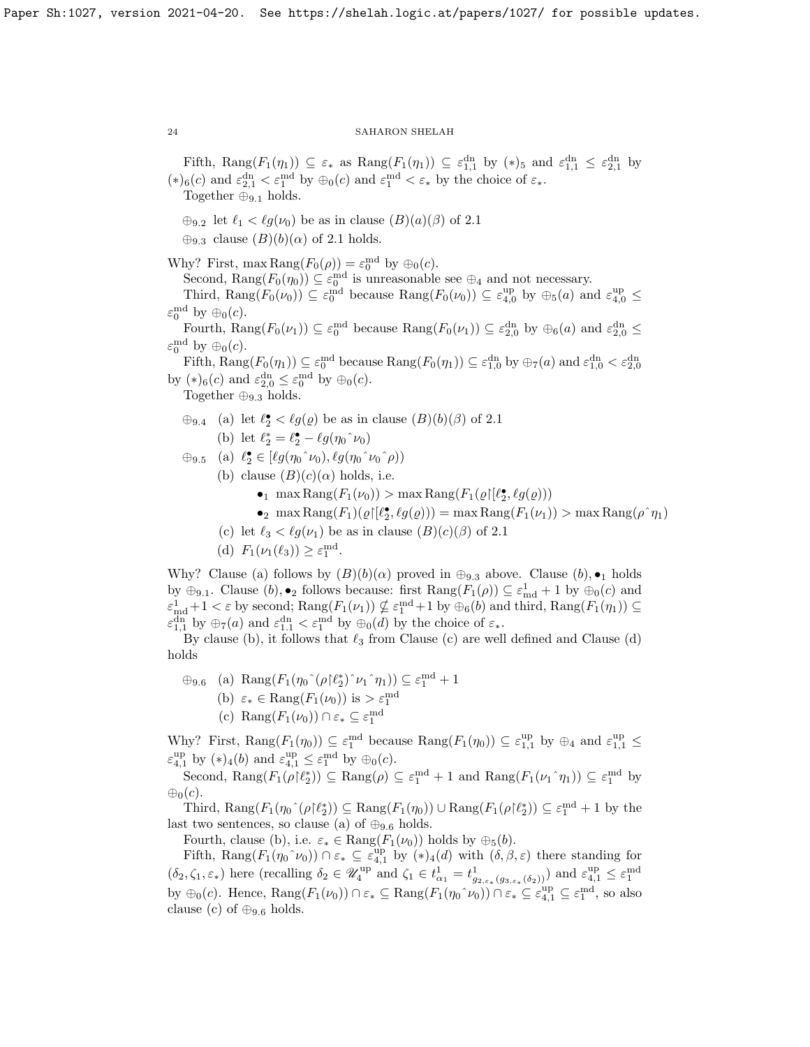Fifth, $\mathrm{Rang}(F_1(\eta_1)) \subseteq \varepsilon_*$ as $\mathrm{Rang}(F_1(\eta_1)) \subseteq \varepsilon^{\rm dn}_{1,1}$ by $(*)_5$ and $\varepsilon^{\rm dn}_{1,1} \le \varepsilon^{\rm dn}_{2,1}$ by $(*)_6(c)$ and $\varepsilon^{\rm dn}_{2,1} < \varepsilon^{\rm md}_1$ by $\oplus_0(c)$ and $\varepsilon^{\rm md}_1 < \varepsilon_*$ by the choice of $\varepsilon_*$.

Together $\oplus_{9.1}$ holds.

$\oplus_{9.2}$ let $\ell_1 < \ell g(\nu_0)$ be as in clause $(B)(a)(\beta)$ of 2.1

$\oplus_{9.3}$ clause $(B)(b)(\alpha)$ of 2.1 holds.

Why? First, $\max \mathrm{Rang}(F_0(\rho)) = \varepsilon^{\rm md}_0$ by $\oplus_0(c)$.

Second, $\mathrm{Rang}(F_0(\eta_0)) \subseteq \varepsilon^{\rm md}_0$ is unreasonable see $\oplus_4$ and not necessary.

Third, $\mathrm{Rang}(F_0(\nu_0)) \subseteq \varepsilon^{\rm md}_0$ because $\mathrm{Rang}(F_0(\nu_0)) \subseteq \varepsilon^{\rm up}_{4,0}$ by $\oplus_5(a)$ and $\varepsilon^{\rm up}_{4,0} \le \varepsilon^{\rm md}_0$ by $\oplus_0(c)$.

Fourth, $\mathrm{Rang}(F_0(\nu_1)) \subseteq \varepsilon^{\rm md}_0$ because $\mathrm{Rang}(F_0(\nu_1)) \subseteq \varepsilon^{\rm dn}_{2,0}$ by $\oplus_6(a)$ and $\varepsilon^{\rm dn}_{2,0} \le \varepsilon^{\rm md}_0$ by $\oplus_0(c)$.

Fifth, $\mathrm{Rang}(F_0(\eta_1)) \subseteq \varepsilon^{\rm md}_0$ because $\mathrm{Rang}(F_0(\eta_1)) \subseteq \varepsilon^{\rm dn}_{1,0}$ by $\oplus_7(a)$ and $\varepsilon^{\rm dn}_{1,0} < \varepsilon^{\rm dn}_{2,0}$ by $(*)_6(c)$ and $\varepsilon^{\rm dn}_{2,0} \le \varepsilon^{\rm md}_0$ by $\oplus_0(c)$.

Together $\oplus_{9.3}$ holds.

$\oplus_{9.4}$ (a) let $\ell^\bullet_2 < \ell g(\varrho)$ be as in clause $(B)(b)(\beta)$ of 2.1

(b) let $\ell^*_2 = \ell^\bullet_2 - \ell g(\eta_0{}^\frown\nu_0)$

$\oplus_{9.5}$ (a) $\ell^\bullet_2 \in [\ell g(\eta_0{}^\frown\nu_0), \ell g(\eta_0{}^\frown\nu_0{}^\frown\rho))$

(b) clause $(B)(c)(\alpha)$ holds, i.e.

- $\bullet_1$ $\max \mathrm{Rang}(F_1(\nu_0)) > \max \mathrm{Rang}(F_1(\varrho{\restriction}[\ell^\bullet_2, \ell g(\varrho)))$
- $\bullet_2$ $\max \mathrm{Rang}(F_1)(\varrho{\restriction}[\ell^\bullet_2, \ell g(\varrho))) = \max \mathrm{Rang}(F_1(\nu_1)) > \max \mathrm{Rang}(\rho{}^\frown\eta_1)$

(c) let $\ell_3 < \ell g(\nu_1)$ be as in clause $(B)(c)(\beta)$ of 2.1

(d) $F_1(\nu_1(\ell_3)) \ge \varepsilon^{\rm md}_1$.

Why? Clause (a) follows by $(B)(b)(\alpha)$ proved in $\oplus_{9.3}$ above. Clause $(b), \bullet_1$ holds by $\oplus_{9.1}$. Clause $(b), \bullet_2$ follows because: first $\mathrm{Rang}(F_1(\rho)) \subseteq \varepsilon^1_{\rm md} + 1$ by $\oplus_0(c)$ and $\varepsilon^1_{\rm md} + 1 < \varepsilon$ by second; $\mathrm{Rang}(F_1(\nu_1)) \nsubseteq \varepsilon^{\rm md}_1 + 1$ by $\oplus_6(b)$ and third, $\mathrm{Rang}(F_1(\eta_1)) \subseteq \varepsilon^{\rm dn}_{1,1}$ by $\oplus_7(a)$ and $\varepsilon^{\rm dn}_{1.1} < \varepsilon^{\rm md}_1$ by $\oplus_0(d)$ by the choice of $\varepsilon_*$.

By clause (b), it follows that $\ell_3$ from Clause (c) are well defined and Clause (d) holds

$\oplus_{9.6}$ (a) $\mathrm{Rang}(F_1(\eta_0{}^\frown(\rho{\restriction}\ell^*_2){}^\frown\nu_1{}^\frown\eta_1)) \subseteq \varepsilon^{\rm md}_1 + 1$

(b) $\varepsilon_* \in \mathrm{Rang}(F_1(\nu_0))$ is $> \varepsilon^{\rm md}_1$

(c) $\mathrm{Rang}(F_1(\nu_0)) \cap \varepsilon_* \subseteq \varepsilon^{\rm md}_1$

Why? First, $\mathrm{Rang}(F_1(\eta_0)) \subseteq \varepsilon^{\rm md}_1$ because $\mathrm{Rang}(F_1(\eta_0)) \subseteq \varepsilon^{\rm up}_{1,1}$ by $\oplus_4$ and $\varepsilon^{\rm up}_{1,1} \le \varepsilon^{\rm up}_{4,1}$ by $(*)_4(b)$ and $\varepsilon^{\rm up}_{4,1} \le \varepsilon^{\rm md}_1$ by $\oplus_0(c)$.

Second, $\mathrm{Rang}(F_1(\rho{\restriction}\ell^*_2)) \subseteq \mathrm{Rang}(\rho) \subseteq \varepsilon^{\rm md}_1 + 1$ and $\mathrm{Rang}(F_1(\nu_1{}^\frown\eta_1)) \subseteq \varepsilon^{\rm md}_1$ by $\oplus_0(c)$.

Third, $\mathrm{Rang}(F_1(\eta_0{}^\frown(\rho{\restriction}\ell^*_2)) \subseteq \mathrm{Rang}(F_1(\eta_0)) \cup \mathrm{Rang}(F_1(\rho{\restriction}\ell^*_2)) \subseteq \varepsilon^{\rm md}_1 + 1$ by the last two sentences, so clause (a) of $\oplus_{9.6}$ holds.

Fourth, clause (b), i.e. $\varepsilon_* \in \mathrm{Rang}(F_1(\nu_0))$ holds by $\oplus_5(b)$.

Fifth, $\mathrm{Rang}(F_1(\eta_0{}^\frown\nu_0)) \cap \varepsilon_* \subseteq \varepsilon^{\rm up}_{4,1}$ by $(*)_4(d)$ with $(\delta, \beta, \varepsilon)$ there standing for $(\delta_2, \zeta_1, \varepsilon_*)$ here (recalling $\delta_2 \in \mathscr{U}^{\rm up}_4$ and $\zeta_1 \in t^1_{\alpha_1} = t^1_{g_{2,\varepsilon_*}(g_{3,\varepsilon_*}(\delta_2))}$) and $\varepsilon^{\rm up}_{4,1} \le \varepsilon^{\rm md}_1$ by $\oplus_0(c)$. Hence, $\mathrm{Rang}(F_1(\nu_0)) \cap \varepsilon_* \subseteq \mathrm{Rang}(F_1(\eta_0{}^\frown\nu_0)) \cap \varepsilon_* \subseteq \varepsilon^{\rm up}_{4,1} \subseteq \varepsilon^{\rm md}_1$, so also clause (c) of $\oplus_{9.6}$ holds.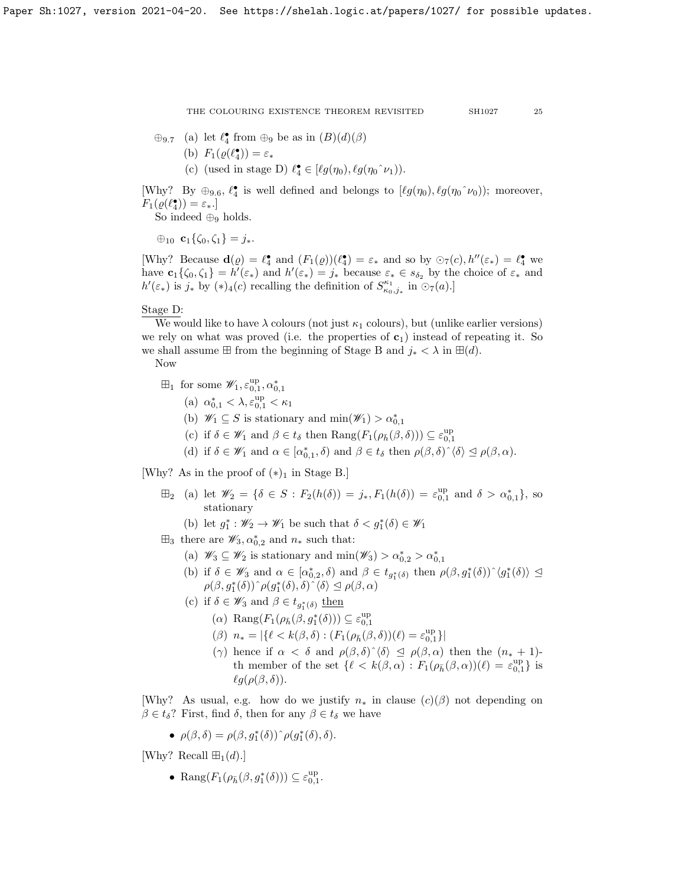$\oplus_{9.7}$ (a) let $\ell^\bullet_4$ from $\oplus_9$ be as in $(B)(d)(\beta)$

(b) $F_1(\varrho(\ell^\bullet_4)) = \varepsilon_*$

(c) (used in stage D) $\ell^\bullet_4 \in [\ell g(\eta_0), \ell g(\eta_0\hat{\ }\nu_1))$.

[Why? By $\oplus_{9.6}$, $\ell^\bullet_4$ is well defined and belongs to $[\ell g(\eta_0), \ell g(\eta_0\hat{\ }\nu_0))$; moreover, $F_1(\varrho(\ell^\bullet_4)) = \varepsilon_*$.]

So indeed $\oplus_9$ holds.

$\oplus_{10}$ $\mathbf{c}_1\{\zeta_0, \zeta_1\} = j_*$.

[Why? Because $\mathbf{d}(\varrho) = \ell^\bullet_4$ and $(F_1(\varrho))(\ell^\bullet_4) = \varepsilon_*$ and so by $\odot_7(c), h''(\varepsilon_*) = \ell^\bullet_4$ we have $\mathbf{c}_1\{\zeta_0, \zeta_1\} = h'(\varepsilon_*)$ and $h'(\varepsilon_*) = j_*$ because $\varepsilon_* \in s_{\delta_2}$ by the choice of $\varepsilon_*$ and $h'(\varepsilon_*)$ is $j_*$ by $(*)_4(c)$ recalling the definition of $S^{\kappa_1}_{\kappa_0, j_*}$ in $\odot_7(a)$.]

Stage D:

We would like to have $\lambda$ colours (not just $\kappa_1$ colours), but (unlike earlier versions) we rely on what was proved (i.e. the properties of $\mathbf{c}_1$) instead of repeating it. So we shall assume $\boxplus$ from the beginning of Stage B and $j_* < \lambda$ in $\boxplus(d)$.

Now

$\boxplus_1$ for some $\mathscr{W}_1, \varepsilon^{\rm up}_{0,1}, \alpha^*_{0,1}$

(a) $\alpha^*_{0,1} < \lambda, \varepsilon^{\rm up}_{0,1} < \kappa_1$

(b) $\mathscr{W}_1 \subseteq S$ is stationary and $\min(\mathscr{W}_1) > \alpha^*_{0,1}$

(c) if $\delta \in \mathscr{W}_1$ and $\beta \in t_\delta$ then $\mathrm{Rang}(F_1(\rho_{\bar{h}}(\beta, \delta))) \subseteq \varepsilon^{\rm up}_{0,1}$

(d) if $\delta \in \mathscr{W}_1$ and $\alpha \in [\alpha^*_{0,1}, \delta)$ and $\beta \in t_\delta$ then $\rho(\beta, \delta)\hat{\ }\langle \delta \rangle \trianglelefteq \rho(\beta, \alpha)$.

[Why? As in the proof of $(*)_1$ in Stage B.]

$\boxplus_2$ (a) let $\mathscr{W}_2 = \{\delta \in S : F_2(h(\delta)) = j_*, F_1(h(\delta)) = \varepsilon^{\rm up}_{0,1}$ and $\delta > \alpha^*_{0,1}\}$, so stationary

(b) let $g^*_1 : \mathscr{W}_2 \to \mathscr{W}_1$ be such that $\delta < g^*_1(\delta) \in \mathscr{W}_1$

$\boxplus_3$ there are $\mathscr{W}_3, \alpha^*_{0,2}$ and $n_*$ such that:

(a) $\mathscr{W}_3 \subseteq \mathscr{W}_2$ is stationary and $\min(\mathscr{W}_3) > \alpha^*_{0,2} > \alpha^*_{0,1}$

(b) if $\delta \in \mathscr{W}_3$ and $\alpha \in [\alpha^*_{0,2}, \delta)$ and $\beta \in t_{g^*_1(\delta)}$ then $\rho(\beta, g^*_1(\delta))\hat{\ }\langle g^*_1(\delta)\rangle \trianglelefteq \rho(\beta, g^*_1(\delta))\hat{\ }\rho(g^*_1(\delta), \delta)\hat{\ }\langle\delta\rangle \trianglelefteq \rho(\beta, \alpha)$

(c) if $\delta \in \mathscr{W}_3$ and $\beta \in t_{g^*_1(\delta)}$ <u>then</u>

($\alpha$) $\mathrm{Rang}(F_1(\rho_{\bar{h}}(\beta, g^*_1(\delta))) \subseteq \varepsilon^{\rm up}_{0,1}$

($\beta$) $n_* = |\{\ell < k(\beta, \delta) : (F_1(\rho_{\bar{h}}(\beta, \delta))(\ell) = \varepsilon^{\rm up}_{0,1}\}|$

($\gamma$) hence if $\alpha < \delta$ and $\rho(\beta, \delta)\hat{\ }\langle\delta\rangle \trianglelefteq \rho(\beta, \alpha)$ then the $(n_* + 1)$-th member of the set $\{\ell < k(\beta, \alpha) : F_1(\rho_{\bar{h}}(\beta, \alpha))(\ell) = \varepsilon^{\rm up}_{0,1}\}$ is $\ell g(\rho(\beta, \delta))$.

[Why? As usual, e.g. how do we justify $n_*$ in clause $(c)(\beta)$ not depending on $\beta \in t_\delta$? First, find $\delta$, then for any $\beta \in t_\delta$ we have

- $\rho(\beta, \delta) = \rho(\beta, g^*_1(\delta))\hat{\ }\rho(g^*_1(\delta), \delta)$.

[Why? Recall $\boxplus_1(d)$.]

- $\mathrm{Rang}(F_1(\rho_{\bar{h}}(\beta, g^*_1(\delta))) \subseteq \varepsilon^{\rm up}_{0,1}$.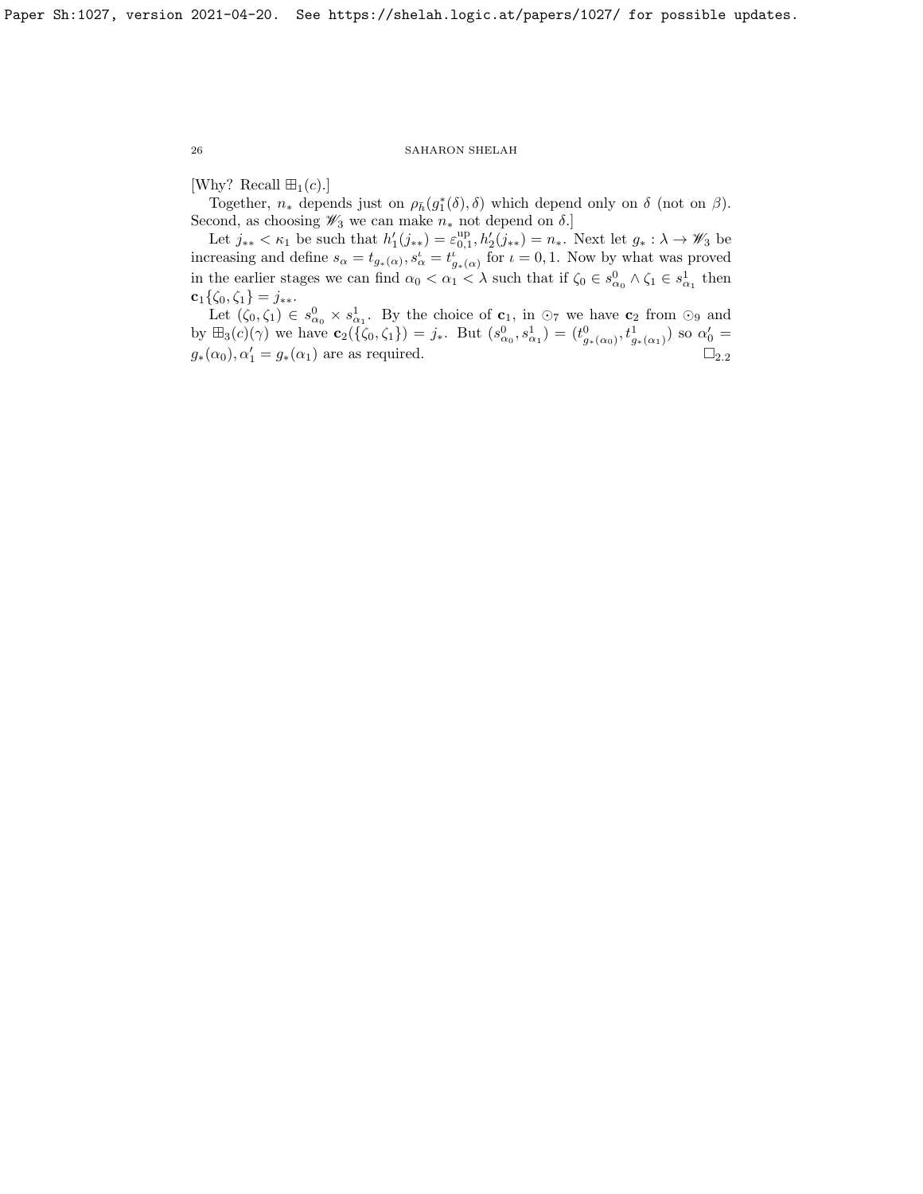[Why? Recall $\boxplus_1(c)$.]

Together, $n_*$ depends just on $\rho_{\bar{h}}(g^*_1(\delta), \delta)$ which depend only on $\delta$ (not on $\beta$). Second, as choosing $\mathscr{W}_3$ we can make $n_*$ not depend on $\delta$.]

Let $j_{**} < \kappa_1$ be such that $h'_1(j_{**}) = \varepsilon^{\rm up}_{0,1}, h'_2(j_{**}) = n_*$. Next let $g_* : \lambda \to \mathscr{W}_3$ be increasing and define $s_\alpha = t_{g_*(\alpha)}, s^\iota_\alpha = t^\iota_{g_*(\alpha)}$ for $\iota = 0, 1$. Now by what was proved in the earlier stages we can find $\alpha_0 < \alpha_1 < \lambda$ such that if $\zeta_0 \in s^0_{\alpha_0} \wedge \zeta_1 \in s^1_{\alpha_1}$ then $\mathbf{c}_1\{\zeta_0, \zeta_1\} = j_{**}$.

Let $(\zeta_0, \zeta_1) \in s^0_{\alpha_0} \times s^1_{\alpha_1}$. By the choice of $\mathbf{c}_1$, in $\odot_7$ we have $\mathbf{c}_2$ from $\odot_9$ and by $\boxplus_3(c)(\gamma)$ we have $\mathbf{c}_2(\{\zeta_0, \zeta_1\}) = j_*$. But $(s^0_{\alpha_0}, s^1_{\alpha_1}) = (t^0_{g_*(\alpha_0)}, t^1_{g_*(\alpha_1)})$ so $\alpha'_0 = g_*(\alpha_0), \alpha'_1 = g_*(\alpha_1)$ are as required. $\square_{2.2}$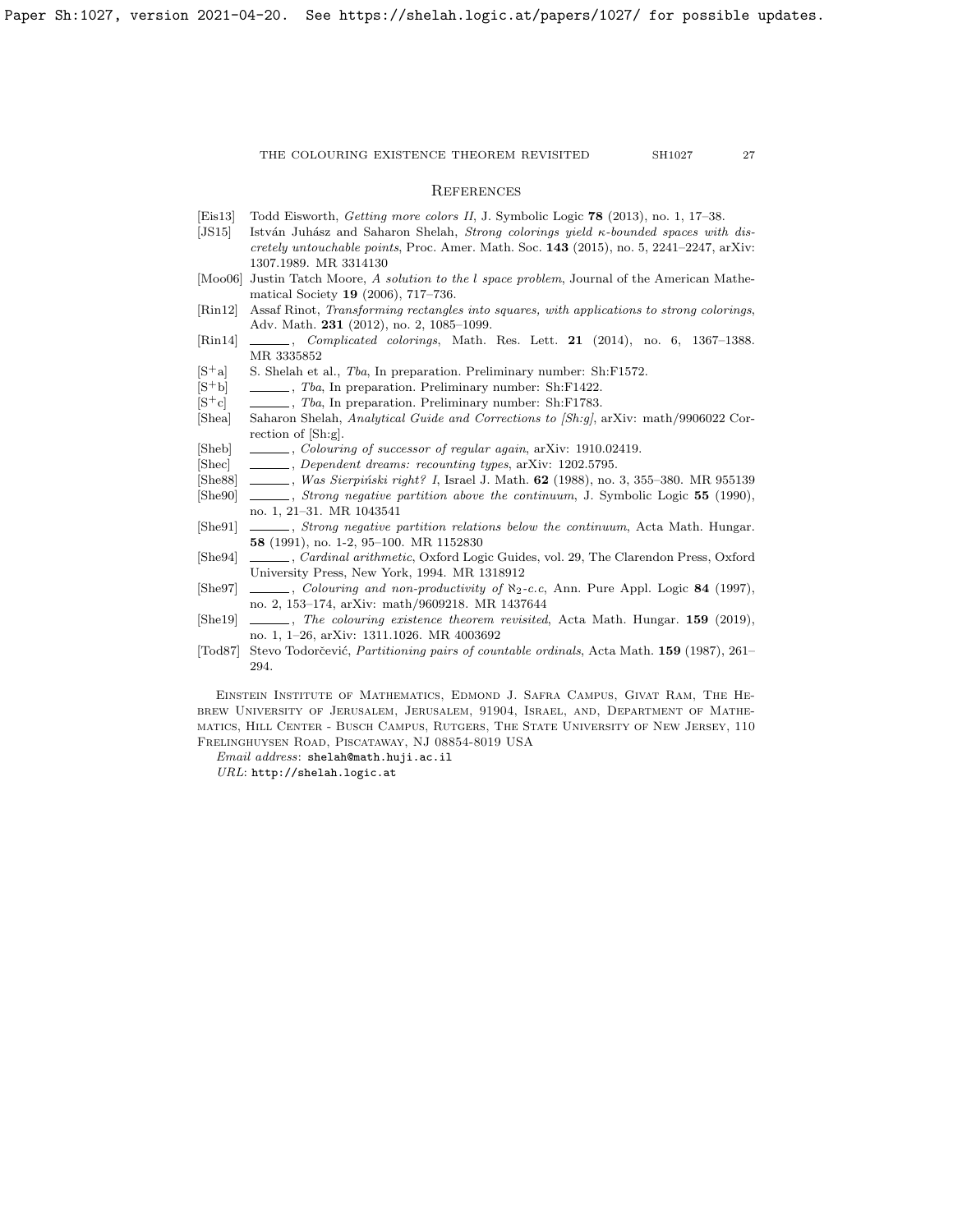## References

- [Eis13] Todd Eisworth, *Getting more colors II*, J. Symbolic Logic **78** (2013), no. 1, 17–38.
- [JS15] István Juhász and Saharon Shelah, *Strong colorings yield $\kappa$-bounded spaces with discretely untouchable points*, Proc. Amer. Math. Soc. **143** (2015), no. 5, 2241–2247, arXiv: 1307.1989. MR 3314130
- [Moo06] Justin Tatch Moore, *A solution to the l space problem*, Journal of the American Mathematical Society **19** (2006), 717–736.
- [Rin12] Assaf Rinot, *Transforming rectangles into squares, with applications to strong colorings*, Adv. Math. **231** (2012), no. 2, 1085–1099.
- [Rin14] ______, *Complicated colorings*, Math. Res. Lett. **21** (2014), no. 6, 1367–1388. MR 3335852
- [S$^+$a] S. Shelah et al., *Tba*, In preparation. Preliminary number: Sh:F1572.
- [S$^+$b] ______, *Tba*, In preparation. Preliminary number: Sh:F1422.
- [S$^+$c] ______, *Tba*, In preparation. Preliminary number: Sh:F1783.
- [Shea] Saharon Shelah, *Analytical Guide and Corrections to [Sh:g]*, arXiv: math/9906022 Correction of [Sh:g].
- [Sheb] ______, *Colouring of successor of regular again*, arXiv: 1910.02419.
- [Shec] ______, *Dependent dreams: recounting types*, arXiv: 1202.5795.
- [She88] ______, *Was Sierpiński right? I*, Israel J. Math. **62** (1988), no. 3, 355–380. MR 955139
- [She90] ______, *Strong negative partition above the continuum*, J. Symbolic Logic **55** (1990), no. 1, 21–31. MR 1043541
- [She91] ______, *Strong negative partition relations below the continuum*, Acta Math. Hungar. **58** (1991), no. 1-2, 95–100. MR 1152830
- [She94] ______, *Cardinal arithmetic*, Oxford Logic Guides, vol. 29, The Clarendon Press, Oxford University Press, New York, 1994. MR 1318912
- [She97] ______, *Colouring and non-productivity of $\aleph_2$-c.c*, Ann. Pure Appl. Logic **84** (1997), no. 2, 153–174, arXiv: math/9609218. MR 1437644
- [She19] ______, *The colouring existence theorem revisited*, Acta Math. Hungar. **159** (2019), no. 1, 1–26, arXiv: 1311.1026. MR 4003692
- [Tod87] Stevo Todorčević, *Partitioning pairs of countable ordinals*, Acta Math. **159** (1987), 261–294.

Einstein Institute of Mathematics, Edmond J. Safra Campus, Givat Ram, The Hebrew University of Jerusalem, Jerusalem, 91904, Israel, and, Department of Mathematics, Hill Center - Busch Campus, Rutgers, The State University of New Jersey, 110 Frelinghuysen Road, Piscataway, NJ 08854-8019 USA

*Email address*: shelah@math.huji.ac.il

*URL*: http://shelah.logic.at